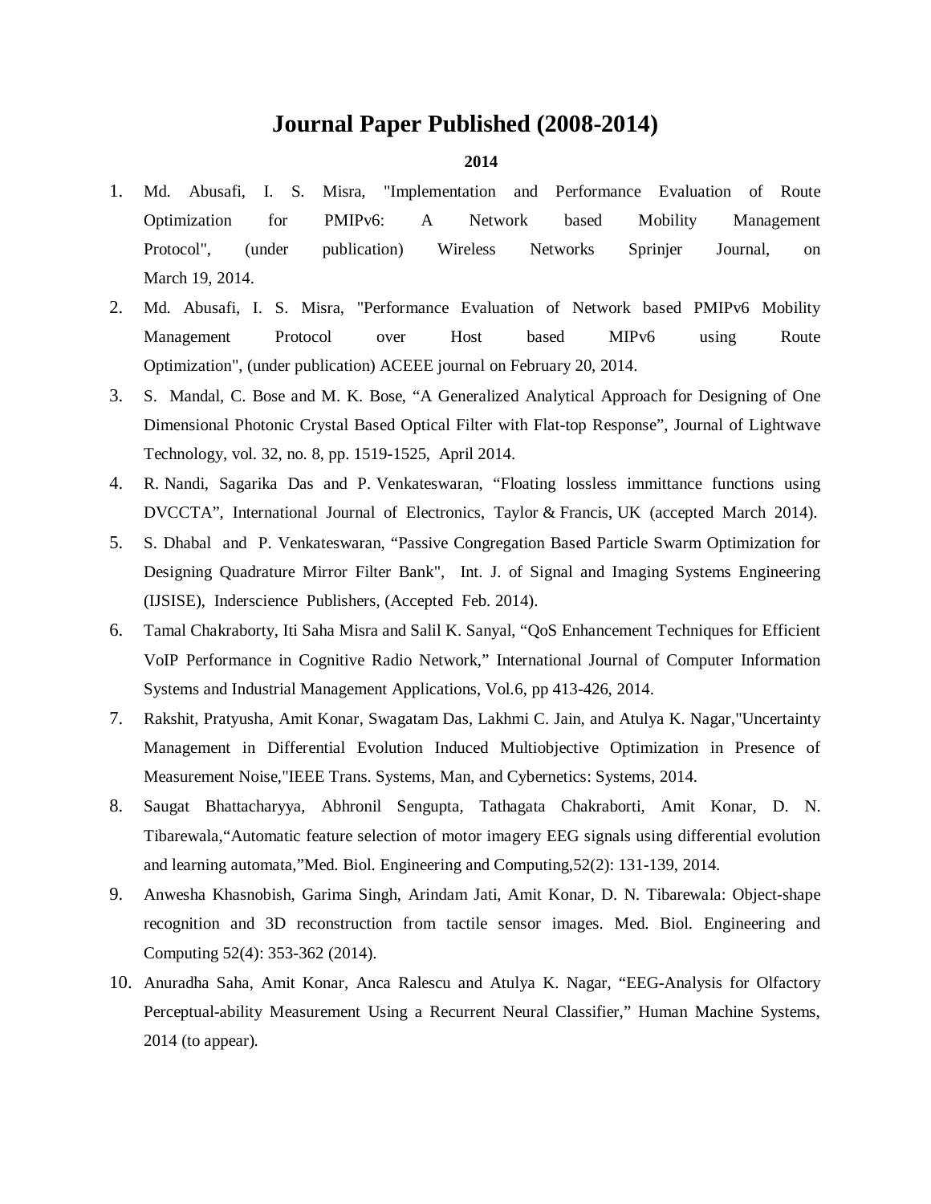# Journal Paper Published (2008-2014)

**2014**

1. Md. Abusafi, I. S. Misra, "Implementation and Performance Evaluation of Route Optimization for PMIPv6: A Network based Mobility Management Protocol", (under publication) Wireless Networks Sprinjer Journal, on March 19, 2014.
2. Md. Abusafi, I. S. Misra, "Performance Evaluation of Network based PMIPv6 Mobility Management Protocol over Host based MIPv6 using Route Optimization", (under publication) ACEEE journal on February 20, 2014.
3. S. Mandal, C. Bose and M. K. Bose, "A Generalized Analytical Approach for Designing of One Dimensional Photonic Crystal Based Optical Filter with Flat-top Response", Journal of Lightwave Technology, vol. 32, no. 8, pp. 1519-1525, April 2014.
4. R. Nandi, Sagarika Das and P. Venkateswaran, "Floating lossless immittance functions using DVCCTA", International Journal of Electronics, Taylor & Francis, UK (accepted March 2014).
5. S. Dhabal and P. Venkateswaran, "Passive Congregation Based Particle Swarm Optimization for Designing Quadrature Mirror Filter Bank", Int. J. of Signal and Imaging Systems Engineering (IJSISE), Inderscience Publishers, (Accepted Feb. 2014).
6. Tamal Chakraborty, Iti Saha Misra and Salil K. Sanyal, "QoS Enhancement Techniques for Efficient VoIP Performance in Cognitive Radio Network," International Journal of Computer Information Systems and Industrial Management Applications, Vol.6, pp 413-426, 2014.
7. Rakshit, Pratyusha, Amit Konar, Swagatam Das, Lakhmi C. Jain, and Atulya K. Nagar,"Uncertainty Management in Differential Evolution Induced Multiobjective Optimization in Presence of Measurement Noise,"IEEE Trans. Systems, Man, and Cybernetics: Systems, 2014.
8. Saugat Bhattacharyya, Abhronil Sengupta, Tathagata Chakraborti, Amit Konar, D. N. Tibarewala,"Automatic feature selection of motor imagery EEG signals using differential evolution and learning automata,"Med. Biol. Engineering and Computing,52(2): 131-139, 2014.
9. Anwesha Khasnobish, Garima Singh, Arindam Jati, Amit Konar, D. N. Tibarewala: Object-shape recognition and 3D reconstruction from tactile sensor images. Med. Biol. Engineering and Computing 52(4): 353-362 (2014).
10. Anuradha Saha, Amit Konar, Anca Ralescu and Atulya K. Nagar, "EEG-Analysis for Olfactory Perceptual-ability Measurement Using a Recurrent Neural Classifier," Human Machine Systems, 2014 (to appear).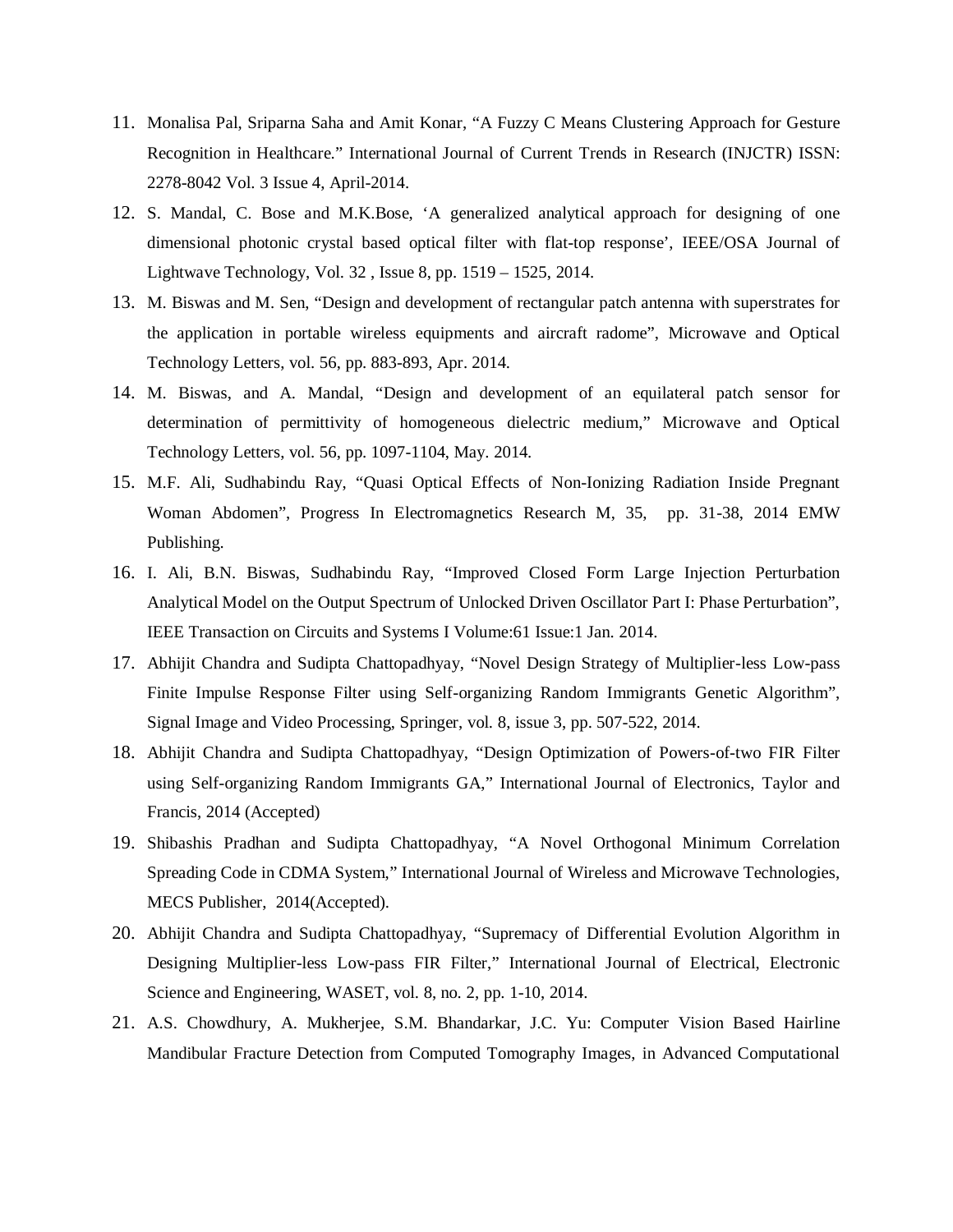11. Monalisa Pal, Sriparna Saha and Amit Konar, "A Fuzzy C Means Clustering Approach for Gesture Recognition in Healthcare." International Journal of Current Trends in Research (INJCTR) ISSN: 2278-8042 Vol. 3 Issue 4, April-2014.
12. S. Mandal, C. Bose and M.K.Bose, 'A generalized analytical approach for designing of one dimensional photonic crystal based optical filter with flat-top response', IEEE/OSA Journal of Lightwave Technology, Vol. 32 , Issue 8, pp. 1519 – 1525, 2014.
13. M. Biswas and M. Sen, "Design and development of rectangular patch antenna with superstrates for the application in portable wireless equipments and aircraft radome", Microwave and Optical Technology Letters, vol. 56, pp. 883-893, Apr. 2014.
14. M. Biswas, and A. Mandal, "Design and development of an equilateral patch sensor for determination of permittivity of homogeneous dielectric medium," Microwave and Optical Technology Letters, vol. 56, pp. 1097-1104, May. 2014.
15. M.F. Ali, Sudhabindu Ray, "Quasi Optical Effects of Non-Ionizing Radiation Inside Pregnant Woman Abdomen", Progress In Electromagnetics Research M, 35, pp. 31-38, 2014 EMW Publishing.
16. I. Ali, B.N. Biswas, Sudhabindu Ray, "Improved Closed Form Large Injection Perturbation Analytical Model on the Output Spectrum of Unlocked Driven Oscillator Part I: Phase Perturbation", IEEE Transaction on Circuits and Systems I Volume:61 Issue:1 Jan. 2014.
17. Abhijit Chandra and Sudipta Chattopadhyay, "Novel Design Strategy of Multiplier-less Low-pass Finite Impulse Response Filter using Self-organizing Random Immigrants Genetic Algorithm", Signal Image and Video Processing, Springer, vol. 8, issue 3, pp. 507-522, 2014.
18. Abhijit Chandra and Sudipta Chattopadhyay, "Design Optimization of Powers-of-two FIR Filter using Self-organizing Random Immigrants GA," International Journal of Electronics, Taylor and Francis, 2014 (Accepted)
19. Shibashis Pradhan and Sudipta Chattopadhyay, "A Novel Orthogonal Minimum Correlation Spreading Code in CDMA System," International Journal of Wireless and Microwave Technologies, MECS Publisher, 2014(Accepted).
20. Abhijit Chandra and Sudipta Chattopadhyay, "Supremacy of Differential Evolution Algorithm in Designing Multiplier-less Low-pass FIR Filter," International Journal of Electrical, Electronic Science and Engineering, WASET, vol. 8, no. 2, pp. 1-10, 2014.
21. A.S. Chowdhury, A. Mukherjee, S.M. Bhandarkar, J.C. Yu: Computer Vision Based Hairline Mandibular Fracture Detection from Computed Tomography Images, in Advanced Computational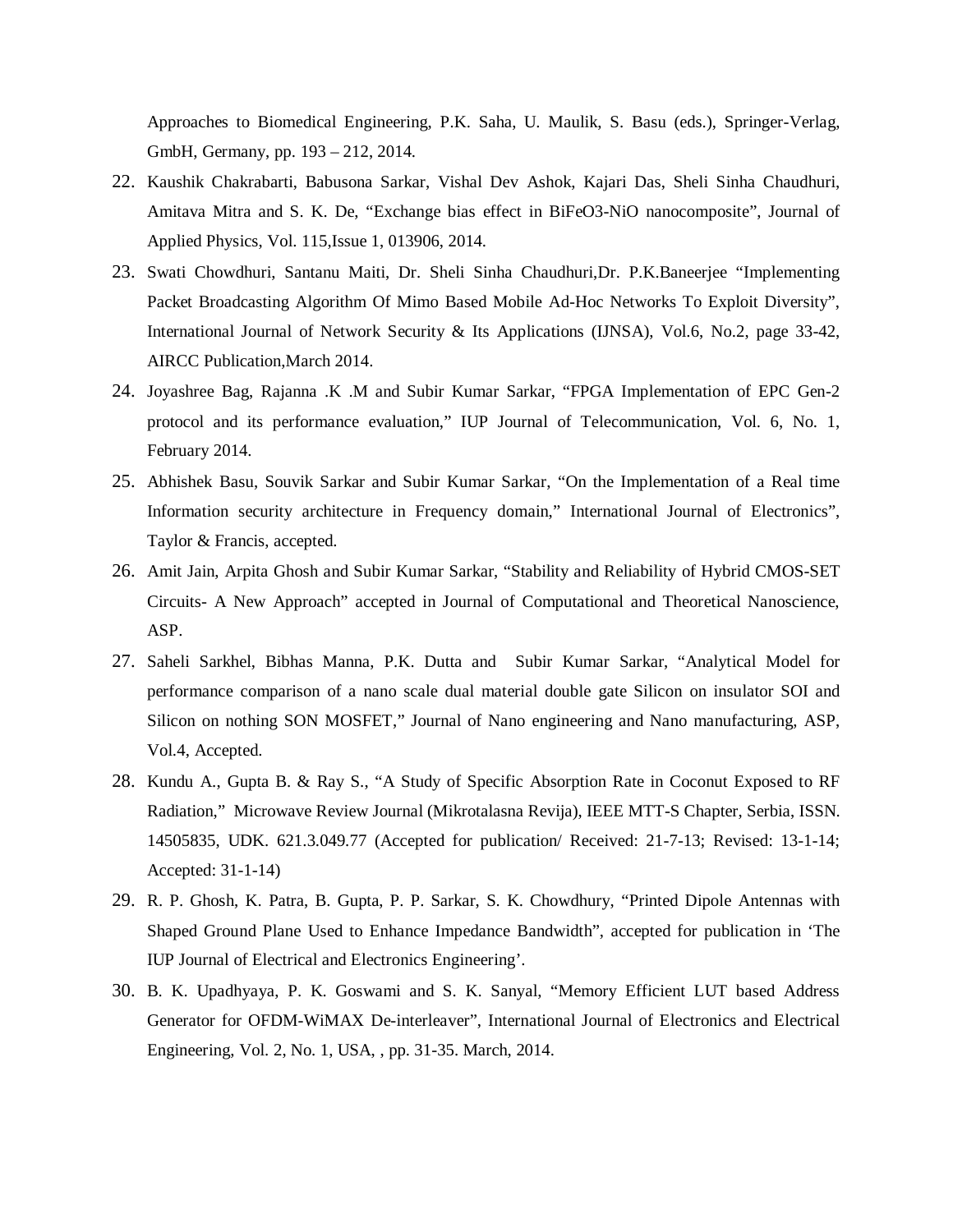Approaches to Biomedical Engineering, P.K. Saha, U. Maulik, S. Basu (eds.), Springer-Verlag, GmbH, Germany, pp. 193 – 212, 2014.

22. Kaushik Chakrabarti, Babusona Sarkar, Vishal Dev Ashok, Kajari Das, Sheli Sinha Chaudhuri, Amitava Mitra and S. K. De, "Exchange bias effect in BiFeO3-NiO nanocomposite", Journal of Applied Physics, Vol. 115,Issue 1, 013906, 2014.
23. Swati Chowdhuri, Santanu Maiti, Dr. Sheli Sinha Chaudhuri,Dr. P.K.Baneerjee "Implementing Packet Broadcasting Algorithm Of Mimo Based Mobile Ad-Hoc Networks To Exploit Diversity", International Journal of Network Security & Its Applications (IJNSA), Vol.6, No.2, page 33-42, AIRCC Publication,March 2014.
24. Joyashree Bag, Rajanna .K .M and Subir Kumar Sarkar, "FPGA Implementation of EPC Gen-2 protocol and its performance evaluation," IUP Journal of Telecommunication, Vol. 6, No. 1, February 2014.
25. Abhishek Basu, Souvik Sarkar and Subir Kumar Sarkar, "On the Implementation of a Real time Information security architecture in Frequency domain," International Journal of Electronics", Taylor & Francis, accepted.
26. Amit Jain, Arpita Ghosh and Subir Kumar Sarkar, "Stability and Reliability of Hybrid CMOS-SET Circuits- A New Approach" accepted in Journal of Computational and Theoretical Nanoscience, ASP.
27. Saheli Sarkhel, Bibhas Manna, P.K. Dutta and Subir Kumar Sarkar, "Analytical Model for performance comparison of a nano scale dual material double gate Silicon on insulator SOI and Silicon on nothing SON MOSFET," Journal of Nano engineering and Nano manufacturing, ASP, Vol.4, Accepted.
28. Kundu A., Gupta B. & Ray S., "A Study of Specific Absorption Rate in Coconut Exposed to RF Radiation," Microwave Review Journal (Mikrotalasna Revija), IEEE MTT-S Chapter, Serbia, ISSN. 14505835, UDK. 621.3.049.77 (Accepted for publication/ Received: 21-7-13; Revised: 13-1-14; Accepted: 31-1-14)
29. R. P. Ghosh, K. Patra, B. Gupta, P. P. Sarkar, S. K. Chowdhury, "Printed Dipole Antennas with Shaped Ground Plane Used to Enhance Impedance Bandwidth", accepted for publication in 'The IUP Journal of Electrical and Electronics Engineering'.
30. B. K. Upadhyaya, P. K. Goswami and S. K. Sanyal, "Memory Efficient LUT based Address Generator for OFDM-WiMAX De-interleaver", International Journal of Electronics and Electrical Engineering, Vol. 2, No. 1, USA, , pp. 31-35. March, 2014.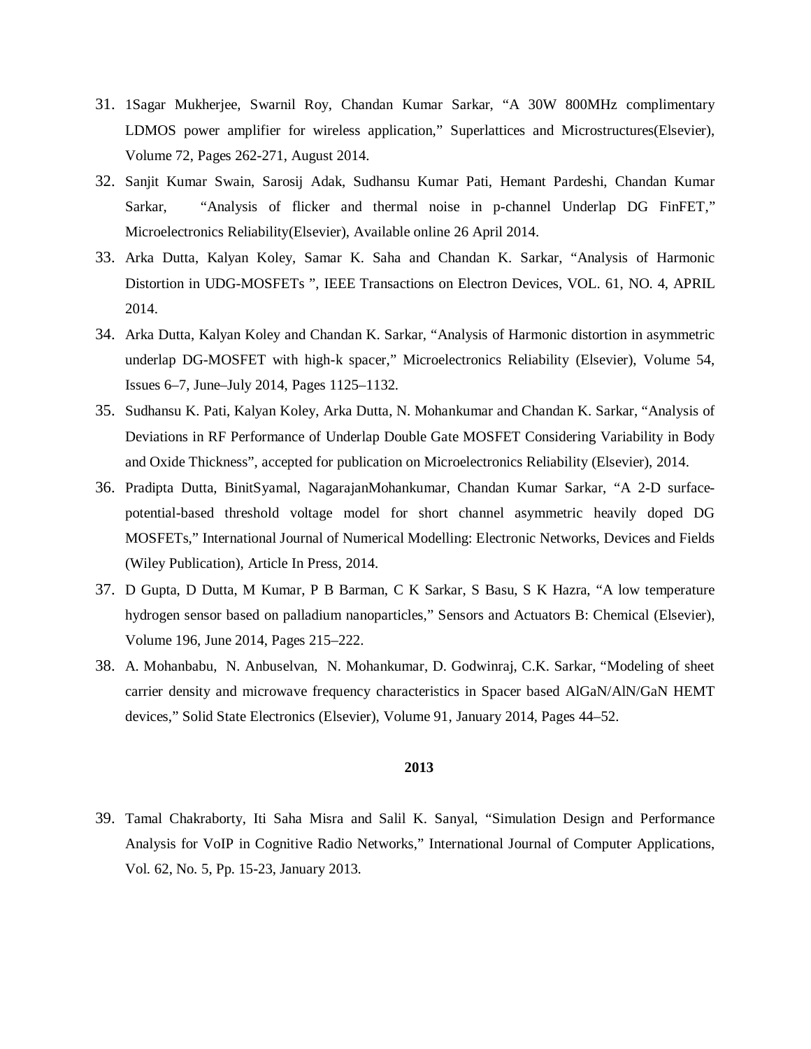31. 1Sagar Mukherjee, Swarnil Roy, Chandan Kumar Sarkar, "A 30W 800MHz complimentary LDMOS power amplifier for wireless application," Superlattices and Microstructures(Elsevier), Volume 72, Pages 262-271, August 2014.
32. Sanjit Kumar Swain, Sarosij Adak, Sudhansu Kumar Pati, Hemant Pardeshi, Chandan Kumar Sarkar, "Analysis of flicker and thermal noise in p-channel Underlap DG FinFET," Microelectronics Reliability(Elsevier), Available online 26 April 2014.
33. Arka Dutta, Kalyan Koley, Samar K. Saha and Chandan K. Sarkar, "Analysis of Harmonic Distortion in UDG-MOSFETs ", IEEE Transactions on Electron Devices, VOL. 61, NO. 4, APRIL 2014.
34. Arka Dutta, Kalyan Koley and Chandan K. Sarkar, "Analysis of Harmonic distortion in asymmetric underlap DG-MOSFET with high-k spacer," Microelectronics Reliability (Elsevier), Volume 54, Issues 6–7, June–July 2014, Pages 1125–1132.
35. Sudhansu K. Pati, Kalyan Koley, Arka Dutta, N. Mohankumar and Chandan K. Sarkar, "Analysis of Deviations in RF Performance of Underlap Double Gate MOSFET Considering Variability in Body and Oxide Thickness", accepted for publication on Microelectronics Reliability (Elsevier), 2014.
36. Pradipta Dutta, BinitSyamal, NagarajanMohankumar, Chandan Kumar Sarkar, "A 2-D surface-potential-based threshold voltage model for short channel asymmetric heavily doped DG MOSFETs," International Journal of Numerical Modelling: Electronic Networks, Devices and Fields (Wiley Publication), Article In Press, 2014.
37. D Gupta, D Dutta, M Kumar, P B Barman, C K Sarkar, S Basu, S K Hazra, "A low temperature hydrogen sensor based on palladium nanoparticles," Sensors and Actuators B: Chemical (Elsevier), Volume 196, June 2014, Pages 215–222.
38. A. Mohanbabu, N. Anbuselvan, N. Mohankumar, D. Godwinraj, C.K. Sarkar, "Modeling of sheet carrier density and microwave frequency characteristics in Spacer based AlGaN/AlN/GaN HEMT devices," Solid State Electronics (Elsevier), Volume 91, January 2014, Pages 44–52.

**2013**

39. Tamal Chakraborty, Iti Saha Misra and Salil K. Sanyal, "Simulation Design and Performance Analysis for VoIP in Cognitive Radio Networks," International Journal of Computer Applications, Vol. 62, No. 5, Pp. 15-23, January 2013.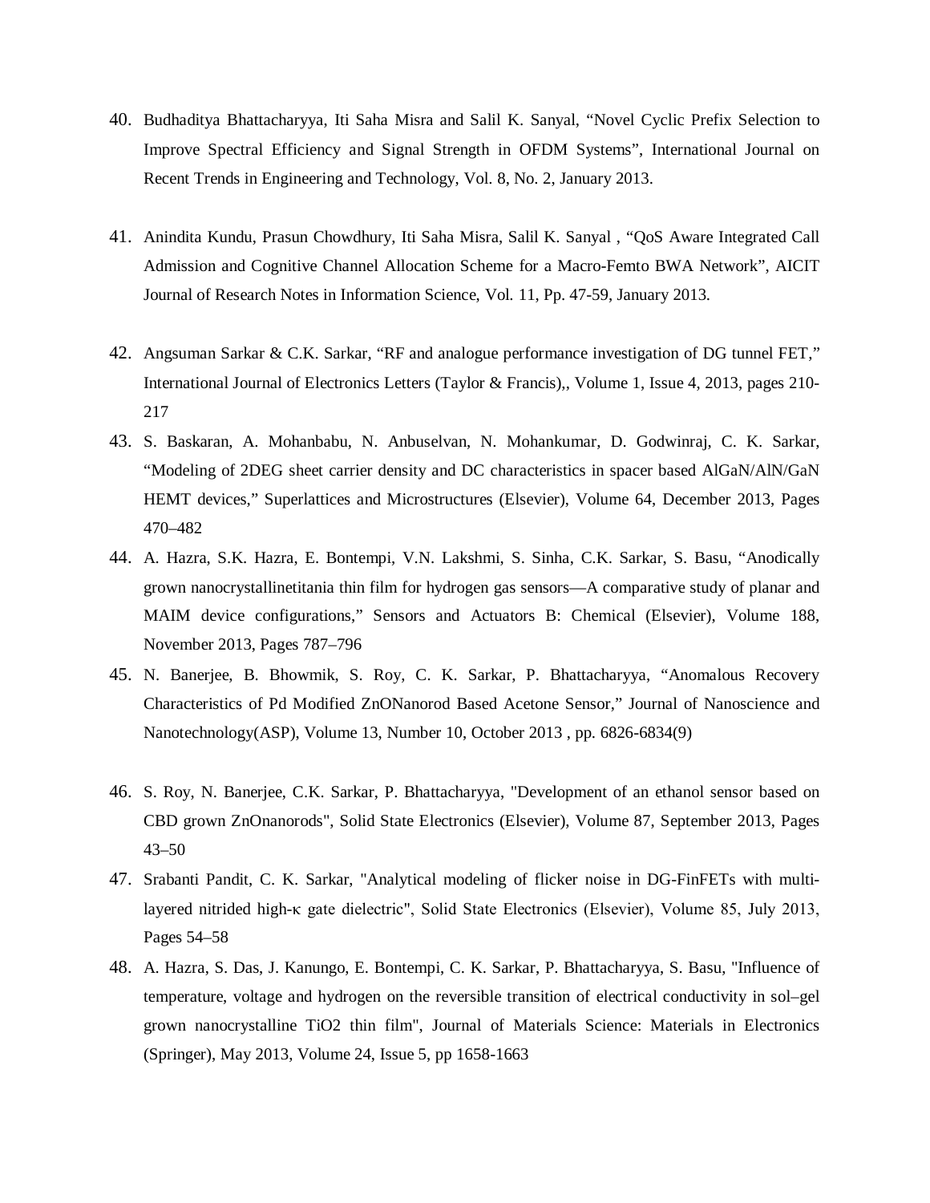40. Budhaditya Bhattacharyya, Iti Saha Misra and Salil K. Sanyal, “Novel Cyclic Prefix Selection to Improve Spectral Efficiency and Signal Strength in OFDM Systems”, International Journal on Recent Trends in Engineering and Technology, Vol. 8, No. 2, January 2013.

41. Anindita Kundu, Prasun Chowdhury, Iti Saha Misra, Salil K. Sanyal , “QoS Aware Integrated Call Admission and Cognitive Channel Allocation Scheme for a Macro-Femto BWA Network”, AICIT Journal of Research Notes in Information Science, Vol. 11, Pp. 47-59, January 2013.

42. Angsuman Sarkar & C.K. Sarkar, “RF and analogue performance investigation of DG tunnel FET,” International Journal of Electronics Letters (Taylor & Francis),, Volume 1, Issue 4, 2013, pages 210-217

43. S. Baskaran, A. Mohanbabu, N. Anbuselvan, N. Mohankumar, D. Godwinraj, C. K. Sarkar, “Modeling of 2DEG sheet carrier density and DC characteristics in spacer based AlGaN/AlN/GaN HEMT devices,” Superlattices and Microstructures (Elsevier), Volume 64, December 2013, Pages 470–482

44. A. Hazra, S.K. Hazra, E. Bontempi, V.N. Lakshmi, S. Sinha, C.K. Sarkar, S. Basu, “Anodically grown nanocrystallinetitania thin film for hydrogen gas sensors—A comparative study of planar and MAIM device configurations,” Sensors and Actuators B: Chemical (Elsevier), Volume 188, November 2013, Pages 787–796

45. N. Banerjee, B. Bhowmik, S. Roy, C. K. Sarkar, P. Bhattacharyya, “Anomalous Recovery Characteristics of Pd Modified ZnONanorod Based Acetone Sensor,” Journal of Nanoscience and Nanotechnology(ASP), Volume 13, Number 10, October 2013 , pp. 6826-6834(9)

46. S. Roy, N. Banerjee, C.K. Sarkar, P. Bhattacharyya, "Development of an ethanol sensor based on CBD grown ZnOnanorods", Solid State Electronics (Elsevier), Volume 87, September 2013, Pages 43–50

47. Srabanti Pandit, C. K. Sarkar, "Analytical modeling of flicker noise in DG-FinFETs with multi-layered nitrided high-κ gate dielectric", Solid State Electronics (Elsevier), Volume 85, July 2013, Pages 54–58

48. A. Hazra, S. Das, J. Kanungo, E. Bontempi, C. K. Sarkar, P. Bhattacharyya, S. Basu, "Influence of temperature, voltage and hydrogen on the reversible transition of electrical conductivity in sol–gel grown nanocrystalline TiO2 thin film", Journal of Materials Science: Materials in Electronics (Springer), May 2013, Volume 24, Issue 5, pp 1658-1663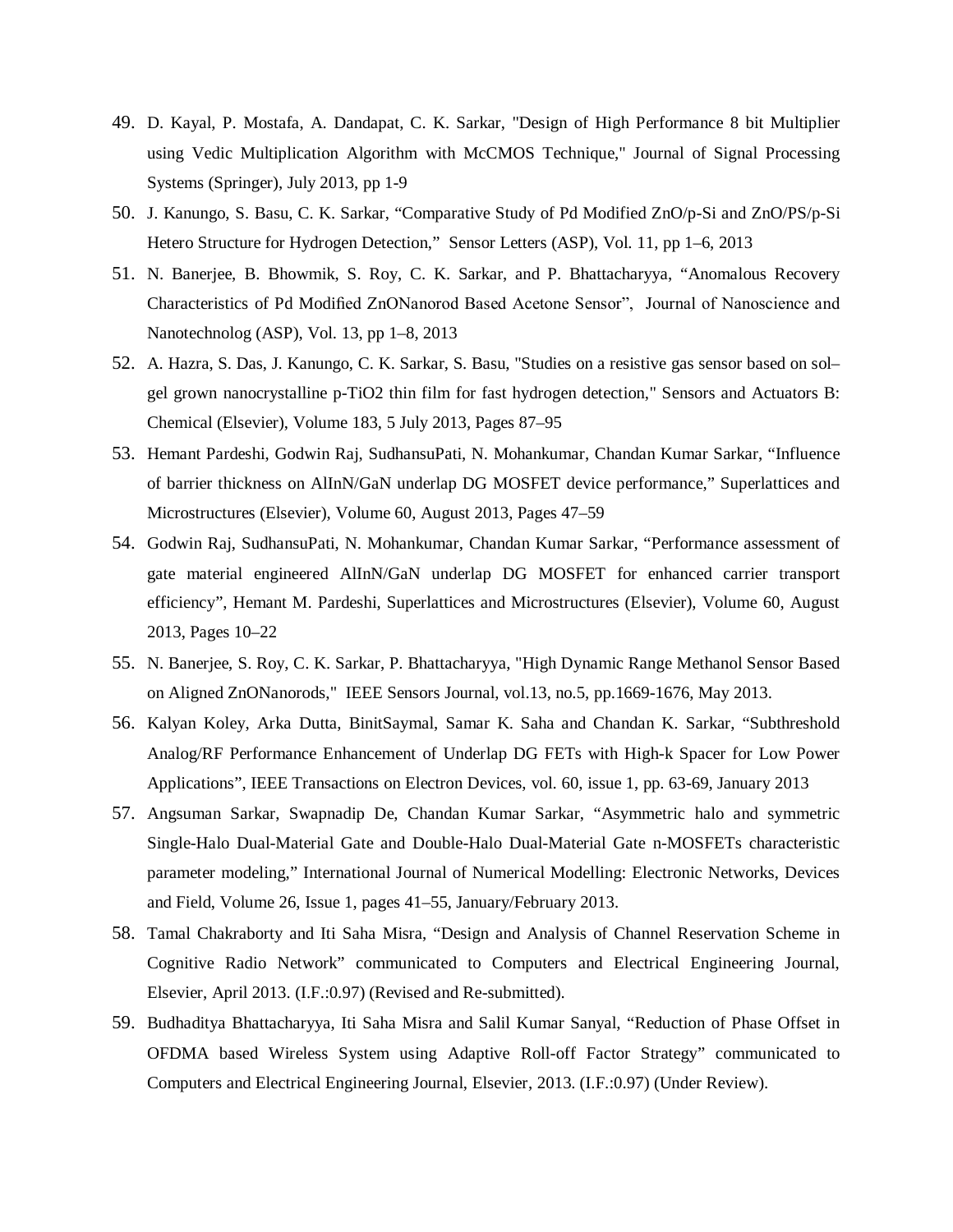49. D. Kayal, P. Mostafa, A. Dandapat, C. K. Sarkar, "Design of High Performance 8 bit Multiplier using Vedic Multiplication Algorithm with McCMOS Technique," Journal of Signal Processing Systems (Springer), July 2013, pp 1-9
50. J. Kanungo, S. Basu, C. K. Sarkar, “Comparative Study of Pd Modified ZnO/p-Si and ZnO/PS/p-Si Hetero Structure for Hydrogen Detection,” Sensor Letters (ASP), Vol. 11, pp 1–6, 2013
51. N. Banerjee, B. Bhowmik, S. Roy, C. K. Sarkar, and P. Bhattacharyya, “Anomalous Recovery Characteristics of Pd Modified ZnONanorod Based Acetone Sensor”, Journal of Nanoscience and Nanotechnolog (ASP), Vol. 13, pp 1–8, 2013
52. A. Hazra, S. Das, J. Kanungo, C. K. Sarkar, S. Basu, "Studies on a resistive gas sensor based on sol–gel grown nanocrystalline p-TiO2 thin film for fast hydrogen detection," Sensors and Actuators B: Chemical (Elsevier), Volume 183, 5 July 2013, Pages 87–95
53. Hemant Pardeshi, Godwin Raj, SudhansuPati, N. Mohankumar, Chandan Kumar Sarkar, “Influence of barrier thickness on AlInN/GaN underlap DG MOSFET device performance,” Superlattices and Microstructures (Elsevier), Volume 60, August 2013, Pages 47–59
54. Godwin Raj, SudhansuPati, N. Mohankumar, Chandan Kumar Sarkar, “Performance assessment of gate material engineered AlInN/GaN underlap DG MOSFET for enhanced carrier transport efficiency”, Hemant M. Pardeshi, Superlattices and Microstructures (Elsevier), Volume 60, August 2013, Pages 10–22
55. N. Banerjee, S. Roy, C. K. Sarkar, P. Bhattacharyya, "High Dynamic Range Methanol Sensor Based on Aligned ZnONanorods," IEEE Sensors Journal, vol.13, no.5, pp.1669-1676, May 2013.
56. Kalyan Koley, Arka Dutta, BinitSaymal, Samar K. Saha and Chandan K. Sarkar, “Subthreshold Analog/RF Performance Enhancement of Underlap DG FETs with High-k Spacer for Low Power Applications”, IEEE Transactions on Electron Devices, vol. 60, issue 1, pp. 63-69, January 2013
57. Angsuman Sarkar, Swapnadip De, Chandan Kumar Sarkar, “Asymmetric halo and symmetric Single-Halo Dual-Material Gate and Double-Halo Dual-Material Gate n-MOSFETs characteristic parameter modeling,” International Journal of Numerical Modelling: Electronic Networks, Devices and Field, Volume 26, Issue 1, pages 41–55, January/February 2013.
58. Tamal Chakraborty and Iti Saha Misra, “Design and Analysis of Channel Reservation Scheme in Cognitive Radio Network” communicated to Computers and Electrical Engineering Journal, Elsevier, April 2013. (I.F.:0.97) (Revised and Re-submitted).
59. Budhaditya Bhattacharyya, Iti Saha Misra and Salil Kumar Sanyal, “Reduction of Phase Offset in OFDMA based Wireless System using Adaptive Roll-off Factor Strategy” communicated to Computers and Electrical Engineering Journal, Elsevier, 2013. (I.F.:0.97) (Under Review).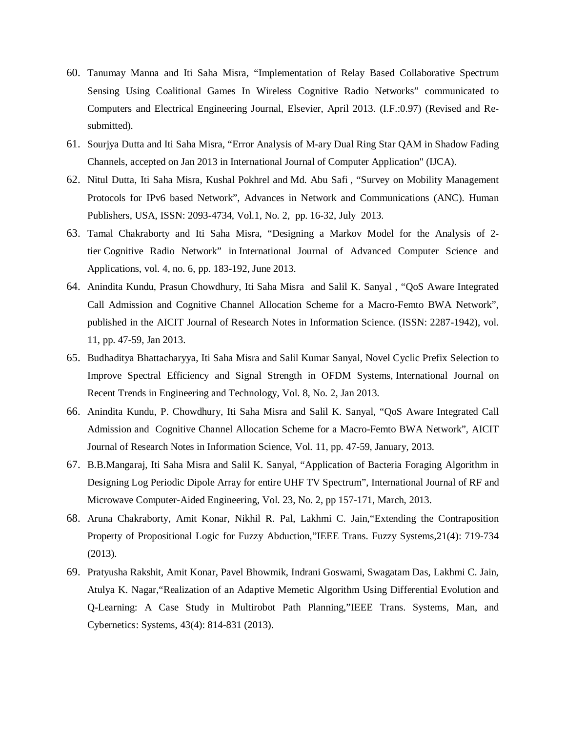60. Tanumay Manna and Iti Saha Misra, “Implementation of Relay Based Collaborative Spectrum Sensing Using Coalitional Games In Wireless Cognitive Radio Networks” communicated to Computers and Electrical Engineering Journal, Elsevier, April 2013. (I.F.:0.97) (Revised and Re-submitted).
61. Sourjya Dutta and Iti Saha Misra, “Error Analysis of M-ary Dual Ring Star QAM in Shadow Fading Channels, accepted on Jan 2013 in International Journal of Computer Application" (IJCA).
62. Nitul Dutta, Iti Saha Misra, Kushal Pokhrel and Md. Abu Safi , “Survey on Mobility Management Protocols for IPv6 based Network”, Advances in Network and Communications (ANC). Human Publishers, USA, ISSN: 2093-4734, Vol.1, No. 2, pp. 16-32, July 2013.
63. Tamal Chakraborty and Iti Saha Misra, “Designing a Markov Model for the Analysis of 2-tier Cognitive Radio Network” in International Journal of Advanced Computer Science and Applications, vol. 4, no. 6, pp. 183-192, June 2013.
64. Anindita Kundu, Prasun Chowdhury, Iti Saha Misra and Salil K. Sanyal , “QoS Aware Integrated Call Admission and Cognitive Channel Allocation Scheme for a Macro-Femto BWA Network”, published in the AICIT Journal of Research Notes in Information Science. (ISSN: 2287-1942), vol. 11, pp. 47-59, Jan 2013.
65. Budhaditya Bhattacharyya, Iti Saha Misra and Salil Kumar Sanyal, Novel Cyclic Prefix Selection to Improve Spectral Efficiency and Signal Strength in OFDM Systems, International Journal on Recent Trends in Engineering and Technology, Vol. 8, No. 2, Jan 2013.
66. Anindita Kundu, P. Chowdhury, Iti Saha Misra and Salil K. Sanyal, “QoS Aware Integrated Call Admission and Cognitive Channel Allocation Scheme for a Macro-Femto BWA Network”, AICIT Journal of Research Notes in Information Science, Vol. 11, pp. 47-59, January, 2013.
67. B.B.Mangaraj, Iti Saha Misra and Salil K. Sanyal, “Application of Bacteria Foraging Algorithm in Designing Log Periodic Dipole Array for entire UHF TV Spectrum”, International Journal of RF and Microwave Computer-Aided Engineering, Vol. 23, No. 2, pp 157-171, March, 2013.
68. Aruna Chakraborty, Amit Konar, Nikhil R. Pal, Lakhmi C. Jain,“Extending the Contraposition Property of Propositional Logic for Fuzzy Abduction,”IEEE Trans. Fuzzy Systems,21(4): 719-734 (2013).
69. Pratyusha Rakshit, Amit Konar, Pavel Bhowmik, Indrani Goswami, Swagatam Das, Lakhmi C. Jain, Atulya K. Nagar,“Realization of an Adaptive Memetic Algorithm Using Differential Evolution and Q-Learning: A Case Study in Multirobot Path Planning,”IEEE Trans. Systems, Man, and Cybernetics: Systems, 43(4): 814-831 (2013).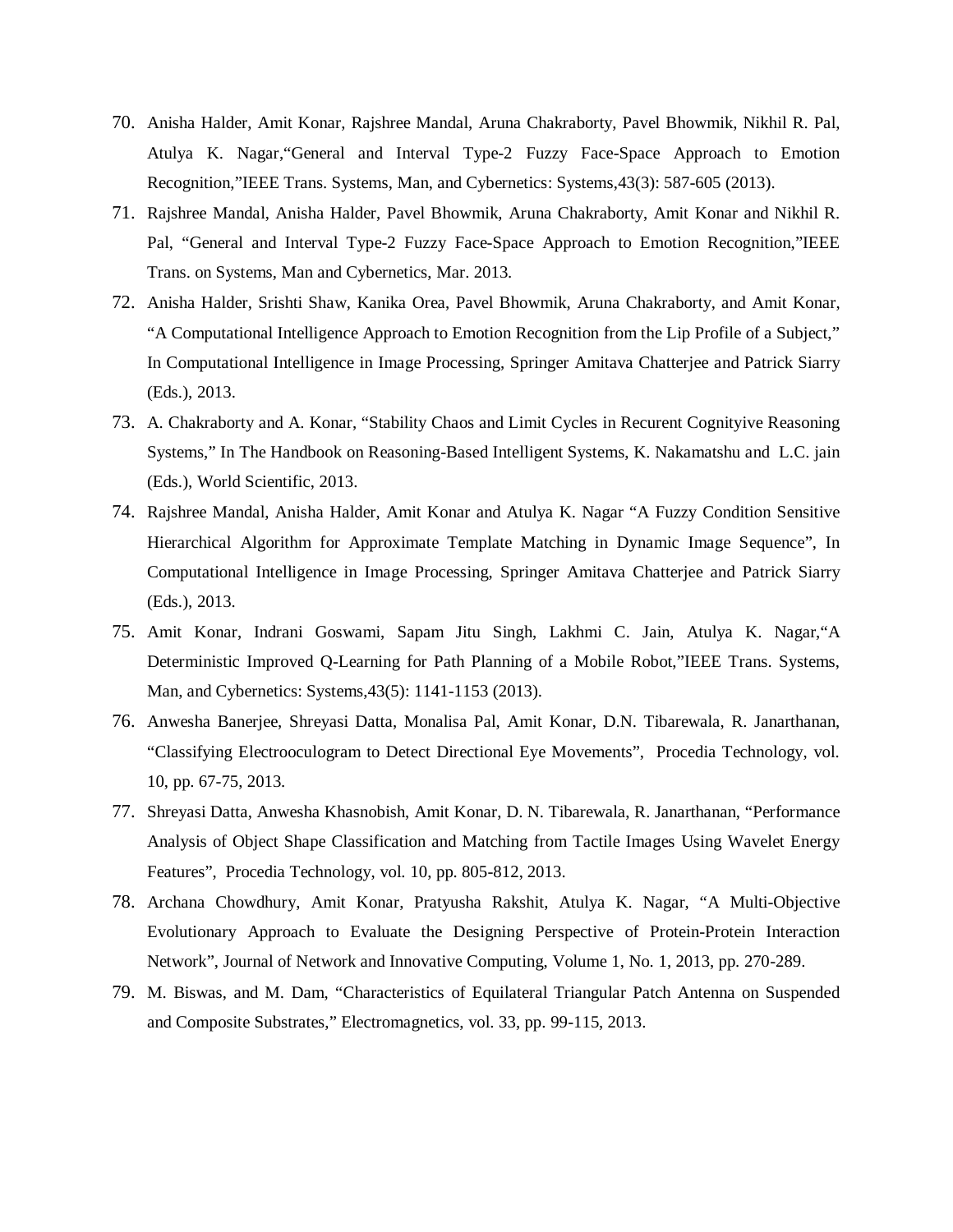70. Anisha Halder, Amit Konar, Rajshree Mandal, Aruna Chakraborty, Pavel Bhowmik, Nikhil R. Pal, Atulya K. Nagar,"General and Interval Type-2 Fuzzy Face-Space Approach to Emotion Recognition,"IEEE Trans. Systems, Man, and Cybernetics: Systems,43(3): 587-605 (2013).
71. Rajshree Mandal, Anisha Halder, Pavel Bhowmik, Aruna Chakraborty, Amit Konar and Nikhil R. Pal, "General and Interval Type-2 Fuzzy Face-Space Approach to Emotion Recognition,"IEEE Trans. on Systems, Man and Cybernetics, Mar. 2013.
72. Anisha Halder, Srishti Shaw, Kanika Orea, Pavel Bhowmik, Aruna Chakraborty, and Amit Konar, "A Computational Intelligence Approach to Emotion Recognition from the Lip Profile of a Subject," In Computational Intelligence in Image Processing, Springer Amitava Chatterjee and Patrick Siarry (Eds.), 2013.
73. A. Chakraborty and A. Konar, "Stability Chaos and Limit Cycles in Recurent Cognityive Reasoning Systems," In The Handbook on Reasoning-Based Intelligent Systems, K. Nakamatshu and L.C. jain (Eds.), World Scientific, 2013.
74. Rajshree Mandal, Anisha Halder, Amit Konar and Atulya K. Nagar "A Fuzzy Condition Sensitive Hierarchical Algorithm for Approximate Template Matching in Dynamic Image Sequence", In Computational Intelligence in Image Processing, Springer Amitava Chatterjee and Patrick Siarry (Eds.), 2013.
75. Amit Konar, Indrani Goswami, Sapam Jitu Singh, Lakhmi C. Jain, Atulya K. Nagar,"A Deterministic Improved Q-Learning for Path Planning of a Mobile Robot,"IEEE Trans. Systems, Man, and Cybernetics: Systems,43(5): 1141-1153 (2013).
76. Anwesha Banerjee, Shreyasi Datta, Monalisa Pal, Amit Konar, D.N. Tibarewala, R. Janarthanan, "Classifying Electrooculogram to Detect Directional Eye Movements", Procedia Technology, vol. 10, pp. 67-75, 2013.
77. Shreyasi Datta, Anwesha Khasnobish, Amit Konar, D. N. Tibarewala, R. Janarthanan, "Performance Analysis of Object Shape Classification and Matching from Tactile Images Using Wavelet Energy Features", Procedia Technology, vol. 10, pp. 805-812, 2013.
78. Archana Chowdhury, Amit Konar, Pratyusha Rakshit, Atulya K. Nagar, "A Multi-Objective Evolutionary Approach to Evaluate the Designing Perspective of Protein-Protein Interaction Network", Journal of Network and Innovative Computing, Volume 1, No. 1, 2013, pp. 270-289.
79. M. Biswas, and M. Dam, "Characteristics of Equilateral Triangular Patch Antenna on Suspended and Composite Substrates," Electromagnetics, vol. 33, pp. 99-115, 2013.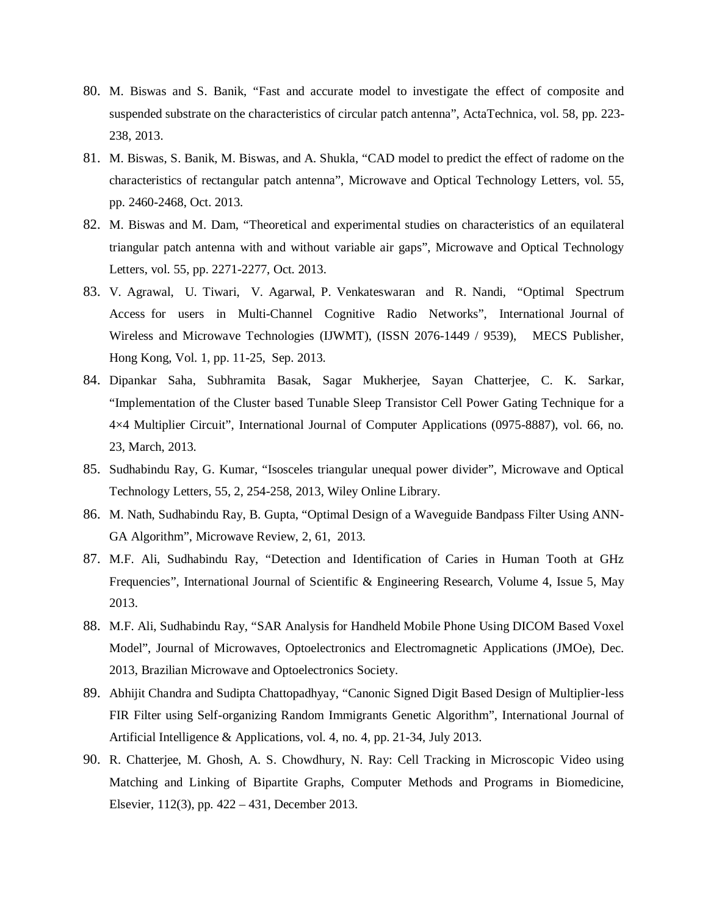80. M. Biswas and S. Banik, "Fast and accurate model to investigate the effect of composite and suspended substrate on the characteristics of circular patch antenna", ActaTechnica, vol. 58, pp. 223-238, 2013.
81. M. Biswas, S. Banik, M. Biswas, and A. Shukla, "CAD model to predict the effect of radome on the characteristics of rectangular patch antenna", Microwave and Optical Technology Letters, vol. 55, pp. 2460-2468, Oct. 2013.
82. M. Biswas and M. Dam, "Theoretical and experimental studies on characteristics of an equilateral triangular patch antenna with and without variable air gaps", Microwave and Optical Technology Letters, vol. 55, pp. 2271-2277, Oct. 2013.
83. V. Agrawal, U. Tiwari, V. Agarwal, P. Venkateswaran and R. Nandi, "Optimal Spectrum Access for users in Multi-Channel Cognitive Radio Networks", International Journal of Wireless and Microwave Technologies (IJWMT), (ISSN 2076-1449 / 9539), MECS Publisher, Hong Kong, Vol. 1, pp. 11-25, Sep. 2013.
84. Dipankar Saha, Subhramita Basak, Sagar Mukherjee, Sayan Chatterjee, C. K. Sarkar, "Implementation of the Cluster based Tunable Sleep Transistor Cell Power Gating Technique for a 4×4 Multiplier Circuit", International Journal of Computer Applications (0975-8887), vol. 66, no. 23, March, 2013.
85. Sudhabindu Ray, G. Kumar, "Isosceles triangular unequal power divider", Microwave and Optical Technology Letters, 55, 2, 254-258, 2013, Wiley Online Library.
86. M. Nath, Sudhabindu Ray, B. Gupta, "Optimal Design of a Waveguide Bandpass Filter Using ANN-GA Algorithm", Microwave Review, 2, 61, 2013.
87. M.F. Ali, Sudhabindu Ray, "Detection and Identification of Caries in Human Tooth at GHz Frequencies", International Journal of Scientific & Engineering Research, Volume 4, Issue 5, May 2013.
88. M.F. Ali, Sudhabindu Ray, "SAR Analysis for Handheld Mobile Phone Using DICOM Based Voxel Model", Journal of Microwaves, Optoelectronics and Electromagnetic Applications (JMOe), Dec. 2013, Brazilian Microwave and Optoelectronics Society.
89. Abhijit Chandra and Sudipta Chattopadhyay, "Canonic Signed Digit Based Design of Multiplier-less FIR Filter using Self-organizing Random Immigrants Genetic Algorithm", International Journal of Artificial Intelligence & Applications, vol. 4, no. 4, pp. 21-34, July 2013.
90. R. Chatterjee, M. Ghosh, A. S. Chowdhury, N. Ray: Cell Tracking in Microscopic Video using Matching and Linking of Bipartite Graphs, Computer Methods and Programs in Biomedicine, Elsevier, 112(3), pp. 422 – 431, December 2013.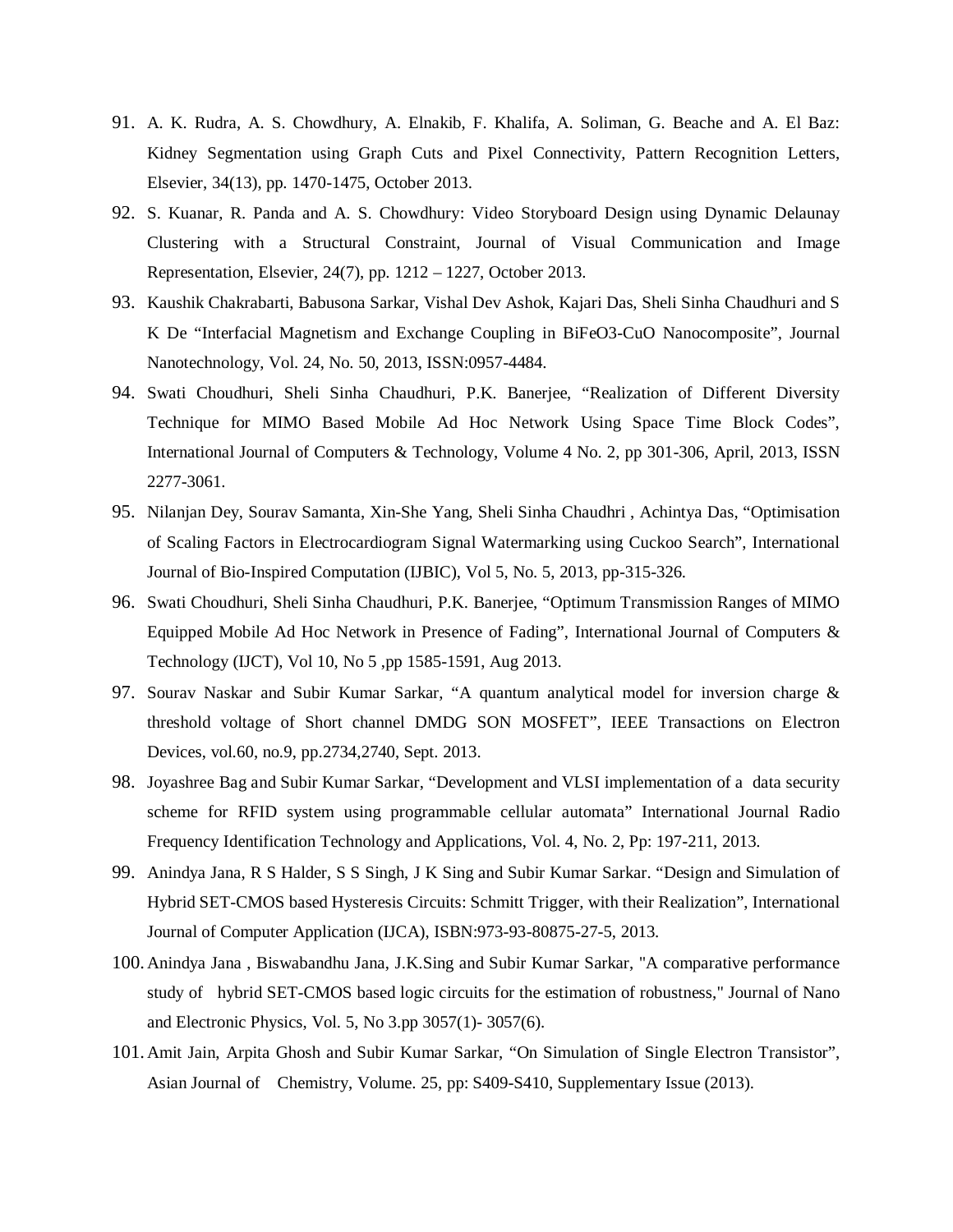91. A. K. Rudra, A. S. Chowdhury, A. Elnakib, F. Khalifa, A. Soliman, G. Beache and A. El Baz: Kidney Segmentation using Graph Cuts and Pixel Connectivity, Pattern Recognition Letters, Elsevier, 34(13), pp. 1470-1475, October 2013.
92. S. Kuanar, R. Panda and A. S. Chowdhury: Video Storyboard Design using Dynamic Delaunay Clustering with a Structural Constraint, Journal of Visual Communication and Image Representation, Elsevier, 24(7), pp. 1212 – 1227, October 2013.
93. Kaushik Chakrabarti, Babusona Sarkar, Vishal Dev Ashok, Kajari Das, Sheli Sinha Chaudhuri and S K De "Interfacial Magnetism and Exchange Coupling in BiFeO3-CuO Nanocomposite", Journal Nanotechnology, Vol. 24, No. 50, 2013, ISSN:0957-4484.
94. Swati Choudhuri, Sheli Sinha Chaudhuri, P.K. Banerjee, "Realization of Different Diversity Technique for MIMO Based Mobile Ad Hoc Network Using Space Time Block Codes", International Journal of Computers & Technology, Volume 4 No. 2, pp 301-306, April, 2013, ISSN 2277-3061.
95. Nilanjan Dey, Sourav Samanta, Xin-She Yang, Sheli Sinha Chaudhri , Achintya Das, "Optimisation of Scaling Factors in Electrocardiogram Signal Watermarking using Cuckoo Search", International Journal of Bio-Inspired Computation (IJBIC), Vol 5, No. 5, 2013, pp-315-326.
96. Swati Choudhuri, Sheli Sinha Chaudhuri, P.K. Banerjee, "Optimum Transmission Ranges of MIMO Equipped Mobile Ad Hoc Network in Presence of Fading", International Journal of Computers & Technology (IJCT), Vol 10, No 5 ,pp 1585-1591, Aug 2013.
97. Sourav Naskar and Subir Kumar Sarkar, "A quantum analytical model for inversion charge & threshold voltage of Short channel DMDG SON MOSFET", IEEE Transactions on Electron Devices, vol.60, no.9, pp.2734,2740, Sept. 2013.
98. Joyashree Bag and Subir Kumar Sarkar, "Development and VLSI implementation of a data security scheme for RFID system using programmable cellular automata" International Journal Radio Frequency Identification Technology and Applications, Vol. 4, No. 2, Pp: 197-211, 2013.
99. Anindya Jana, R S Halder, S S Singh, J K Sing and Subir Kumar Sarkar. "Design and Simulation of Hybrid SET-CMOS based Hysteresis Circuits: Schmitt Trigger, with their Realization", International Journal of Computer Application (IJCA), ISBN:973-93-80875-27-5, 2013.
100. Anindya Jana , Biswabandhu Jana, J.K.Sing and Subir Kumar Sarkar, "A comparative performance study of hybrid SET-CMOS based logic circuits for the estimation of robustness," Journal of Nano and Electronic Physics, Vol. 5, No 3.pp 3057(1)- 3057(6).
101. Amit Jain, Arpita Ghosh and Subir Kumar Sarkar, "On Simulation of Single Electron Transistor", Asian Journal of Chemistry, Volume. 25, pp: S409-S410, Supplementary Issue (2013).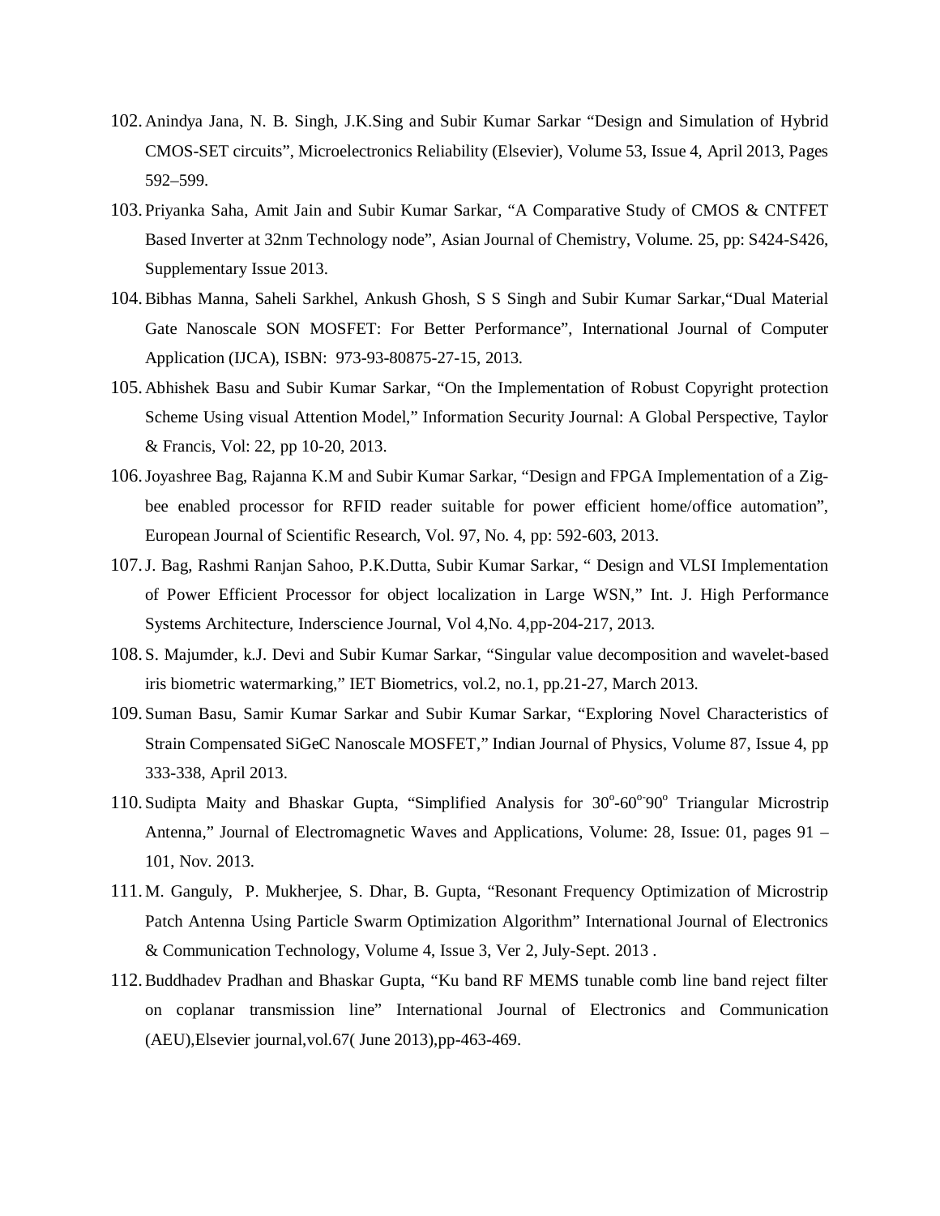102. Anindya Jana, N. B. Singh, J.K.Sing and Subir Kumar Sarkar "Design and Simulation of Hybrid CMOS-SET circuits", Microelectronics Reliability (Elsevier), Volume 53, Issue 4, April 2013, Pages 592–599.
103. Priyanka Saha, Amit Jain and Subir Kumar Sarkar, "A Comparative Study of CMOS & CNTFET Based Inverter at 32nm Technology node", Asian Journal of Chemistry, Volume. 25, pp: S424-S426, Supplementary Issue 2013.
104. Bibhas Manna, Saheli Sarkhel, Ankush Ghosh, S S Singh and Subir Kumar Sarkar,"Dual Material Gate Nanoscale SON MOSFET: For Better Performance", International Journal of Computer Application (IJCA), ISBN: 973-93-80875-27-15, 2013.
105. Abhishek Basu and Subir Kumar Sarkar, "On the Implementation of Robust Copyright protection Scheme Using visual Attention Model," Information Security Journal: A Global Perspective, Taylor & Francis, Vol: 22, pp 10-20, 2013.
106. Joyashree Bag, Rajanna K.M and Subir Kumar Sarkar, "Design and FPGA Implementation of a Zig-bee enabled processor for RFID reader suitable for power efficient home/office automation", European Journal of Scientific Research, Vol. 97, No. 4, pp: 592-603, 2013.
107. J. Bag, Rashmi Ranjan Sahoo, P.K.Dutta, Subir Kumar Sarkar, " Design and VLSI Implementation of Power Efficient Processor for object localization in Large WSN," Int. J. High Performance Systems Architecture, Inderscience Journal, Vol 4,No. 4,pp-204-217, 2013.
108. S. Majumder, k.J. Devi and Subir Kumar Sarkar, "Singular value decomposition and wavelet-based iris biometric watermarking," IET Biometrics, vol.2, no.1, pp.21-27, March 2013.
109. Suman Basu, Samir Kumar Sarkar and Subir Kumar Sarkar, "Exploring Novel Characteristics of Strain Compensated SiGeC Nanoscale MOSFET," Indian Journal of Physics, Volume 87, Issue 4, pp 333-338, April 2013.
110. Sudipta Maity and Bhaskar Gupta, "Simplified Analysis for $30^{o}$-$60^{o}$-$90^{o}$ Triangular Microstrip Antenna," Journal of Electromagnetic Waves and Applications, Volume: 28, Issue: 01, pages 91 – 101, Nov. 2013.
111. M. Ganguly, P. Mukherjee, S. Dhar, B. Gupta, "Resonant Frequency Optimization of Microstrip Patch Antenna Using Particle Swarm Optimization Algorithm" International Journal of Electronics & Communication Technology, Volume 4, Issue 3, Ver 2, July-Sept. 2013 .
112. Buddhadev Pradhan and Bhaskar Gupta, "Ku band RF MEMS tunable comb line band reject filter on coplanar transmission line" International Journal of Electronics and Communication (AEU),Elsevier journal,vol.67( June 2013),pp-463-469.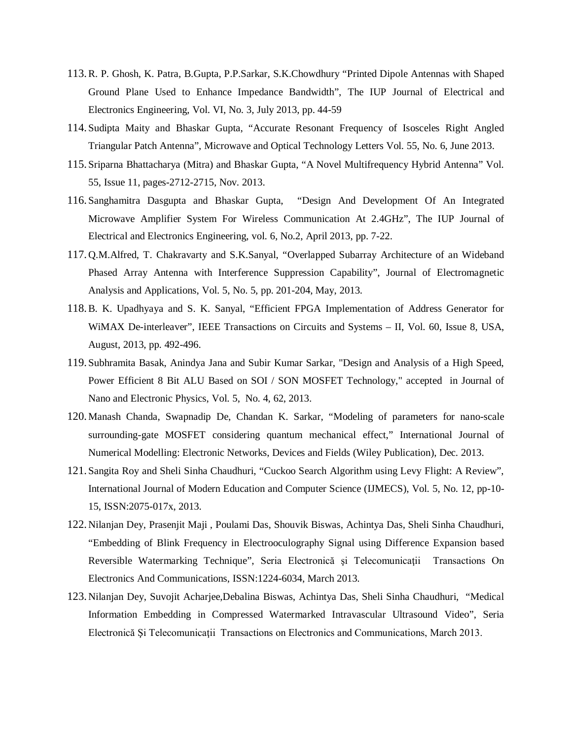113. R. P. Ghosh, K. Patra, B.Gupta, P.P.Sarkar, S.K.Chowdhury "Printed Dipole Antennas with Shaped Ground Plane Used to Enhance Impedance Bandwidth", The IUP Journal of Electrical and Electronics Engineering, Vol. VI, No. 3, July 2013, pp. 44-59
114. Sudipta Maity and Bhaskar Gupta, "Accurate Resonant Frequency of Isosceles Right Angled Triangular Patch Antenna", Microwave and Optical Technology Letters Vol. 55, No. 6, June 2013.
115. Sriparna Bhattacharya (Mitra) and Bhaskar Gupta, "A Novel Multifrequency Hybrid Antenna" Vol. 55, Issue 11, pages-2712-2715, Nov. 2013.
116. Sanghamitra Dasgupta and Bhaskar Gupta, "Design And Development Of An Integrated Microwave Amplifier System For Wireless Communication At 2.4GHz", The IUP Journal of Electrical and Electronics Engineering, vol. 6, No.2, April 2013, pp. 7-22.
117. Q.M.Alfred, T. Chakravarty and S.K.Sanyal, "Overlapped Subarray Architecture of an Wideband Phased Array Antenna with Interference Suppression Capability", Journal of Electromagnetic Analysis and Applications, Vol. 5, No. 5, pp. 201-204, May, 2013.
118. B. K. Upadhyaya and S. K. Sanyal, "Efficient FPGA Implementation of Address Generator for WiMAX De-interleaver", IEEE Transactions on Circuits and Systems – II, Vol. 60, Issue 8, USA, August, 2013, pp. 492-496.
119. Subhramita Basak, Anindya Jana and Subir Kumar Sarkar, "Design and Analysis of a High Speed, Power Efficient 8 Bit ALU Based on SOI / SON MOSFET Technology," accepted in Journal of Nano and Electronic Physics, Vol. 5, No. 4, 62, 2013.
120. Manash Chanda, Swapnadip De, Chandan K. Sarkar, "Modeling of parameters for nano-scale surrounding-gate MOSFET considering quantum mechanical effect," International Journal of Numerical Modelling: Electronic Networks, Devices and Fields (Wiley Publication), Dec. 2013.
121. Sangita Roy and Sheli Sinha Chaudhuri, "Cuckoo Search Algorithm using Levy Flight: A Review", International Journal of Modern Education and Computer Science (IJMECS), Vol. 5, No. 12, pp-10-15, ISSN:2075-017x, 2013.
122. Nilanjan Dey, Prasenjit Maji , Poulami Das, Shouvik Biswas, Achintya Das, Sheli Sinha Chaudhuri, "Embedding of Blink Frequency in Electrooculography Signal using Difference Expansion based Reversible Watermarking Technique", Seria Electronică şi Telecomunicaţii Transactions On Electronics And Communications, ISSN:1224-6034, March 2013.
123. Nilanjan Dey, Suvojit Acharjee,Debalina Biswas, Achintya Das, Sheli Sinha Chaudhuri, "Medical Information Embedding in Compressed Watermarked Intravascular Ultrasound Video", Seria Electronică Şi Telecomunicaţii Transactions on Electronics and Communications, March 2013.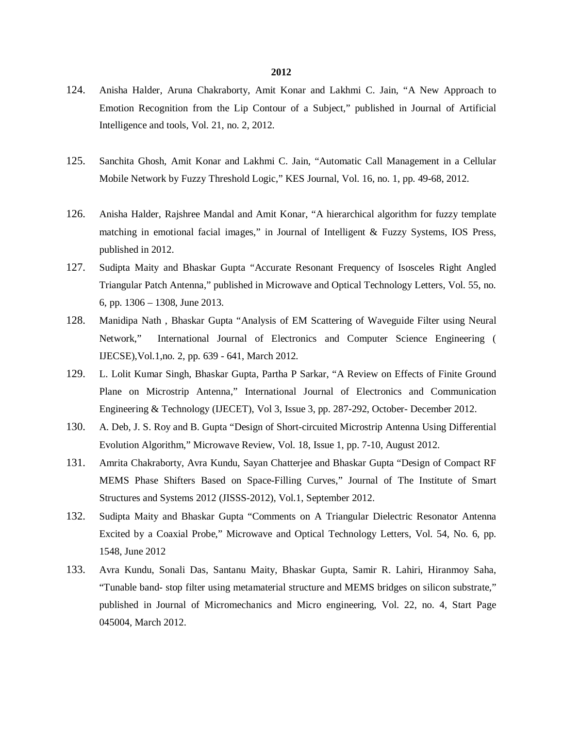**2012**

124. Anisha Halder, Aruna Chakraborty, Amit Konar and Lakhmi C. Jain, "A New Approach to Emotion Recognition from the Lip Contour of a Subject," published in Journal of Artificial Intelligence and tools, Vol. 21, no. 2, 2012.

125. Sanchita Ghosh, Amit Konar and Lakhmi C. Jain, "Automatic Call Management in a Cellular Mobile Network by Fuzzy Threshold Logic," KES Journal, Vol. 16, no. 1, pp. 49-68, 2012.

126. Anisha Halder, Rajshree Mandal and Amit Konar, "A hierarchical algorithm for fuzzy template matching in emotional facial images," in Journal of Intelligent & Fuzzy Systems, IOS Press, published in 2012.

127. Sudipta Maity and Bhaskar Gupta "Accurate Resonant Frequency of Isosceles Right Angled Triangular Patch Antenna," published in Microwave and Optical Technology Letters, Vol. 55, no. 6, pp. 1306 – 1308, June 2013.

128. Manidipa Nath , Bhaskar Gupta "Analysis of EM Scattering of Waveguide Filter using Neural Network," International Journal of Electronics and Computer Science Engineering ( IJECSE),Vol.1,no. 2, pp. 639 - 641, March 2012.

129. L. Lolit Kumar Singh, Bhaskar Gupta, Partha P Sarkar, "A Review on Effects of Finite Ground Plane on Microstrip Antenna," International Journal of Electronics and Communication Engineering & Technology (IJECET), Vol 3, Issue 3, pp. 287-292, October- December 2012.

130. A. Deb, J. S. Roy and B. Gupta "Design of Short-circuited Microstrip Antenna Using Differential Evolution Algorithm," Microwave Review, Vol. 18, Issue 1, pp. 7-10, August 2012.

131. Amrita Chakraborty, Avra Kundu, Sayan Chatterjee and Bhaskar Gupta "Design of Compact RF MEMS Phase Shifters Based on Space-Filling Curves," Journal of The Institute of Smart Structures and Systems 2012 (JISSS-2012), Vol.1, September 2012.

132. Sudipta Maity and Bhaskar Gupta "Comments on A Triangular Dielectric Resonator Antenna Excited by a Coaxial Probe," Microwave and Optical Technology Letters, Vol. 54, No. 6, pp. 1548, June 2012

133. Avra Kundu, Sonali Das, Santanu Maity, Bhaskar Gupta, Samir R. Lahiri, Hiranmoy Saha, "Tunable band- stop filter using metamaterial structure and MEMS bridges on silicon substrate," published in Journal of Micromechanics and Micro engineering, Vol. 22, no. 4, Start Page 045004, March 2012.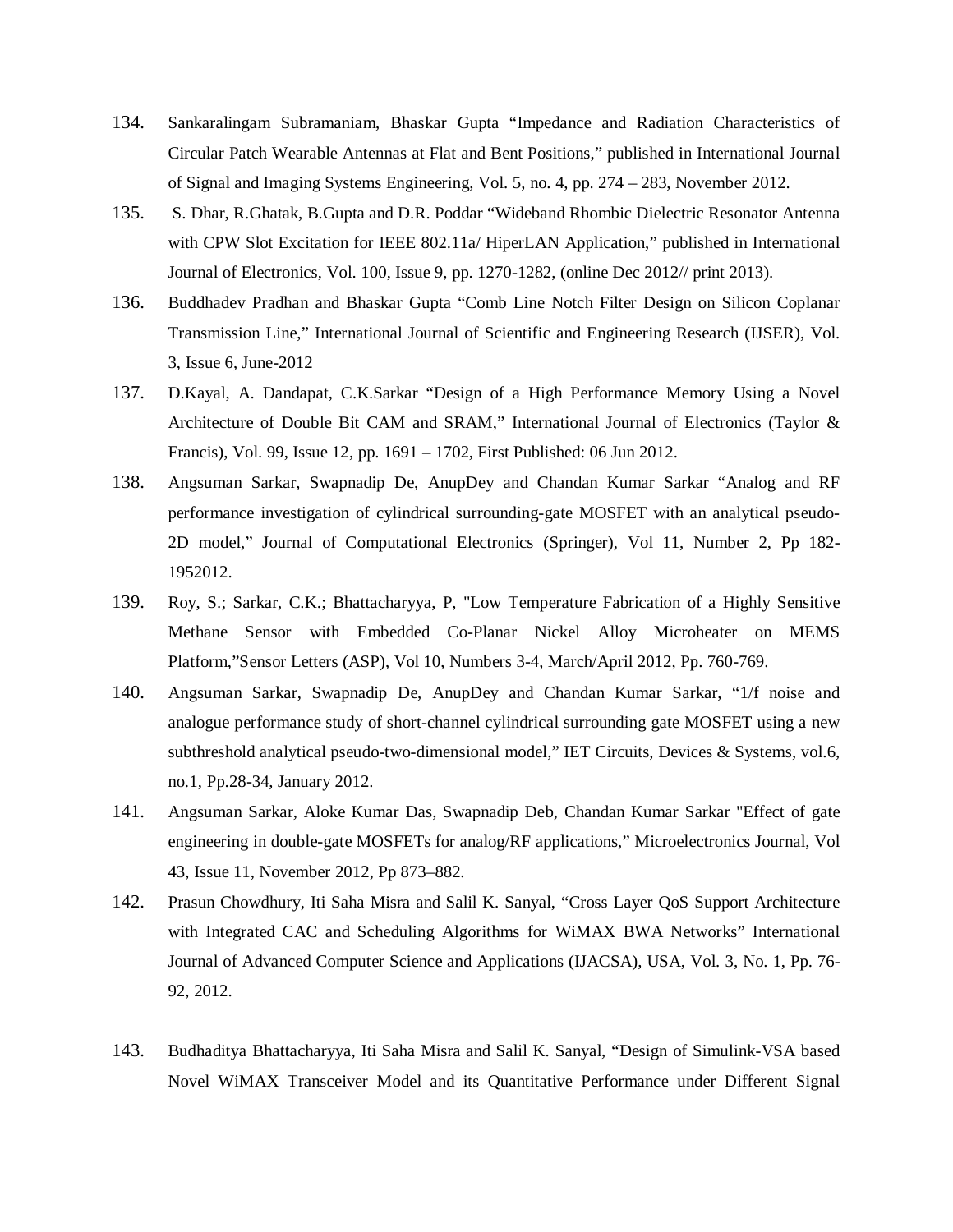134. Sankaralingam Subramaniam, Bhaskar Gupta "Impedance and Radiation Characteristics of Circular Patch Wearable Antennas at Flat and Bent Positions," published in International Journal of Signal and Imaging Systems Engineering, Vol. 5, no. 4, pp. 274 – 283, November 2012.

135. S. Dhar, R.Ghatak, B.Gupta and D.R. Poddar "Wideband Rhombic Dielectric Resonator Antenna with CPW Slot Excitation for IEEE 802.11a/ HiperLAN Application," published in International Journal of Electronics, Vol. 100, Issue 9, pp. 1270-1282, (online Dec 2012// print 2013).

136. Buddhadev Pradhan and Bhaskar Gupta "Comb Line Notch Filter Design on Silicon Coplanar Transmission Line," International Journal of Scientific and Engineering Research (IJSER), Vol. 3, Issue 6, June-2012

137. D.Kayal, A. Dandapat, C.K.Sarkar "Design of a High Performance Memory Using a Novel Architecture of Double Bit CAM and SRAM," International Journal of Electronics (Taylor & Francis), Vol. 99, Issue 12, pp. 1691 – 1702, First Published: 06 Jun 2012.

138. Angsuman Sarkar, Swapnadip De, AnupDey and Chandan Kumar Sarkar "Analog and RF performance investigation of cylindrical surrounding-gate MOSFET with an analytical pseudo-2D model," Journal of Computational Electronics (Springer), Vol 11, Number 2, Pp 182-1952012.

139. Roy, S.; Sarkar, C.K.; Bhattacharyya, P, "Low Temperature Fabrication of a Highly Sensitive Methane Sensor with Embedded Co-Planar Nickel Alloy Microheater on MEMS Platform,"Sensor Letters (ASP), Vol 10, Numbers 3-4, March/April 2012, Pp. 760-769.

140. Angsuman Sarkar, Swapnadip De, AnupDey and Chandan Kumar Sarkar, "1/f noise and analogue performance study of short-channel cylindrical surrounding gate MOSFET using a new subthreshold analytical pseudo-two-dimensional model," IET Circuits, Devices & Systems, vol.6, no.1, Pp.28-34, January 2012.

141. Angsuman Sarkar, Aloke Kumar Das, Swapnadip Deb, Chandan Kumar Sarkar "Effect of gate engineering in double-gate MOSFETs for analog/RF applications," Microelectronics Journal, Vol 43, Issue 11, November 2012, Pp 873–882.

142. Prasun Chowdhury, Iti Saha Misra and Salil K. Sanyal, "Cross Layer QoS Support Architecture with Integrated CAC and Scheduling Algorithms for WiMAX BWA Networks" International Journal of Advanced Computer Science and Applications (IJACSA), USA, Vol. 3, No. 1, Pp. 76-92, 2012.

143. Budhaditya Bhattacharyya, Iti Saha Misra and Salil K. Sanyal, "Design of Simulink-VSA based Novel WiMAX Transceiver Model and its Quantitative Performance under Different Signal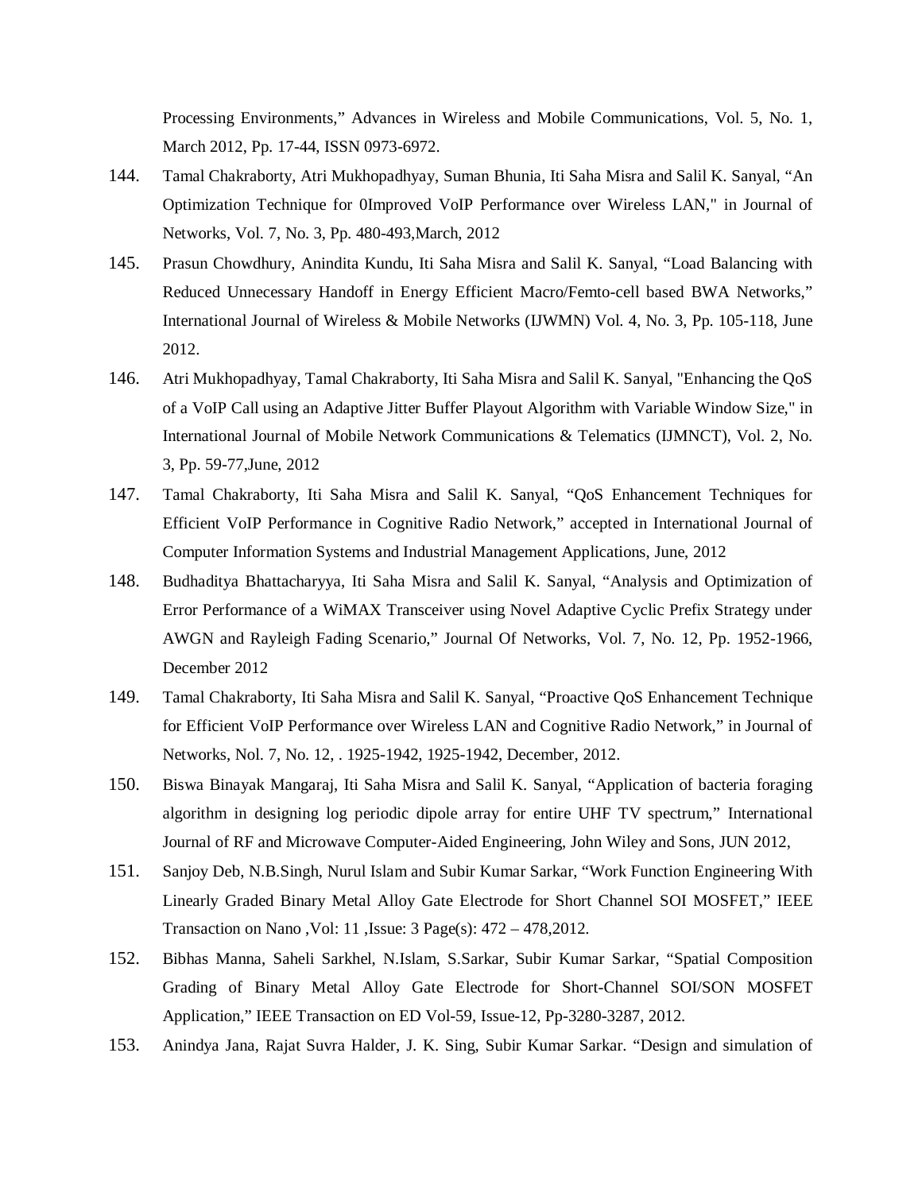Processing Environments," Advances in Wireless and Mobile Communications, Vol. 5, No. 1, March 2012, Pp. 17-44, ISSN 0973-6972.

144. Tamal Chakraborty, Atri Mukhopadhyay, Suman Bhunia, Iti Saha Misra and Salil K. Sanyal, "An Optimization Technique for 0Improved VoIP Performance over Wireless LAN," in Journal of Networks, Vol. 7, No. 3, Pp. 480-493,March, 2012

145. Prasun Chowdhury, Anindita Kundu, Iti Saha Misra and Salil K. Sanyal, "Load Balancing with Reduced Unnecessary Handoff in Energy Efficient Macro/Femto-cell based BWA Networks," International Journal of Wireless & Mobile Networks (IJWMN) Vol. 4, No. 3, Pp. 105-118, June 2012.

146. Atri Mukhopadhyay, Tamal Chakraborty, Iti Saha Misra and Salil K. Sanyal, "Enhancing the QoS of a VoIP Call using an Adaptive Jitter Buffer Playout Algorithm with Variable Window Size," in International Journal of Mobile Network Communications & Telematics (IJMNCT), Vol. 2, No. 3, Pp. 59-77,June, 2012

147. Tamal Chakraborty, Iti Saha Misra and Salil K. Sanyal, "QoS Enhancement Techniques for Efficient VoIP Performance in Cognitive Radio Network," accepted in International Journal of Computer Information Systems and Industrial Management Applications, June, 2012

148. Budhaditya Bhattacharyya, Iti Saha Misra and Salil K. Sanyal, "Analysis and Optimization of Error Performance of a WiMAX Transceiver using Novel Adaptive Cyclic Prefix Strategy under AWGN and Rayleigh Fading Scenario," Journal Of Networks, Vol. 7, No. 12, Pp. 1952-1966, December 2012

149. Tamal Chakraborty, Iti Saha Misra and Salil K. Sanyal, "Proactive QoS Enhancement Technique for Efficient VoIP Performance over Wireless LAN and Cognitive Radio Network," in Journal of Networks, Nol. 7, No. 12, . 1925-1942, 1925-1942, December, 2012.

150. Biswa Binayak Mangaraj, Iti Saha Misra and Salil K. Sanyal, "Application of bacteria foraging algorithm in designing log periodic dipole array for entire UHF TV spectrum," International Journal of RF and Microwave Computer-Aided Engineering, John Wiley and Sons, JUN 2012,

151. Sanjoy Deb, N.B.Singh, Nurul Islam and Subir Kumar Sarkar, "Work Function Engineering With Linearly Graded Binary Metal Alloy Gate Electrode for Short Channel SOI MOSFET," IEEE Transaction on Nano ,Vol: 11 ,Issue: 3 Page(s): 472 – 478,2012.

152. Bibhas Manna, Saheli Sarkhel, N.Islam, S.Sarkar, Subir Kumar Sarkar, "Spatial Composition Grading of Binary Metal Alloy Gate Electrode for Short-Channel SOI/SON MOSFET Application," IEEE Transaction on ED Vol-59, Issue-12, Pp-3280-3287, 2012.

153. Anindya Jana, Rajat Suvra Halder, J. K. Sing, Subir Kumar Sarkar. "Design and simulation of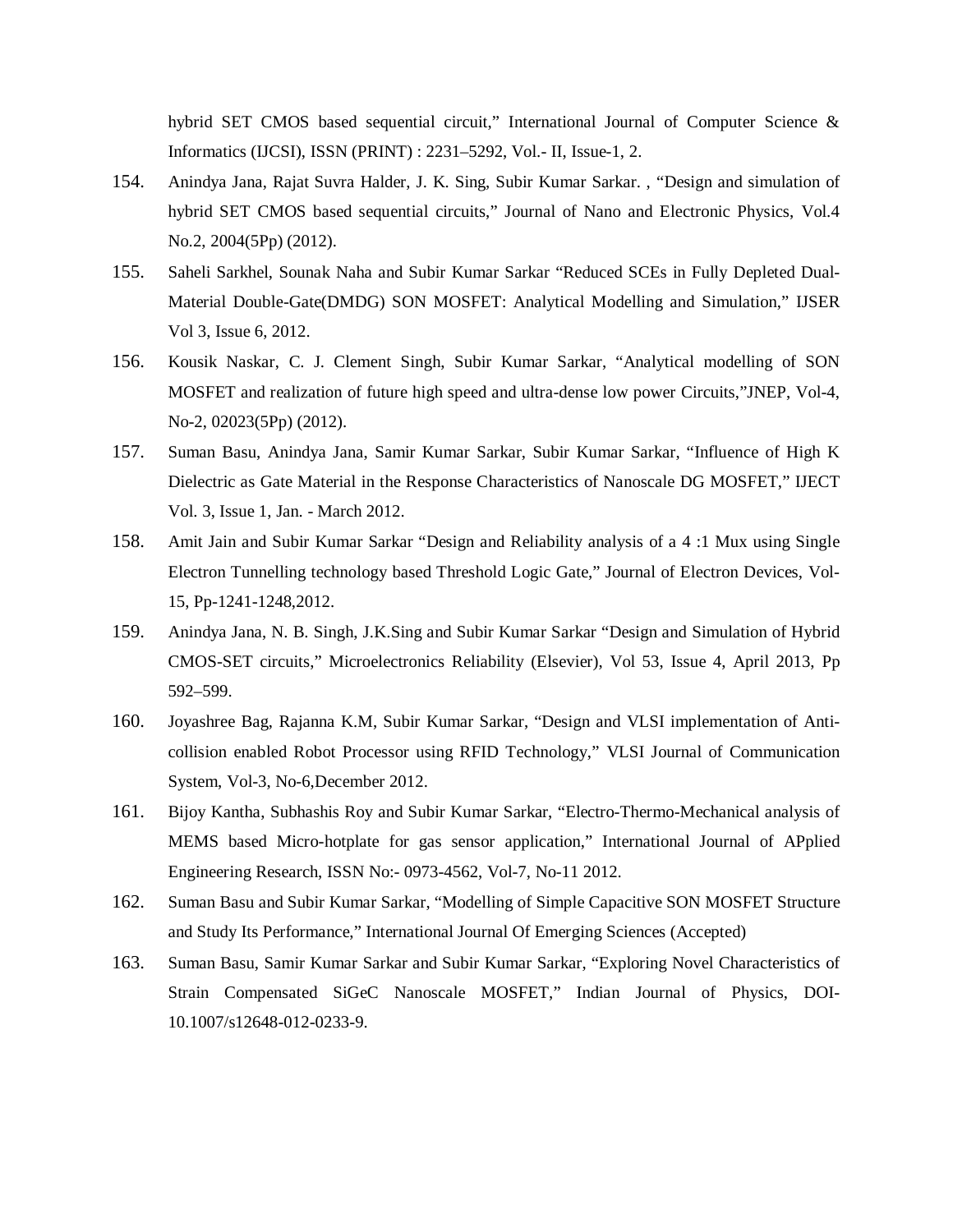hybrid SET CMOS based sequential circuit," International Journal of Computer Science & Informatics (IJCSI), ISSN (PRINT) : 2231–5292, Vol.- II, Issue-1, 2.

154. Anindya Jana, Rajat Suvra Halder, J. K. Sing, Subir Kumar Sarkar. , "Design and simulation of hybrid SET CMOS based sequential circuits," Journal of Nano and Electronic Physics, Vol.4 No.2, 2004(5Pp) (2012).

155. Saheli Sarkhel, Sounak Naha and Subir Kumar Sarkar "Reduced SCEs in Fully Depleted Dual-Material Double-Gate(DMDG) SON MOSFET: Analytical Modelling and Simulation," IJSER Vol 3, Issue 6, 2012.

156. Kousik Naskar, C. J. Clement Singh, Subir Kumar Sarkar, "Analytical modelling of SON MOSFET and realization of future high speed and ultra-dense low power Circuits,"JNEP, Vol-4, No-2, 02023(5Pp) (2012).

157. Suman Basu, Anindya Jana, Samir Kumar Sarkar, Subir Kumar Sarkar, "Influence of High K Dielectric as Gate Material in the Response Characteristics of Nanoscale DG MOSFET," IJECT Vol. 3, Issue 1, Jan. - March 2012.

158. Amit Jain and Subir Kumar Sarkar "Design and Reliability analysis of a 4 :1 Mux using Single Electron Tunnelling technology based Threshold Logic Gate," Journal of Electron Devices, Vol-15, Pp-1241-1248,2012.

159. Anindya Jana, N. B. Singh, J.K.Sing and Subir Kumar Sarkar "Design and Simulation of Hybrid CMOS-SET circuits," Microelectronics Reliability (Elsevier), Vol 53, Issue 4, April 2013, Pp 592–599.

160. Joyashree Bag, Rajanna K.M, Subir Kumar Sarkar, "Design and VLSI implementation of Anti-collision enabled Robot Processor using RFID Technology," VLSI Journal of Communication System, Vol-3, No-6,December 2012.

161. Bijoy Kantha, Subhashis Roy and Subir Kumar Sarkar, "Electro-Thermo-Mechanical analysis of MEMS based Micro-hotplate for gas sensor application," International Journal of APplied Engineering Research, ISSN No:- 0973-4562, Vol-7, No-11 2012.

162. Suman Basu and Subir Kumar Sarkar, "Modelling of Simple Capacitive SON MOSFET Structure and Study Its Performance," International Journal Of Emerging Sciences (Accepted)

163. Suman Basu, Samir Kumar Sarkar and Subir Kumar Sarkar, "Exploring Novel Characteristics of Strain Compensated SiGeC Nanoscale MOSFET," Indian Journal of Physics, DOI-10.1007/s12648-012-0233-9.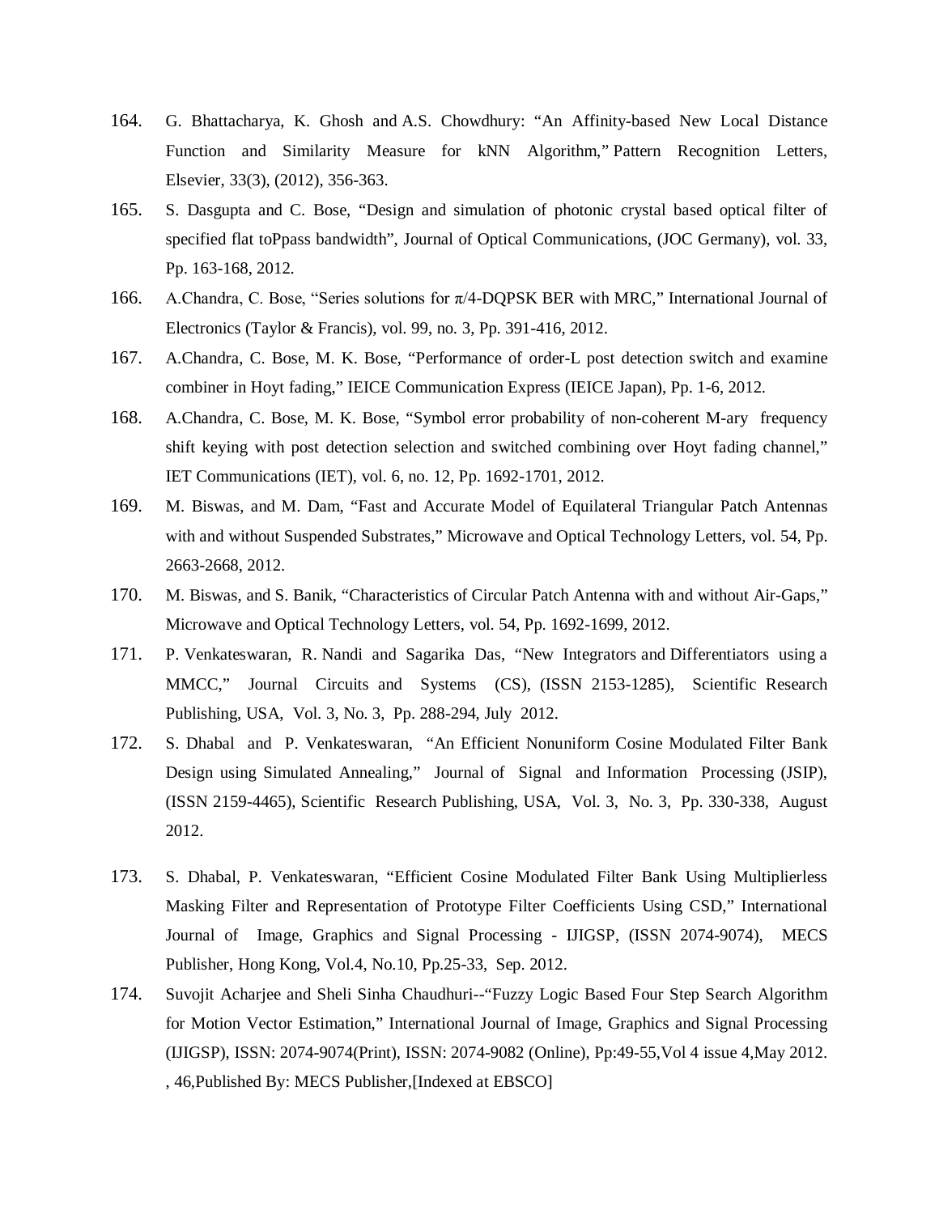164. G. Bhattacharya, K. Ghosh and A.S. Chowdhury: "An Affinity-based New Local Distance Function and Similarity Measure for kNN Algorithm," Pattern Recognition Letters, Elsevier, 33(3), (2012), 356-363.

165. S. Dasgupta and C. Bose, "Design and simulation of photonic crystal based optical filter of specified flat toPpass bandwidth", Journal of Optical Communications, (JOC Germany), vol. 33, Pp. 163-168, 2012.

166. A.Chandra, C. Bose, "Series solutions for $\pi/4$-DQPSK BER with MRC," International Journal of Electronics (Taylor & Francis), vol. 99, no. 3, Pp. 391-416, 2012.

167. A.Chandra, C. Bose, M. K. Bose, "Performance of order-L post detection switch and examine combiner in Hoyt fading," IEICE Communication Express (IEICE Japan), Pp. 1-6, 2012.

168. A.Chandra, C. Bose, M. K. Bose, "Symbol error probability of non-coherent M-ary frequency shift keying with post detection selection and switched combining over Hoyt fading channel," IET Communications (IET), vol. 6, no. 12, Pp. 1692-1701, 2012.

169. M. Biswas, and M. Dam, "Fast and Accurate Model of Equilateral Triangular Patch Antennas with and without Suspended Substrates," Microwave and Optical Technology Letters, vol. 54, Pp. 2663-2668, 2012.

170. M. Biswas, and S. Banik, "Characteristics of Circular Patch Antenna with and without Air-Gaps," Microwave and Optical Technology Letters, vol. 54, Pp. 1692-1699, 2012.

171. P. Venkateswaran, R. Nandi and Sagarika Das, "New Integrators and Differentiators using a MMCC," Journal Circuits and Systems (CS), (ISSN 2153-1285), Scientific Research Publishing, USA, Vol. 3, No. 3, Pp. 288-294, July 2012.

172. S. Dhabal and P. Venkateswaran, "An Efficient Nonuniform Cosine Modulated Filter Bank Design using Simulated Annealing," Journal of Signal and Information Processing (JSIP), (ISSN 2159-4465), Scientific Research Publishing, USA, Vol. 3, No. 3, Pp. 330-338, August 2012.

173. S. Dhabal, P. Venkateswaran, "Efficient Cosine Modulated Filter Bank Using Multiplierless Masking Filter and Representation of Prototype Filter Coefficients Using CSD," International Journal of Image, Graphics and Signal Processing - IJIGSP, (ISSN 2074-9074), MECS Publisher, Hong Kong, Vol.4, No.10, Pp.25-33, Sep. 2012.

174. Suvojit Acharjee and Sheli Sinha Chaudhuri--"Fuzzy Logic Based Four Step Search Algorithm for Motion Vector Estimation," International Journal of Image, Graphics and Signal Processing (IJIGSP), ISSN: 2074-9074(Print), ISSN: 2074-9082 (Online), Pp:49-55,Vol 4 issue 4,May 2012. , 46,Published By: MECS Publisher,[Indexed at EBSCO]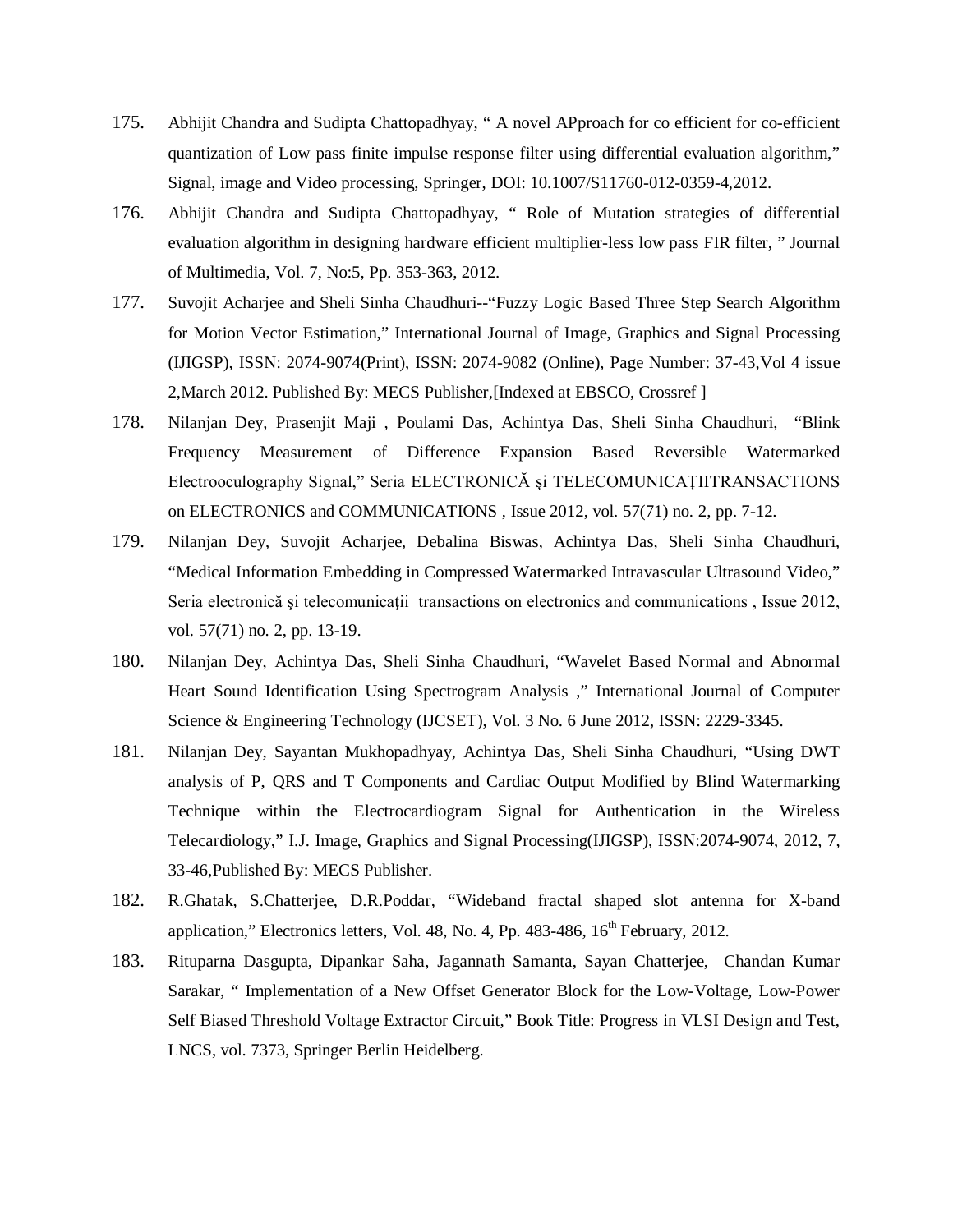175. Abhijit Chandra and Sudipta Chattopadhyay, " A novel APproach for co efficient for co-efficient quantization of Low pass finite impulse response filter using differential evaluation algorithm," Signal, image and Video processing, Springer, DOI: 10.1007/S11760-012-0359-4,2012.

176. Abhijit Chandra and Sudipta Chattopadhyay, " Role of Mutation strategies of differential evaluation algorithm in designing hardware efficient multiplier-less low pass FIR filter, " Journal of Multimedia, Vol. 7, No:5, Pp. 353-363, 2012.

177. Suvojit Acharjee and Sheli Sinha Chaudhuri--"Fuzzy Logic Based Three Step Search Algorithm for Motion Vector Estimation," International Journal of Image, Graphics and Signal Processing (IJIGSP), ISSN: 2074-9074(Print), ISSN: 2074-9082 (Online), Page Number: 37-43,Vol 4 issue 2,March 2012. Published By: MECS Publisher,[Indexed at EBSCO, Crossref ]

178. Nilanjan Dey, Prasenjit Maji , Poulami Das, Achintya Das, Sheli Sinha Chaudhuri, "Blink Frequency Measurement of Difference Expansion Based Reversible Watermarked Electrooculography Signal," Seria ELECTRONICĂ şi TELECOMUNICAŢIITRANSACTIONS on ELECTRONICS and COMMUNICATIONS , Issue 2012, vol. 57(71) no. 2, pp. 7-12.

179. Nilanjan Dey, Suvojit Acharjee, Debalina Biswas, Achintya Das, Sheli Sinha Chaudhuri, "Medical Information Embedding in Compressed Watermarked Intravascular Ultrasound Video," Seria electronică şi telecomunicaţii transactions on electronics and communications , Issue 2012, vol. 57(71) no. 2, pp. 13-19.

180. Nilanjan Dey, Achintya Das, Sheli Sinha Chaudhuri, "Wavelet Based Normal and Abnormal Heart Sound Identification Using Spectrogram Analysis ," International Journal of Computer Science & Engineering Technology (IJCSET), Vol. 3 No. 6 June 2012, ISSN: 2229-3345.

181. Nilanjan Dey, Sayantan Mukhopadhyay, Achintya Das, Sheli Sinha Chaudhuri, "Using DWT analysis of P, QRS and T Components and Cardiac Output Modified by Blind Watermarking Technique within the Electrocardiogram Signal for Authentication in the Wireless Telecardiology," I.J. Image, Graphics and Signal Processing(IJIGSP), ISSN:2074-9074, 2012, 7, 33-46,Published By: MECS Publisher.

182. R.Ghatak, S.Chatterjee, D.R.Poddar, "Wideband fractal shaped slot antenna for X-band application," Electronics letters, Vol. 48, No. 4, Pp. 483-486, 16th February, 2012.

183. Rituparna Dasgupta, Dipankar Saha, Jagannath Samanta, Sayan Chatterjee, Chandan Kumar Sarakar, " Implementation of a New Offset Generator Block for the Low-Voltage, Low-Power Self Biased Threshold Voltage Extractor Circuit," Book Title: Progress in VLSI Design and Test, LNCS, vol. 7373, Springer Berlin Heidelberg.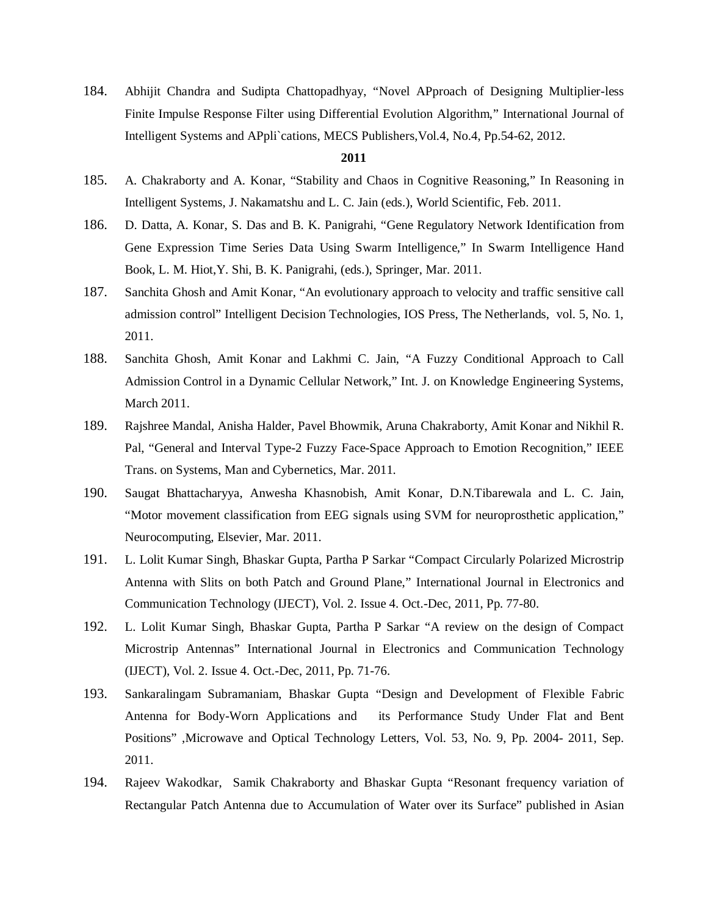184. Abhijit Chandra and Sudipta Chattopadhyay, "Novel APproach of Designing Multiplier-less Finite Impulse Response Filter using Differential Evolution Algorithm," International Journal of Intelligent Systems and APpli`cations, MECS Publishers,Vol.4, No.4, Pp.54-62, 2012.

**2011**

185. A. Chakraborty and A. Konar, "Stability and Chaos in Cognitive Reasoning," In Reasoning in Intelligent Systems, J. Nakamatshu and L. C. Jain (eds.), World Scientific, Feb. 2011.

186. D. Datta, A. Konar, S. Das and B. K. Panigrahi, "Gene Regulatory Network Identification from Gene Expression Time Series Data Using Swarm Intelligence," In Swarm Intelligence Hand Book, L. M. Hiot,Y. Shi, B. K. Panigrahi, (eds.), Springer, Mar. 2011.

187. Sanchita Ghosh and Amit Konar, "An evolutionary approach to velocity and traffic sensitive call admission control" Intelligent Decision Technologies, IOS Press, The Netherlands, vol. 5, No. 1, 2011.

188. Sanchita Ghosh, Amit Konar and Lakhmi C. Jain, "A Fuzzy Conditional Approach to Call Admission Control in a Dynamic Cellular Network," Int. J. on Knowledge Engineering Systems, March 2011.

189. Rajshree Mandal, Anisha Halder, Pavel Bhowmik, Aruna Chakraborty, Amit Konar and Nikhil R. Pal, "General and Interval Type-2 Fuzzy Face-Space Approach to Emotion Recognition," IEEE Trans. on Systems, Man and Cybernetics, Mar. 2011.

190. Saugat Bhattacharyya, Anwesha Khasnobish, Amit Konar, D.N.Tibarewala and L. C. Jain, "Motor movement classification from EEG signals using SVM for neuroprosthetic application," Neurocomputing, Elsevier, Mar. 2011.

191. L. Lolit Kumar Singh, Bhaskar Gupta, Partha P Sarkar "Compact Circularly Polarized Microstrip Antenna with Slits on both Patch and Ground Plane," International Journal in Electronics and Communication Technology (IJECT), Vol. 2. Issue 4. Oct.-Dec, 2011, Pp. 77-80.

192. L. Lolit Kumar Singh, Bhaskar Gupta, Partha P Sarkar "A review on the design of Compact Microstrip Antennas" International Journal in Electronics and Communication Technology (IJECT), Vol. 2. Issue 4. Oct.-Dec, 2011, Pp. 71-76.

193. Sankaralingam Subramaniam, Bhaskar Gupta "Design and Development of Flexible Fabric Antenna for Body-Worn Applications and its Performance Study Under Flat and Bent Positions" ,Microwave and Optical Technology Letters, Vol. 53, No. 9, Pp. 2004- 2011, Sep. 2011.

194. Rajeev Wakodkar, Samik Chakraborty and Bhaskar Gupta "Resonant frequency variation of Rectangular Patch Antenna due to Accumulation of Water over its Surface" published in Asian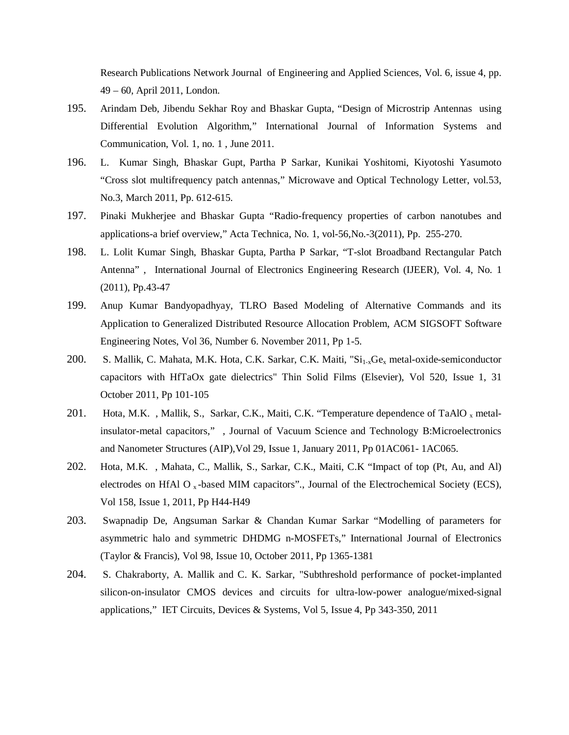Research Publications Network Journal of Engineering and Applied Sciences, Vol. 6, issue 4, pp. 49 – 60, April 2011, London.

195. Arindam Deb, Jibendu Sekhar Roy and Bhaskar Gupta, "Design of Microstrip Antennas using Differential Evolution Algorithm," International Journal of Information Systems and Communication, Vol. 1, no. 1 , June 2011.

196. L. Kumar Singh, Bhaskar Gupt, Partha P Sarkar, Kunikai Yoshitomi, Kiyotoshi Yasumoto "Cross slot multifrequency patch antennas," Microwave and Optical Technology Letter, vol.53, No.3, March 2011, Pp. 612-615.

197. Pinaki Mukherjee and Bhaskar Gupta "Radio-frequency properties of carbon nanotubes and applications-a brief overview," Acta Technica, No. 1, vol-56,No.-3(2011), Pp. 255-270.

198. L. Lolit Kumar Singh, Bhaskar Gupta, Partha P Sarkar, "T-slot Broadband Rectangular Patch Antenna" , International Journal of Electronics Engineering Research (IJEER), Vol. 4, No. 1 (2011), Pp.43-47

199. Anup Kumar Bandyopadhyay, TLRO Based Modeling of Alternative Commands and its Application to Generalized Distributed Resource Allocation Problem, ACM SIGSOFT Software Engineering Notes, Vol 36, Number 6. November 2011, Pp 1-5.

200. S. Mallik, C. Mahata, M.K. Hota, C.K. Sarkar, C.K. Maiti, "$Si_{1-x}Ge_x$ metal-oxide-semiconductor capacitors with HfTaOx gate dielectrics" Thin Solid Films (Elsevier), Vol 520, Issue 1, 31 October 2011, Pp 101-105

201. Hota, M.K. , Mallik, S., Sarkar, C.K., Maiti, C.K. "Temperature dependence of $TaAlO_x$ metal-insulator-metal capacitors," , Journal of Vacuum Science and Technology B:Microelectronics and Nanometer Structures (AIP),Vol 29, Issue 1, January 2011, Pp 01AC061- 1AC065.

202. Hota, M.K. , Mahata, C., Mallik, S., Sarkar, C.K., Maiti, C.K "Impact of top (Pt, Au, and Al) electrodes on $HfAlO_x$-based MIM capacitors"., Journal of the Electrochemical Society (ECS), Vol 158, Issue 1, 2011, Pp H44-H49

203. Swapnadip De, Angsuman Sarkar & Chandan Kumar Sarkar "Modelling of parameters for asymmetric halo and symmetric DHDMG n-MOSFETs," International Journal of Electronics (Taylor & Francis), Vol 98, Issue 10, October 2011, Pp 1365-1381

204. S. Chakraborty, A. Mallik and C. K. Sarkar, "Subthreshold performance of pocket-implanted silicon-on-insulator CMOS devices and circuits for ultra-low-power analogue/mixed-signal applications," IET Circuits, Devices & Systems, Vol 5, Issue 4, Pp 343-350, 2011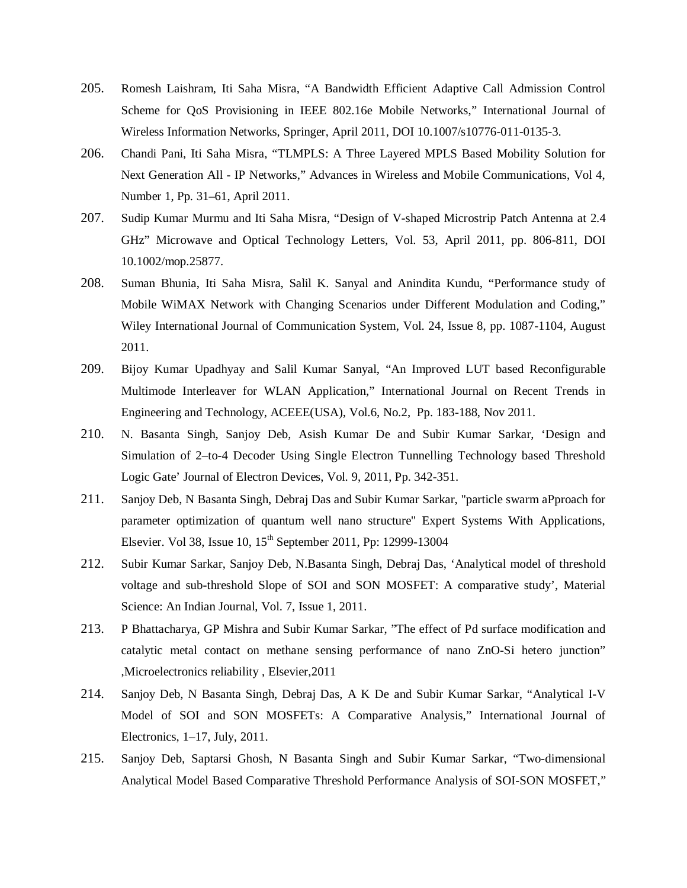205. Romesh Laishram, Iti Saha Misra, "A Bandwidth Efficient Adaptive Call Admission Control Scheme for QoS Provisioning in IEEE 802.16e Mobile Networks," International Journal of Wireless Information Networks, Springer, April 2011, DOI 10.1007/s10776-011-0135-3.

206. Chandi Pani, Iti Saha Misra, "TLMPLS: A Three Layered MPLS Based Mobility Solution for Next Generation All - IP Networks," Advances in Wireless and Mobile Communications, Vol 4, Number 1, Pp. 31–61, April 2011.

207. Sudip Kumar Murmu and Iti Saha Misra, "Design of V-shaped Microstrip Patch Antenna at 2.4 GHz" Microwave and Optical Technology Letters, Vol. 53, April 2011, pp. 806-811, DOI 10.1002/mop.25877.

208. Suman Bhunia, Iti Saha Misra, Salil K. Sanyal and Anindita Kundu, "Performance study of Mobile WiMAX Network with Changing Scenarios under Different Modulation and Coding," Wiley International Journal of Communication System, Vol. 24, Issue 8, pp. 1087-1104, August 2011.

209. Bijoy Kumar Upadhyay and Salil Kumar Sanyal, "An Improved LUT based Reconfigurable Multimode Interleaver for WLAN Application," International Journal on Recent Trends in Engineering and Technology, ACEEE(USA), Vol.6, No.2, Pp. 183-188, Nov 2011.

210. N. Basanta Singh, Sanjoy Deb, Asish Kumar De and Subir Kumar Sarkar, 'Design and Simulation of 2–to-4 Decoder Using Single Electron Tunnelling Technology based Threshold Logic Gate' Journal of Electron Devices, Vol. 9, 2011, Pp. 342-351.

211. Sanjoy Deb, N Basanta Singh, Debraj Das and Subir Kumar Sarkar, "particle swarm aPproach for parameter optimization of quantum well nano structure" Expert Systems With Applications, Elsevier. Vol 38, Issue 10, 15th September 2011, Pp: 12999-13004

212. Subir Kumar Sarkar, Sanjoy Deb, N.Basanta Singh, Debraj Das, 'Analytical model of threshold voltage and sub-threshold Slope of SOI and SON MOSFET: A comparative study', Material Science: An Indian Journal, Vol. 7, Issue 1, 2011.

213. P Bhattacharya, GP Mishra and Subir Kumar Sarkar, "The effect of Pd surface modification and catalytic metal contact on methane sensing performance of nano ZnO-Si hetero junction" ,Microelectronics reliability , Elsevier,2011

214. Sanjoy Deb, N Basanta Singh, Debraj Das, A K De and Subir Kumar Sarkar, "Analytical I-V Model of SOI and SON MOSFETs: A Comparative Analysis," International Journal of Electronics, 1–17, July, 2011.

215. Sanjoy Deb, Saptarsi Ghosh, N Basanta Singh and Subir Kumar Sarkar, "Two-dimensional Analytical Model Based Comparative Threshold Performance Analysis of SOI-SON MOSFET,"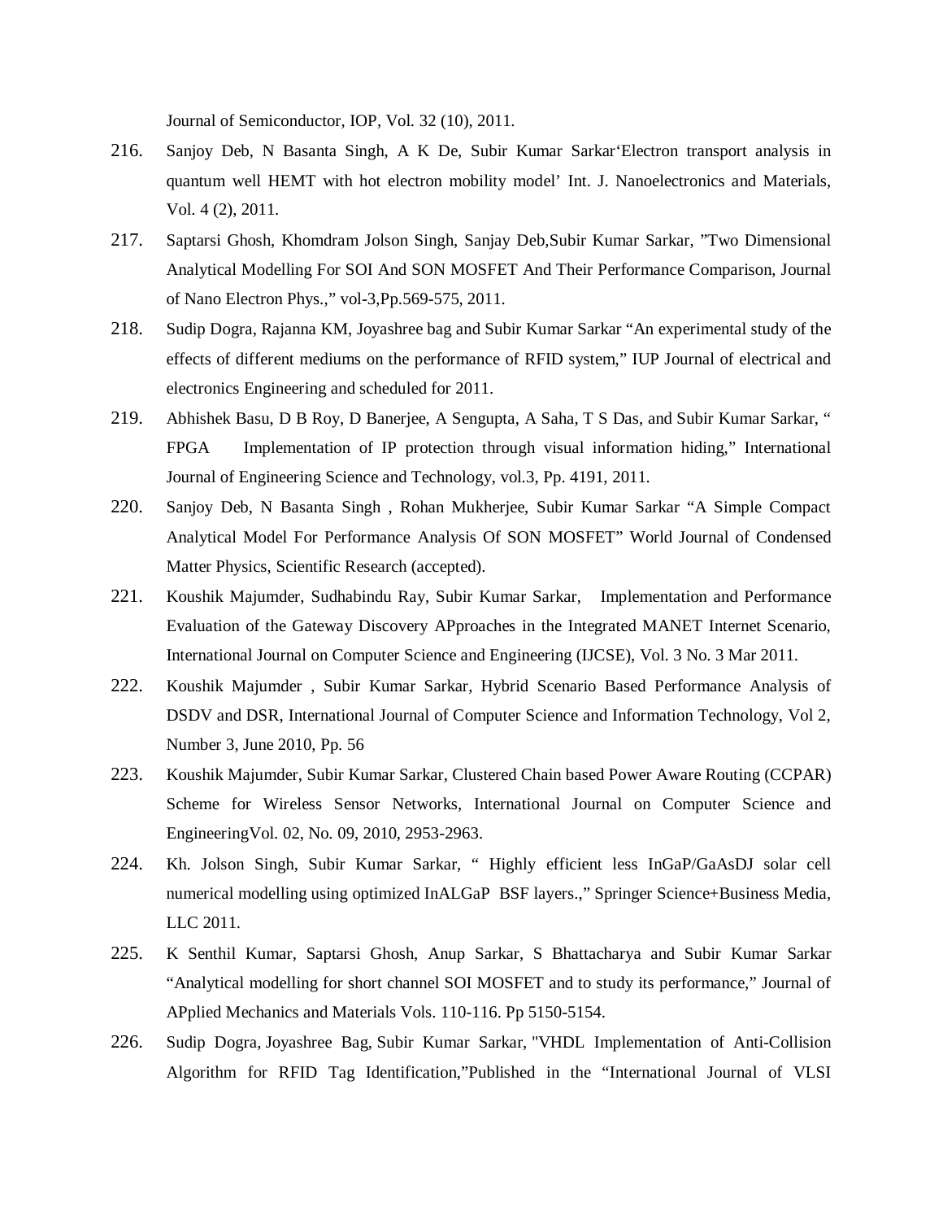Journal of Semiconductor, IOP, Vol. 32 (10), 2011.

216. Sanjoy Deb, N Basanta Singh, A K De, Subir Kumar Sarkar'Electron transport analysis in quantum well HEMT with hot electron mobility model' Int. J. Nanoelectronics and Materials, Vol. 4 (2), 2011.

217. Saptarsi Ghosh, Khomdram Jolson Singh, Sanjay Deb,Subir Kumar Sarkar, "Two Dimensional Analytical Modelling For SOI And SON MOSFET And Their Performance Comparison, Journal of Nano Electron Phys.," vol-3,Pp.569-575, 2011.

218. Sudip Dogra, Rajanna KM, Joyashree bag and Subir Kumar Sarkar "An experimental study of the effects of different mediums on the performance of RFID system," IUP Journal of electrical and electronics Engineering and scheduled for 2011.

219. Abhishek Basu, D B Roy, D Banerjee, A Sengupta, A Saha, T S Das, and Subir Kumar Sarkar, " FPGA Implementation of IP protection through visual information hiding," International Journal of Engineering Science and Technology, vol.3, Pp. 4191, 2011.

220. Sanjoy Deb, N Basanta Singh , Rohan Mukherjee, Subir Kumar Sarkar "A Simple Compact Analytical Model For Performance Analysis Of SON MOSFET" World Journal of Condensed Matter Physics, Scientific Research (accepted).

221. Koushik Majumder, Sudhabindu Ray, Subir Kumar Sarkar, Implementation and Performance Evaluation of the Gateway Discovery APproaches in the Integrated MANET Internet Scenario, International Journal on Computer Science and Engineering (IJCSE), Vol. 3 No. 3 Mar 2011.

222. Koushik Majumder , Subir Kumar Sarkar, Hybrid Scenario Based Performance Analysis of DSDV and DSR, International Journal of Computer Science and Information Technology, Vol 2, Number 3, June 2010, Pp. 56

223. Koushik Majumder, Subir Kumar Sarkar, Clustered Chain based Power Aware Routing (CCPAR) Scheme for Wireless Sensor Networks, International Journal on Computer Science and EngineeringVol. 02, No. 09, 2010, 2953-2963.

224. Kh. Jolson Singh, Subir Kumar Sarkar, " Highly efficient less InGaP/GaAsDJ solar cell numerical modelling using optimized InALGaP BSF layers.," Springer Science+Business Media, LLC 2011.

225. K Senthil Kumar, Saptarsi Ghosh, Anup Sarkar, S Bhattacharya and Subir Kumar Sarkar "Analytical modelling for short channel SOI MOSFET and to study its performance," Journal of APplied Mechanics and Materials Vols. 110-116. Pp 5150-5154.

226. Sudip Dogra, Joyashree Bag, Subir Kumar Sarkar, "VHDL Implementation of Anti-Collision Algorithm for RFID Tag Identification,"Published in the "International Journal of VLSI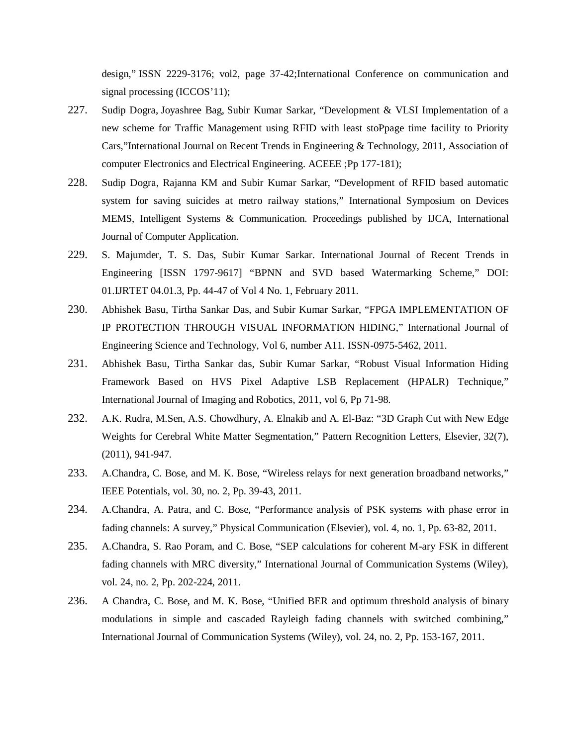design," ISSN 2229-3176; vol2, page 37-42;International Conference on communication and signal processing (ICCOS'11);

227. Sudip Dogra, Joyashree Bag, Subir Kumar Sarkar, "Development & VLSI Implementation of a new scheme for Traffic Management using RFID with least stoPpage time facility to Priority Cars,"International Journal on Recent Trends in Engineering & Technology, 2011, Association of computer Electronics and Electrical Engineering. ACEEE ;Pp 177-181);

228. Sudip Dogra, Rajanna KM and Subir Kumar Sarkar, "Development of RFID based automatic system for saving suicides at metro railway stations," International Symposium on Devices MEMS, Intelligent Systems & Communication. Proceedings published by IJCA, International Journal of Computer Application.

229. S. Majumder, T. S. Das, Subir Kumar Sarkar. International Journal of Recent Trends in Engineering [ISSN 1797-9617] "BPNN and SVD based Watermarking Scheme," DOI: 01.IJRTET 04.01.3, Pp. 44-47 of Vol 4 No. 1, February 2011.

230. Abhishek Basu, Tirtha Sankar Das, and Subir Kumar Sarkar, "FPGA IMPLEMENTATION OF IP PROTECTION THROUGH VISUAL INFORMATION HIDING," International Journal of Engineering Science and Technology, Vol 6, number A11. ISSN-0975-5462, 2011.

231. Abhishek Basu, Tirtha Sankar das, Subir Kumar Sarkar, "Robust Visual Information Hiding Framework Based on HVS Pixel Adaptive LSB Replacement (HPALR) Technique," International Journal of Imaging and Robotics, 2011, vol 6, Pp 71-98.

232. A.K. Rudra, M.Sen, A.S. Chowdhury, A. Elnakib and A. El-Baz: "3D Graph Cut with New Edge Weights for Cerebral White Matter Segmentation," Pattern Recognition Letters, Elsevier, 32(7), (2011), 941-947.

233. A.Chandra, C. Bose, and M. K. Bose, "Wireless relays for next generation broadband networks," IEEE Potentials, vol. 30, no. 2, Pp. 39-43, 2011.

234. A.Chandra, A. Patra, and C. Bose, "Performance analysis of PSK systems with phase error in fading channels: A survey," Physical Communication (Elsevier), vol. 4, no. 1, Pp. 63-82, 2011.

235. A.Chandra, S. Rao Poram, and C. Bose, "SEP calculations for coherent M-ary FSK in different fading channels with MRC diversity," International Journal of Communication Systems (Wiley), vol. 24, no. 2, Pp. 202-224, 2011.

236. A Chandra, C. Bose, and M. K. Bose, "Unified BER and optimum threshold analysis of binary modulations in simple and cascaded Rayleigh fading channels with switched combining," International Journal of Communication Systems (Wiley), vol. 24, no. 2, Pp. 153-167, 2011.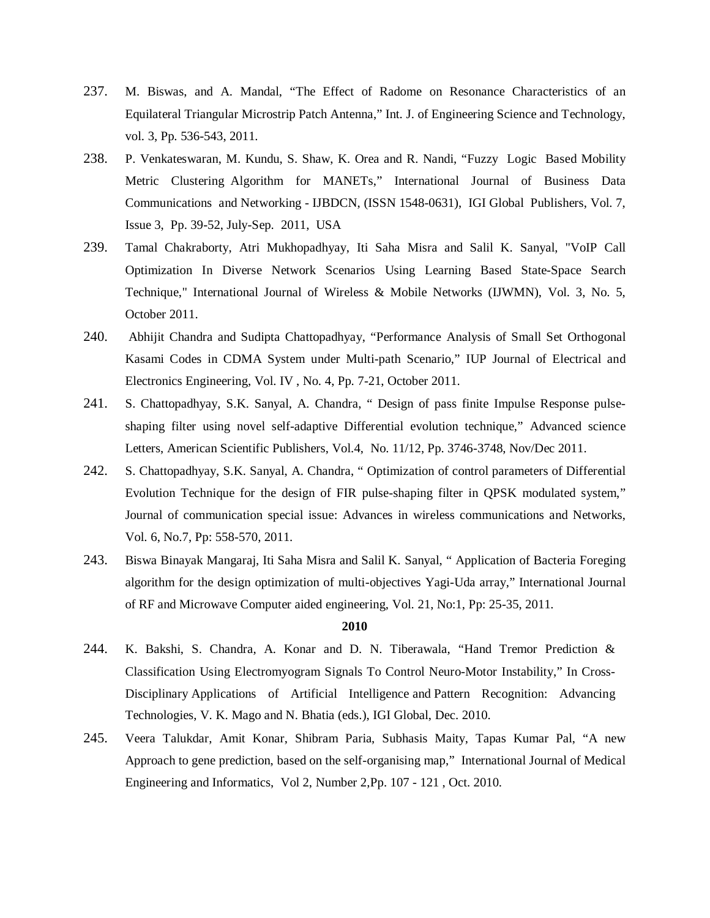237. M. Biswas, and A. Mandal, “The Effect of Radome on Resonance Characteristics of an Equilateral Triangular Microstrip Patch Antenna,” Int. J. of Engineering Science and Technology, vol. 3, Pp. 536-543, 2011.

238. P. Venkateswaran, M. Kundu, S. Shaw, K. Orea and R. Nandi, “Fuzzy Logic Based Mobility Metric Clustering Algorithm for MANETs,” International Journal of Business Data Communications and Networking - IJBDCN, (ISSN 1548-0631), IGI Global Publishers, Vol. 7, Issue 3, Pp. 39-52, July-Sep. 2011, USA

239. Tamal Chakraborty, Atri Mukhopadhyay, Iti Saha Misra and Salil K. Sanyal, "VoIP Call Optimization In Diverse Network Scenarios Using Learning Based State-Space Search Technique," International Journal of Wireless & Mobile Networks (IJWMN), Vol. 3, No. 5, October 2011.

240. Abhijit Chandra and Sudipta Chattopadhyay, “Performance Analysis of Small Set Orthogonal Kasami Codes in CDMA System under Multi-path Scenario,” IUP Journal of Electrical and Electronics Engineering, Vol. IV , No. 4, Pp. 7-21, October 2011.

241. S. Chattopadhyay, S.K. Sanyal, A. Chandra, “ Design of pass finite Impulse Response pulse-shaping filter using novel self-adaptive Differential evolution technique,” Advanced science Letters, American Scientific Publishers, Vol.4, No. 11/12, Pp. 3746-3748, Nov/Dec 2011.

242. S. Chattopadhyay, S.K. Sanyal, A. Chandra, “ Optimization of control parameters of Differential Evolution Technique for the design of FIR pulse-shaping filter in QPSK modulated system,” Journal of communication special issue: Advances in wireless communications and Networks, Vol. 6, No.7, Pp: 558-570, 2011.

243. Biswa Binayak Mangaraj, Iti Saha Misra and Salil K. Sanyal, “ Application of Bacteria Foreging algorithm for the design optimization of multi-objectives Yagi-Uda array,” International Journal of RF and Microwave Computer aided engineering, Vol. 21, No:1, Pp: 25-35, 2011.

**2010**

244. K. Bakshi, S. Chandra, A. Konar and D. N. Tiberawala, “Hand Tremor Prediction & Classification Using Electromyogram Signals To Control Neuro-Motor Instability,” In Cross-Disciplinary Applications of Artificial Intelligence and Pattern Recognition: Advancing Technologies, V. K. Mago and N. Bhatia (eds.), IGI Global, Dec. 2010.

245. Veera Talukdar, Amit Konar, Shibram Paria, Subhasis Maity, Tapas Kumar Pal, “A new Approach to gene prediction, based on the self-organising map,” International Journal of Medical Engineering and Informatics, Vol 2, Number 2,Pp. 107 - 121 , Oct. 2010.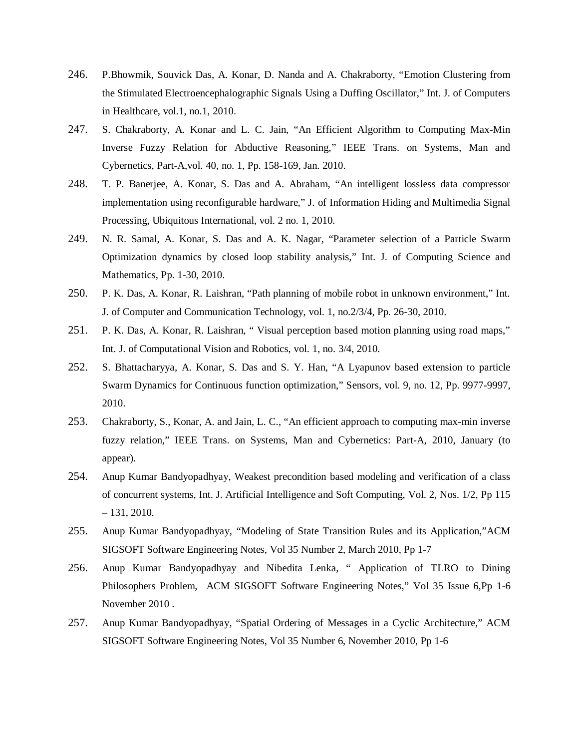246. P.Bhowmik, Souvick Das, A. Konar, D. Nanda and A. Chakraborty, "Emotion Clustering from the Stimulated Electroencephalographic Signals Using a Duffing Oscillator," Int. J. of Computers in Healthcare, vol.1, no.1, 2010.
247. S. Chakraborty, A. Konar and L. C. Jain, "An Efficient Algorithm to Computing Max-Min Inverse Fuzzy Relation for Abductive Reasoning," IEEE Trans. on Systems, Man and Cybernetics, Part-A,vol. 40, no. 1, Pp. 158-169, Jan. 2010.
248. T. P. Banerjee, A. Konar, S. Das and A. Abraham, "An intelligent lossless data compressor implementation using reconfigurable hardware," J. of Information Hiding and Multimedia Signal Processing, Ubiquitous International, vol. 2 no. 1, 2010.
249. N. R. Samal, A. Konar, S. Das and A. K. Nagar, "Parameter selection of a Particle Swarm Optimization dynamics by closed loop stability analysis," Int. J. of Computing Science and Mathematics, Pp. 1-30, 2010.
250. P. K. Das, A. Konar, R. Laishran, "Path planning of mobile robot in unknown environment," Int. J. of Computer and Communication Technology, vol. 1, no.2/3/4, Pp. 26-30, 2010.
251. P. K. Das, A. Konar, R. Laishran, " Visual perception based motion planning using road maps," Int. J. of Computational Vision and Robotics, vol. 1, no. 3/4, 2010.
252. S. Bhattacharyya, A. Konar, S. Das and S. Y. Han, "A Lyapunov based extension to particle Swarm Dynamics for Continuous function optimization," Sensors, vol. 9, no. 12, Pp. 9977-9997, 2010.
253. Chakraborty, S., Konar, A. and Jain, L. C., "An efficient approach to computing max-min inverse fuzzy relation," IEEE Trans. on Systems, Man and Cybernetics: Part-A, 2010, January (to appear).
254. Anup Kumar Bandyopadhyay, Weakest precondition based modeling and verification of a class of concurrent systems, Int. J. Artificial Intelligence and Soft Computing, Vol. 2, Nos. 1/2, Pp 115 – 131, 2010.
255. Anup Kumar Bandyopadhyay, "Modeling of State Transition Rules and its Application,"ACM SIGSOFT Software Engineering Notes, Vol 35 Number 2, March 2010, Pp 1-7
256. Anup Kumar Bandyopadhyay and Nibedita Lenka, " Application of TLRO to Dining Philosophers Problem, ACM SIGSOFT Software Engineering Notes," Vol 35 Issue 6,Pp 1-6 November 2010 .
257. Anup Kumar Bandyopadhyay, "Spatial Ordering of Messages in a Cyclic Architecture," ACM SIGSOFT Software Engineering Notes, Vol 35 Number 6, November 2010, Pp 1-6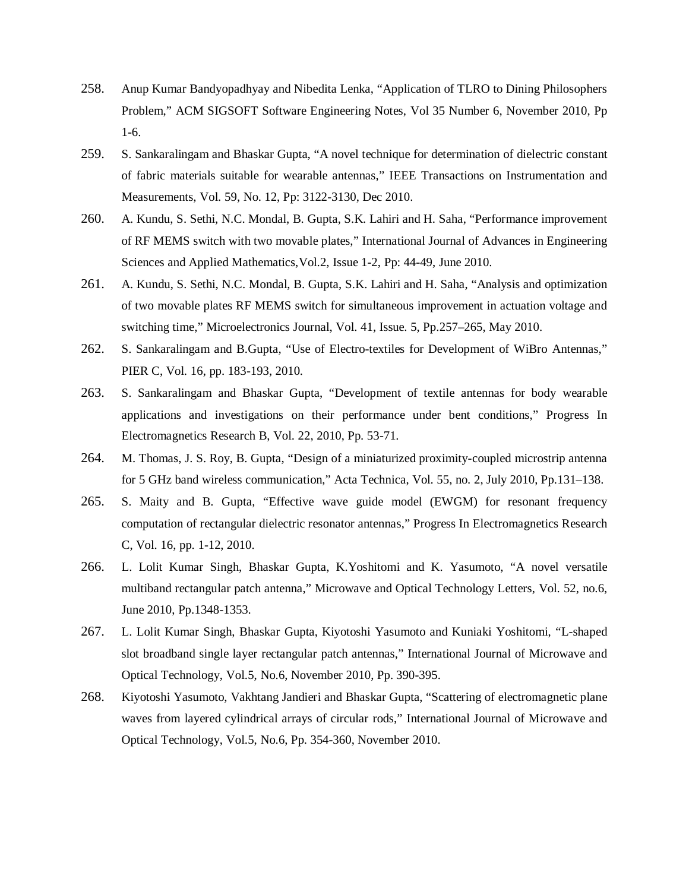258. Anup Kumar Bandyopadhyay and Nibedita Lenka, “Application of TLRO to Dining Philosophers Problem,” ACM SIGSOFT Software Engineering Notes, Vol 35 Number 6, November 2010, Pp 1-6.
259. S. Sankaralingam and Bhaskar Gupta, “A novel technique for determination of dielectric constant of fabric materials suitable for wearable antennas,” IEEE Transactions on Instrumentation and Measurements, Vol. 59, No. 12, Pp: 3122-3130, Dec 2010.
260. A. Kundu, S. Sethi, N.C. Mondal, B. Gupta, S.K. Lahiri and H. Saha, “Performance improvement of RF MEMS switch with two movable plates,” International Journal of Advances in Engineering Sciences and Applied Mathematics,Vol.2, Issue 1-2, Pp: 44-49, June 2010.
261. A. Kundu, S. Sethi, N.C. Mondal, B. Gupta, S.K. Lahiri and H. Saha, “Analysis and optimization of two movable plates RF MEMS switch for simultaneous improvement in actuation voltage and switching time,” Microelectronics Journal, Vol. 41, Issue. 5, Pp.257–265, May 2010.
262. S. Sankaralingam and B.Gupta, “Use of Electro-textiles for Development of WiBro Antennas,” PIER C, Vol. 16, pp. 183-193, 2010.
263. S. Sankaralingam and Bhaskar Gupta, “Development of textile antennas for body wearable applications and investigations on their performance under bent conditions,” Progress In Electromagnetics Research B, Vol. 22, 2010, Pp. 53-71.
264. M. Thomas, J. S. Roy, B. Gupta, “Design of a miniaturized proximity-coupled microstrip antenna for 5 GHz band wireless communication,” Acta Technica, Vol. 55, no. 2, July 2010, Pp.131–138.
265. S. Maity and B. Gupta, “Effective wave guide model (EWGM) for resonant frequency computation of rectangular dielectric resonator antennas,” Progress In Electromagnetics Research C, Vol. 16, pp. 1-12, 2010.
266. L. Lolit Kumar Singh, Bhaskar Gupta, K.Yoshitomi and K. Yasumoto, “A novel versatile multiband rectangular patch antenna,” Microwave and Optical Technology Letters, Vol. 52, no.6, June 2010, Pp.1348-1353.
267. L. Lolit Kumar Singh, Bhaskar Gupta, Kiyotoshi Yasumoto and Kuniaki Yoshitomi, “L-shaped slot broadband single layer rectangular patch antennas,” International Journal of Microwave and Optical Technology, Vol.5, No.6, November 2010, Pp. 390-395.
268. Kiyotoshi Yasumoto, Vakhtang Jandieri and Bhaskar Gupta, “Scattering of electromagnetic plane waves from layered cylindrical arrays of circular rods,” International Journal of Microwave and Optical Technology, Vol.5, No.6, Pp. 354-360, November 2010.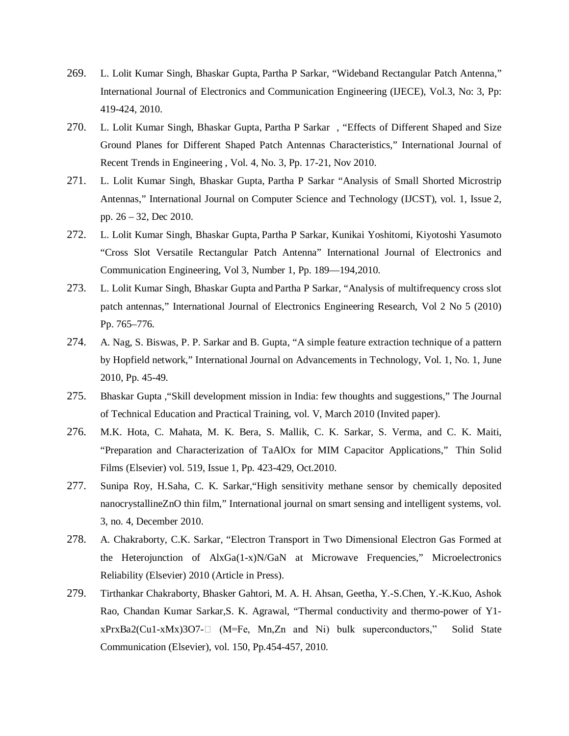269. L. Lolit Kumar Singh, Bhaskar Gupta, Partha P Sarkar, "Wideband Rectangular Patch Antenna," International Journal of Electronics and Communication Engineering (IJECE), Vol.3, No: 3, Pp: 419-424, 2010.

270. L. Lolit Kumar Singh, Bhaskar Gupta, Partha P Sarkar , "Effects of Different Shaped and Size Ground Planes for Different Shaped Patch Antennas Characteristics," International Journal of Recent Trends in Engineering , Vol. 4, No. 3, Pp. 17-21, Nov 2010.

271. L. Lolit Kumar Singh, Bhaskar Gupta, Partha P Sarkar "Analysis of Small Shorted Microstrip Antennas," International Journal on Computer Science and Technology (IJCST), vol. 1, Issue 2, pp. 26 – 32, Dec 2010.

272. L. Lolit Kumar Singh, Bhaskar Gupta, Partha P Sarkar, Kunikai Yoshitomi, Kiyotoshi Yasumoto "Cross Slot Versatile Rectangular Patch Antenna" International Journal of Electronics and Communication Engineering, Vol 3, Number 1, Pp. 189—194,2010.

273. L. Lolit Kumar Singh, Bhaskar Gupta and Partha P Sarkar, "Analysis of multifrequency cross slot patch antennas," International Journal of Electronics Engineering Research, Vol 2 No 5 (2010) Pp. 765–776.

274. A. Nag, S. Biswas, P. P. Sarkar and B. Gupta, "A simple feature extraction technique of a pattern by Hopfield network," International Journal on Advancements in Technology, Vol. 1, No. 1, June 2010, Pp. 45-49.

275. Bhaskar Gupta ,"Skill development mission in India: few thoughts and suggestions," The Journal of Technical Education and Practical Training, vol. V, March 2010 (Invited paper).

276. M.K. Hota, C. Mahata, M. K. Bera, S. Mallik, C. K. Sarkar, S. Verma, and C. K. Maiti, "Preparation and Characterization of TaAlOx for MIM Capacitor Applications," Thin Solid Films (Elsevier) vol. 519, Issue 1, Pp. 423-429, Oct.2010.

277. Sunipa Roy, H.Saha, C. K. Sarkar,"High sensitivity methane sensor by chemically deposited nanocrystallineZnO thin film," International journal on smart sensing and intelligent systems, vol. 3, no. 4, December 2010.

278. A. Chakraborty, C.K. Sarkar, "Electron Transport in Two Dimensional Electron Gas Formed at the Heterojunction of AlxGa(1-x)N/GaN at Microwave Frequencies," Microelectronics Reliability (Elsevier) 2010 (Article in Press).

279. Tirthankar Chakraborty, Bhasker Gahtori, M. A. H. Ahsan, Geetha, Y.-S.Chen, Y.-K.Kuo, Ashok Rao, Chandan Kumar Sarkar,S. K. Agrawal, "Thermal conductivity and thermo-power of Y1-xPrxBa2(Cu1-xMx)3O7-δ (M=Fe, Mn,Zn and Ni) bulk superconductors," Solid State Communication (Elsevier), vol. 150, Pp.454-457, 2010.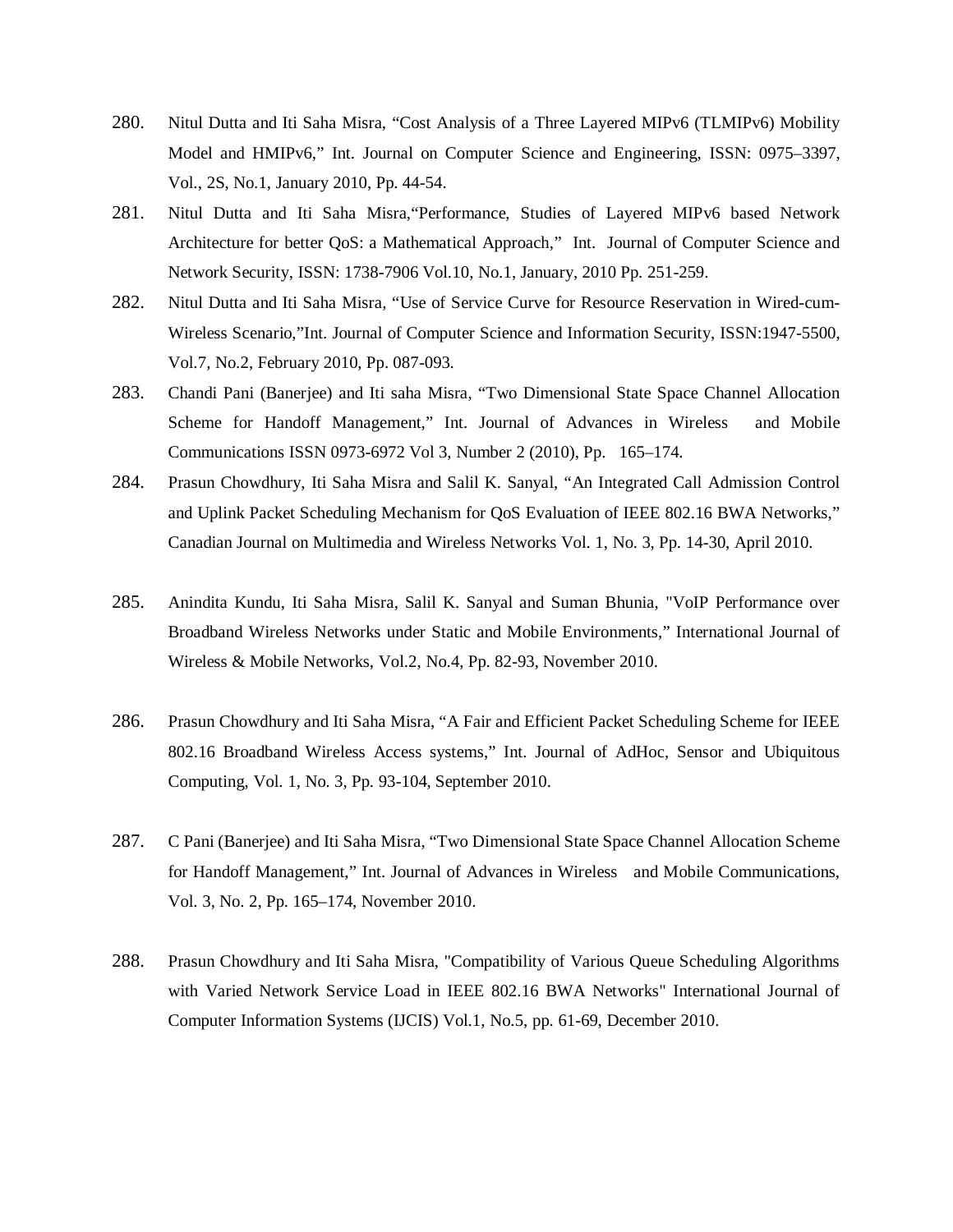280. Nitul Dutta and Iti Saha Misra, “Cost Analysis of a Three Layered MIPv6 (TLMIPv6) Mobility Model and HMIPv6,” Int. Journal on Computer Science and Engineering, ISSN: 0975–3397, Vol., 2S, No.1, January 2010, Pp. 44-54.

281. Nitul Dutta and Iti Saha Misra,“Performance, Studies of Layered MIPv6 based Network Architecture for better QoS: a Mathematical Approach,” Int. Journal of Computer Science and Network Security, ISSN: 1738-7906 Vol.10, No.1, January, 2010 Pp. 251-259.

282. Nitul Dutta and Iti Saha Misra, “Use of Service Curve for Resource Reservation in Wired-cum-Wireless Scenario,”Int. Journal of Computer Science and Information Security, ISSN:1947-5500, Vol.7, No.2, February 2010, Pp. 087-093.

283. Chandi Pani (Banerjee) and Iti saha Misra, “Two Dimensional State Space Channel Allocation Scheme for Handoff Management,” Int. Journal of Advances in Wireless and Mobile Communications ISSN 0973-6972 Vol 3, Number 2 (2010), Pp. 165–174.

284. Prasun Chowdhury, Iti Saha Misra and Salil K. Sanyal, “An Integrated Call Admission Control and Uplink Packet Scheduling Mechanism for QoS Evaluation of IEEE 802.16 BWA Networks,” Canadian Journal on Multimedia and Wireless Networks Vol. 1, No. 3, Pp. 14-30, April 2010.

285. Anindita Kundu, Iti Saha Misra, Salil K. Sanyal and Suman Bhunia, "VoIP Performance over Broadband Wireless Networks under Static and Mobile Environments,” International Journal of Wireless & Mobile Networks, Vol.2, No.4, Pp. 82-93, November 2010.

286. Prasun Chowdhury and Iti Saha Misra, “A Fair and Efficient Packet Scheduling Scheme for IEEE 802.16 Broadband Wireless Access systems,” Int. Journal of AdHoc, Sensor and Ubiquitous Computing, Vol. 1, No. 3, Pp. 93-104, September 2010.

287. C Pani (Banerjee) and Iti Saha Misra, “Two Dimensional State Space Channel Allocation Scheme for Handoff Management,” Int. Journal of Advances in Wireless and Mobile Communications, Vol. 3, No. 2, Pp. 165–174, November 2010.

288. Prasun Chowdhury and Iti Saha Misra, "Compatibility of Various Queue Scheduling Algorithms with Varied Network Service Load in IEEE 802.16 BWA Networks" International Journal of Computer Information Systems (IJCIS) Vol.1, No.5, pp. 61-69, December 2010.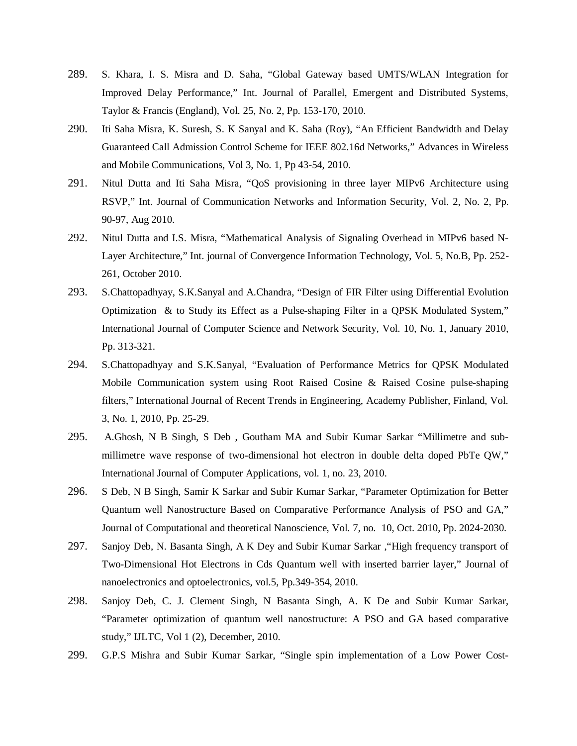289. S. Khara, I. S. Misra and D. Saha, “Global Gateway based UMTS/WLAN Integration for Improved Delay Performance,” Int. Journal of Parallel, Emergent and Distributed Systems, Taylor & Francis (England), Vol. 25, No. 2, Pp. 153-170, 2010.

290. Iti Saha Misra, K. Suresh, S. K Sanyal and K. Saha (Roy), “An Efficient Bandwidth and Delay Guaranteed Call Admission Control Scheme for IEEE 802.16d Networks,” Advances in Wireless and Mobile Communications, Vol 3, No. 1, Pp 43-54, 2010.

291. Nitul Dutta and Iti Saha Misra, “QoS provisioning in three layer MIPv6 Architecture using RSVP,” Int. Journal of Communication Networks and Information Security, Vol. 2, No. 2, Pp. 90-97, Aug 2010.

292. Nitul Dutta and I.S. Misra, “Mathematical Analysis of Signaling Overhead in MIPv6 based N-Layer Architecture,” Int. journal of Convergence Information Technology, Vol. 5, No.B, Pp. 252-261, October 2010.

293. S.Chattopadhyay, S.K.Sanyal and A.Chandra, “Design of FIR Filter using Differential Evolution Optimization & to Study its Effect as a Pulse-shaping Filter in a QPSK Modulated System,” International Journal of Computer Science and Network Security, Vol. 10, No. 1, January 2010, Pp. 313-321.

294. S.Chattopadhyay and S.K.Sanyal, “Evaluation of Performance Metrics for QPSK Modulated Mobile Communication system using Root Raised Cosine & Raised Cosine pulse-shaping filters,” International Journal of Recent Trends in Engineering, Academy Publisher, Finland, Vol. 3, No. 1, 2010, Pp. 25-29.

295. A.Ghosh, N B Singh, S Deb , Goutham MA and Subir Kumar Sarkar “Millimetre and sub-millimetre wave response of two-dimensional hot electron in double delta doped PbTe QW,” International Journal of Computer Applications, vol. 1, no. 23, 2010.

296. S Deb, N B Singh, Samir K Sarkar and Subir Kumar Sarkar, “Parameter Optimization for Better Quantum well Nanostructure Based on Comparative Performance Analysis of PSO and GA,” Journal of Computational and theoretical Nanoscience, Vol. 7, no. 10, Oct. 2010, Pp. 2024-2030.

297. Sanjoy Deb, N. Basanta Singh, A K Dey and Subir Kumar Sarkar ,“High frequency transport of Two-Dimensional Hot Electrons in Cds Quantum well with inserted barrier layer,” Journal of nanoelectronics and optoelectronics, vol.5, Pp.349-354, 2010.

298. Sanjoy Deb, C. J. Clement Singh, N Basanta Singh, A. K De and Subir Kumar Sarkar, “Parameter optimization of quantum well nanostructure: A PSO and GA based comparative study,” IJLTC, Vol 1 (2), December, 2010.

299. G.P.S Mishra and Subir Kumar Sarkar, “Single spin implementation of a Low Power Cost-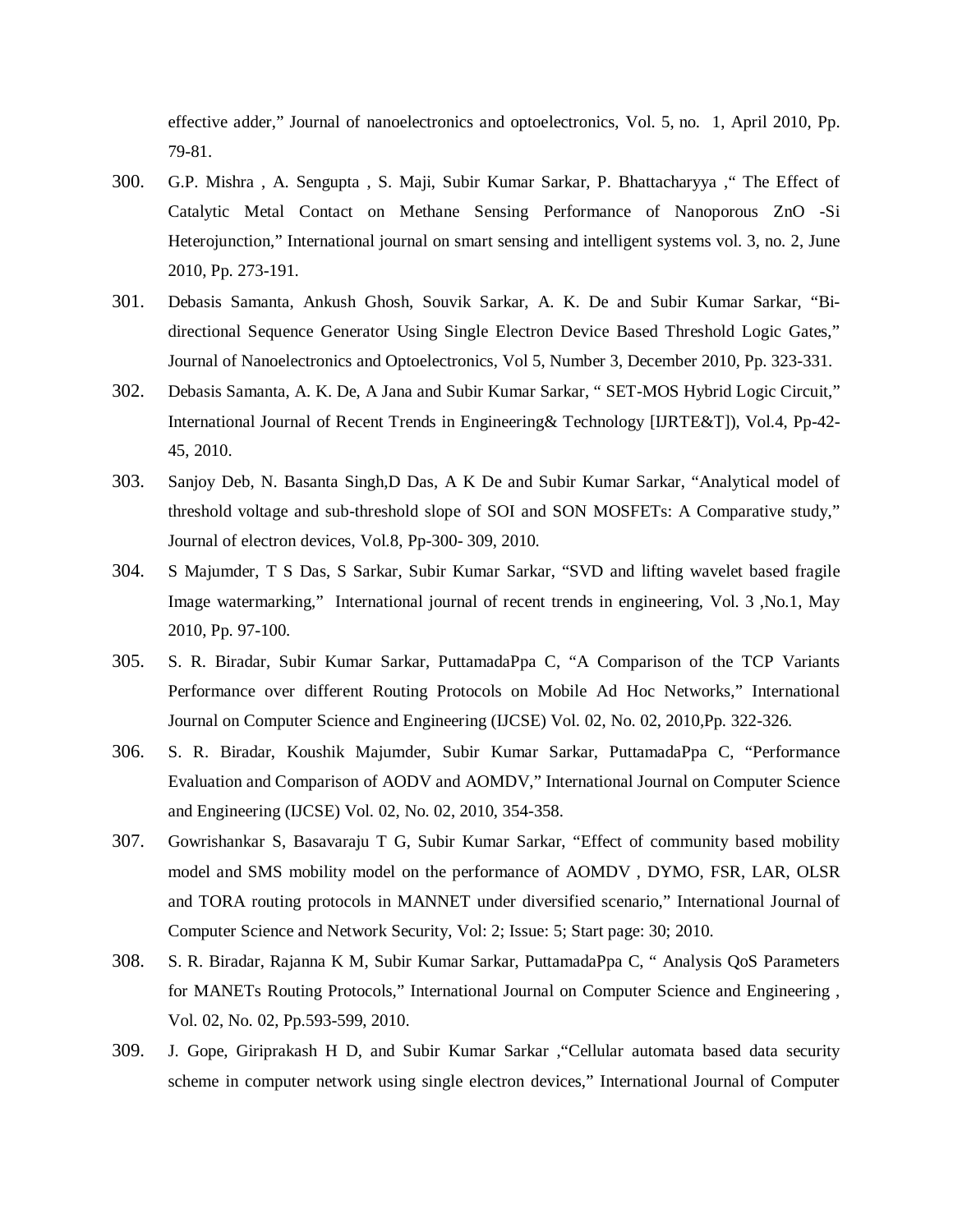effective adder," Journal of nanoelectronics and optoelectronics, Vol. 5, no. 1, April 2010, Pp. 79-81.

300. G.P. Mishra , A. Sengupta , S. Maji, Subir Kumar Sarkar, P. Bhattacharyya ," The Effect of Catalytic Metal Contact on Methane Sensing Performance of Nanoporous ZnO -Si Heterojunction," International journal on smart sensing and intelligent systems vol. 3, no. 2, June 2010, Pp. 273-191.

301. Debasis Samanta, Ankush Ghosh, Souvik Sarkar, A. K. De and Subir Kumar Sarkar, "Bi-directional Sequence Generator Using Single Electron Device Based Threshold Logic Gates," Journal of Nanoelectronics and Optoelectronics, Vol 5, Number 3, December 2010, Pp. 323-331.

302. Debasis Samanta, A. K. De, A Jana and Subir Kumar Sarkar, " SET-MOS Hybrid Logic Circuit," International Journal of Recent Trends in Engineering& Technology [IJRTE&T]), Vol.4, Pp-42-45, 2010.

303. Sanjoy Deb, N. Basanta Singh,D Das, A K De and Subir Kumar Sarkar, "Analytical model of threshold voltage and sub-threshold slope of SOI and SON MOSFETs: A Comparative study," Journal of electron devices, Vol.8, Pp-300- 309, 2010.

304. S Majumder, T S Das, S Sarkar, Subir Kumar Sarkar, "SVD and lifting wavelet based fragile Image watermarking," International journal of recent trends in engineering, Vol. 3 ,No.1, May 2010, Pp. 97-100.

305. S. R. Biradar, Subir Kumar Sarkar, PuttamadaPpa C, "A Comparison of the TCP Variants Performance over different Routing Protocols on Mobile Ad Hoc Networks," International Journal on Computer Science and Engineering (IJCSE) Vol. 02, No. 02, 2010,Pp. 322-326.

306. S. R. Biradar, Koushik Majumder, Subir Kumar Sarkar, PuttamadaPpa C, "Performance Evaluation and Comparison of AODV and AOMDV," International Journal on Computer Science and Engineering (IJCSE) Vol. 02, No. 02, 2010, 354-358.

307. Gowrishankar S, Basavaraju T G, Subir Kumar Sarkar, "Effect of community based mobility model and SMS mobility model on the performance of AOMDV , DYMO, FSR, LAR, OLSR and TORA routing protocols in MANNET under diversified scenario," International Journal of Computer Science and Network Security, Vol: 2; Issue: 5; Start page: 30; 2010.

308. S. R. Biradar, Rajanna K M, Subir Kumar Sarkar, PuttamadaPpa C, " Analysis QoS Parameters for MANETs Routing Protocols," International Journal on Computer Science and Engineering , Vol. 02, No. 02, Pp.593-599, 2010.

309. J. Gope, Giriprakash H D, and Subir Kumar Sarkar ,"Cellular automata based data security scheme in computer network using single electron devices," International Journal of Computer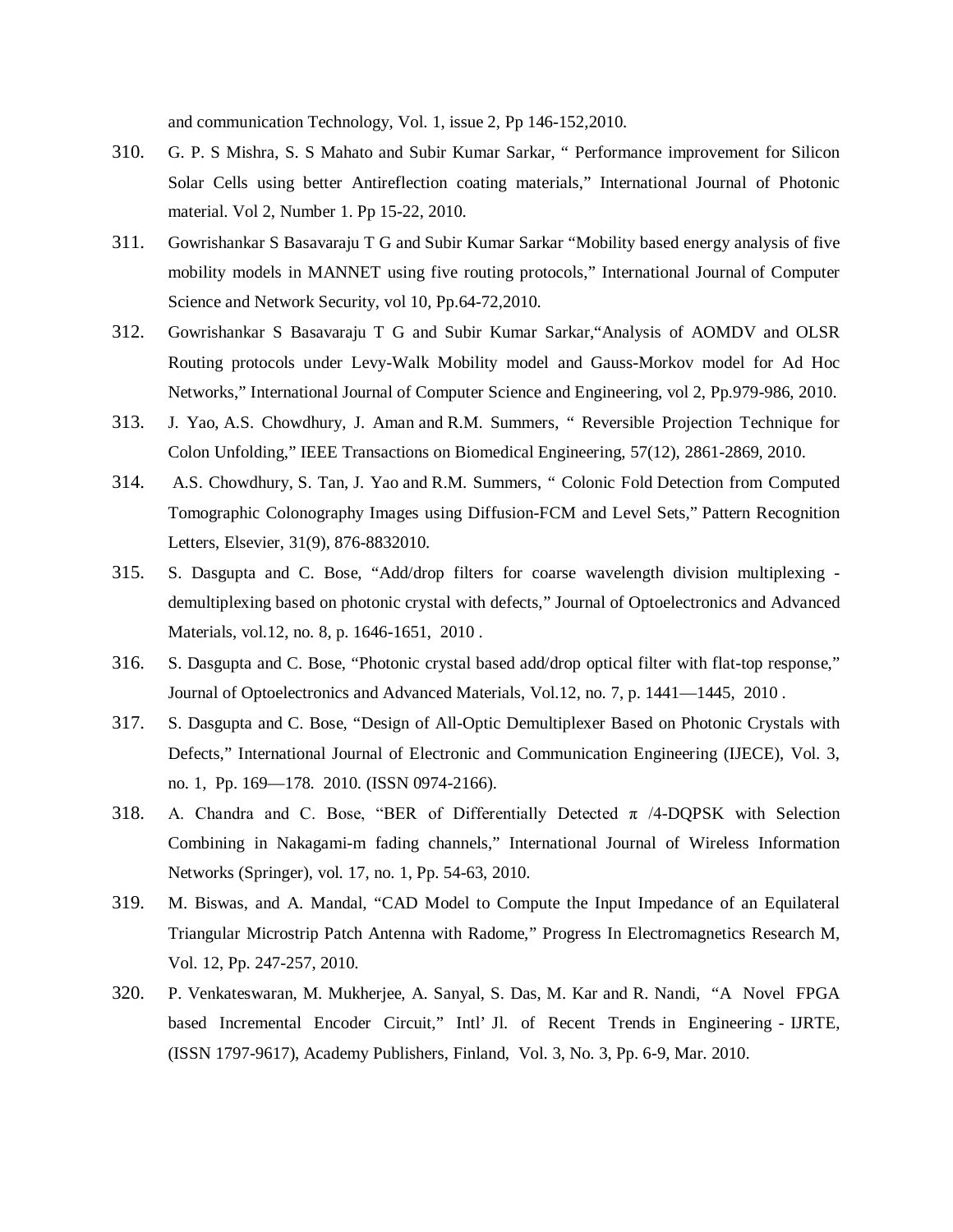and communication Technology, Vol. 1, issue 2, Pp 146-152,2010.

310. G. P. S Mishra, S. S Mahato and Subir Kumar Sarkar, " Performance improvement for Silicon Solar Cells using better Antireflection coating materials," International Journal of Photonic material. Vol 2, Number 1. Pp 15-22, 2010.

311. Gowrishankar S Basavaraju T G and Subir Kumar Sarkar "Mobility based energy analysis of five mobility models in MANNET using five routing protocols," International Journal of Computer Science and Network Security, vol 10, Pp.64-72,2010.

312. Gowrishankar S Basavaraju T G and Subir Kumar Sarkar,"Analysis of AOMDV and OLSR Routing protocols under Levy-Walk Mobility model and Gauss-Morkov model for Ad Hoc Networks," International Journal of Computer Science and Engineering, vol 2, Pp.979-986, 2010.

313. J. Yao, A.S. Chowdhury, J. Aman and R.M. Summers, " Reversible Projection Technique for Colon Unfolding," IEEE Transactions on Biomedical Engineering, 57(12), 2861-2869, 2010.

314. A.S. Chowdhury, S. Tan, J. Yao and R.M. Summers, " Colonic Fold Detection from Computed Tomographic Colonography Images using Diffusion-FCM and Level Sets," Pattern Recognition Letters, Elsevier, 31(9), 876-8832010.

315. S. Dasgupta and C. Bose, "Add/drop filters for coarse wavelength division multiplexing - demultiplexing based on photonic crystal with defects," Journal of Optoelectronics and Advanced Materials, vol.12, no. 8, p. 1646-1651, 2010 .

316. S. Dasgupta and C. Bose, "Photonic crystal based add/drop optical filter with flat-top response," Journal of Optoelectronics and Advanced Materials, Vol.12, no. 7, p. 1441—1445, 2010 .

317. S. Dasgupta and C. Bose, "Design of All-Optic Demultiplexer Based on Photonic Crystals with Defects," International Journal of Electronic and Communication Engineering (IJECE), Vol. 3, no. 1, Pp. 169—178. 2010. (ISSN 0974-2166).

318. A. Chandra and C. Bose, "BER of Differentially Detected $\pi$ /4-DQPSK with Selection Combining in Nakagami-m fading channels," International Journal of Wireless Information Networks (Springer), vol. 17, no. 1, Pp. 54-63, 2010.

319. M. Biswas, and A. Mandal, "CAD Model to Compute the Input Impedance of an Equilateral Triangular Microstrip Patch Antenna with Radome," Progress In Electromagnetics Research M, Vol. 12, Pp. 247-257, 2010.

320. P. Venkateswaran, M. Mukherjee, A. Sanyal, S. Das, M. Kar and R. Nandi, "A Novel FPGA based Incremental Encoder Circuit," Intl' Jl. of Recent Trends in Engineering - IJRTE, (ISSN 1797-9617), Academy Publishers, Finland, Vol. 3, No. 3, Pp. 6-9, Mar. 2010.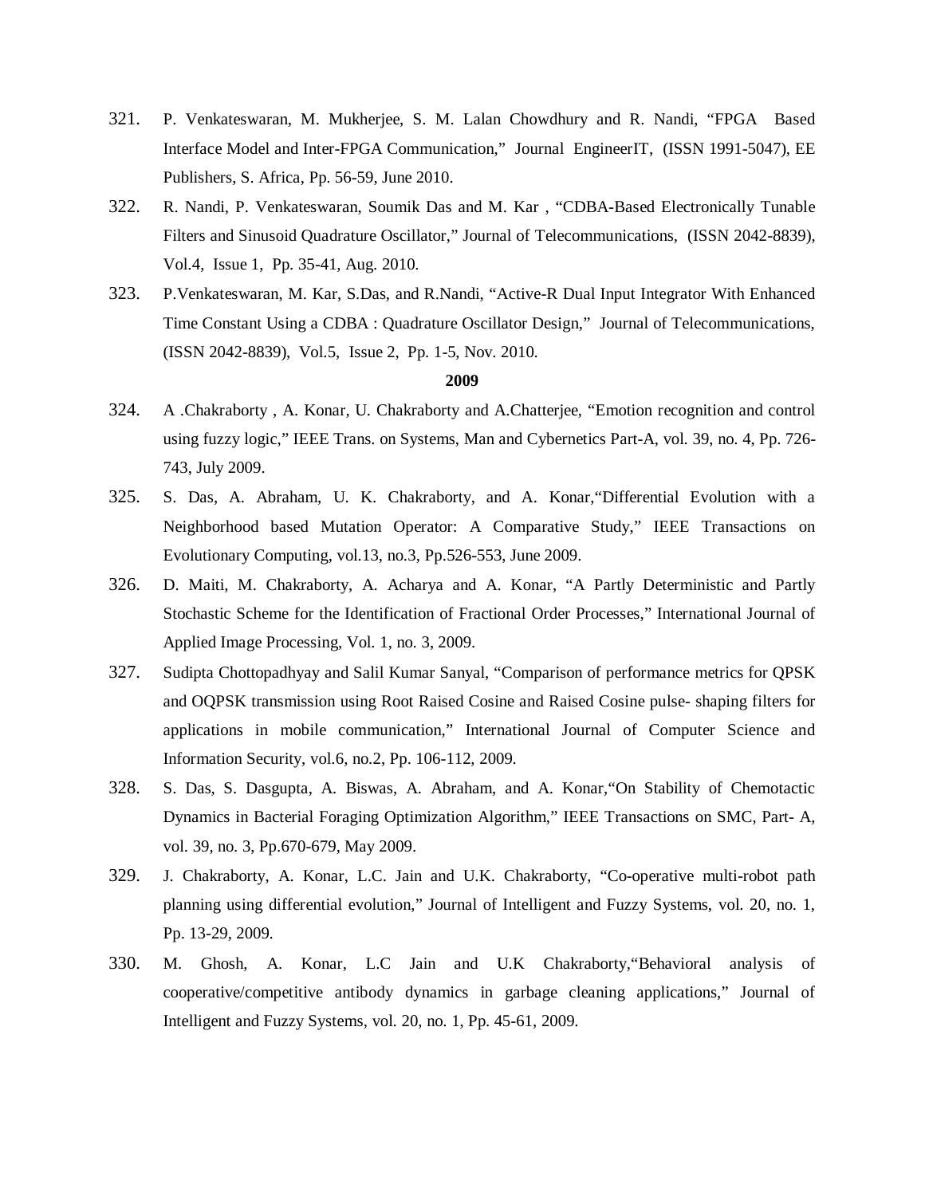321. P. Venkateswaran, M. Mukherjee, S. M. Lalan Chowdhury and R. Nandi, "FPGA Based Interface Model and Inter-FPGA Communication," Journal EngineerIT, (ISSN 1991-5047), EE Publishers, S. Africa, Pp. 56-59, June 2010.

322. R. Nandi, P. Venkateswaran, Soumik Das and M. Kar , "CDBA-Based Electronically Tunable Filters and Sinusoid Quadrature Oscillator," Journal of Telecommunications, (ISSN 2042-8839), Vol.4, Issue 1, Pp. 35-41, Aug. 2010.

323. P.Venkateswaran, M. Kar, S.Das, and R.Nandi, "Active-R Dual Input Integrator With Enhanced Time Constant Using a CDBA : Quadrature Oscillator Design," Journal of Telecommunications, (ISSN 2042-8839), Vol.5, Issue 2, Pp. 1-5, Nov. 2010.

**2009**

324. A .Chakraborty , A. Konar, U. Chakraborty and A.Chatterjee, "Emotion recognition and control using fuzzy logic," IEEE Trans. on Systems, Man and Cybernetics Part-A, vol. 39, no. 4, Pp. 726-743, July 2009.

325. S. Das, A. Abraham, U. K. Chakraborty, and A. Konar,"Differential Evolution with a Neighborhood based Mutation Operator: A Comparative Study," IEEE Transactions on Evolutionary Computing, vol.13, no.3, Pp.526-553, June 2009.

326. D. Maiti, M. Chakraborty, A. Acharya and A. Konar, "A Partly Deterministic and Partly Stochastic Scheme for the Identification of Fractional Order Processes," International Journal of Applied Image Processing, Vol. 1, no. 3, 2009.

327. Sudipta Chottopadhyay and Salil Kumar Sanyal, "Comparison of performance metrics for QPSK and OQPSK transmission using Root Raised Cosine and Raised Cosine pulse- shaping filters for applications in mobile communication," International Journal of Computer Science and Information Security, vol.6, no.2, Pp. 106-112, 2009.

328. S. Das, S. Dasgupta, A. Biswas, A. Abraham, and A. Konar,"On Stability of Chemotactic Dynamics in Bacterial Foraging Optimization Algorithm," IEEE Transactions on SMC, Part- A, vol. 39, no. 3, Pp.670-679, May 2009.

329. J. Chakraborty, A. Konar, L.C. Jain and U.K. Chakraborty, "Co-operative multi-robot path planning using differential evolution," Journal of Intelligent and Fuzzy Systems, vol. 20, no. 1, Pp. 13-29, 2009.

330. M. Ghosh, A. Konar, L.C Jain and U.K Chakraborty,"Behavioral analysis of cooperative/competitive antibody dynamics in garbage cleaning applications," Journal of Intelligent and Fuzzy Systems, vol. 20, no. 1, Pp. 45-61, 2009.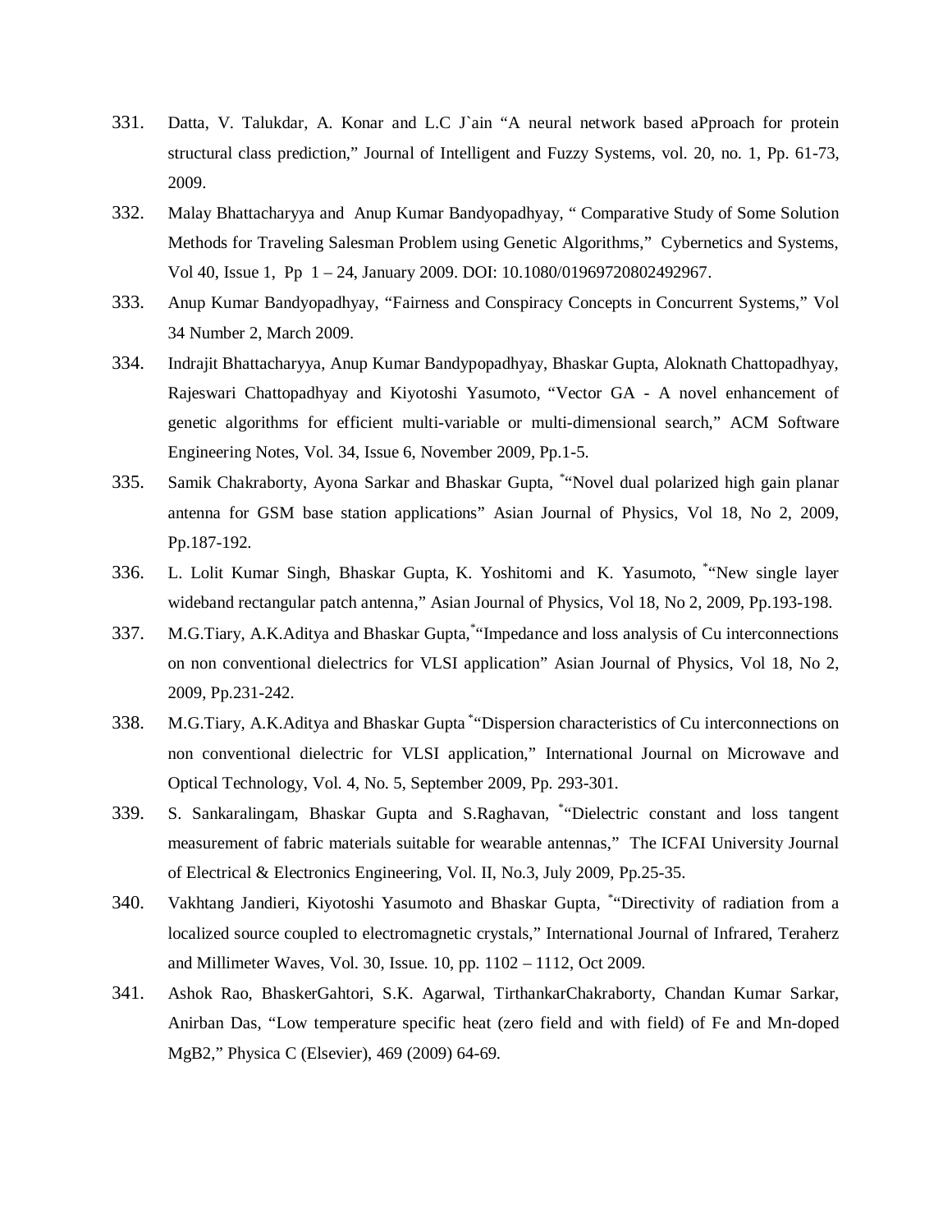331. Datta, V. Talukdar, A. Konar and L.C J`ain "A neural network based aPproach for protein structural class prediction," Journal of Intelligent and Fuzzy Systems, vol. 20, no. 1, Pp. 61-73, 2009.

332. Malay Bhattacharyya and Anup Kumar Bandyopadhyay, " Comparative Study of Some Solution Methods for Traveling Salesman Problem using Genetic Algorithms," Cybernetics and Systems, Vol 40, Issue 1, Pp 1 – 24, January 2009. DOI: 10.1080/01969720802492967.

333. Anup Kumar Bandyopadhyay, "Fairness and Conspiracy Concepts in Concurrent Systems," Vol 34 Number 2, March 2009.

334. Indrajit Bhattacharyya, Anup Kumar Bandypopadhyay, Bhaskar Gupta, Aloknath Chattopadhyay, Rajeswari Chattopadhyay and Kiyotoshi Yasumoto, "Vector GA - A novel enhancement of genetic algorithms for efficient multi-variable or multi-dimensional search," ACM Software Engineering Notes, Vol. 34, Issue 6, November 2009, Pp.1-5.

335. Samik Chakraborty, Ayona Sarkar and Bhaskar Gupta, [*]"Novel dual polarized high gain planar antenna for GSM base station applications" Asian Journal of Physics, Vol 18, No 2, 2009, Pp.187-192.

336. L. Lolit Kumar Singh, Bhaskar Gupta, K. Yoshitomi and K. Yasumoto, [*]"New single layer wideband rectangular patch antenna," Asian Journal of Physics, Vol 18, No 2, 2009, Pp.193-198.

337. M.G.Tiary, A.K.Aditya and Bhaskar Gupta,[*]"Impedance and loss analysis of Cu interconnections on non conventional dielectrics for VLSI application" Asian Journal of Physics, Vol 18, No 2, 2009, Pp.231-242.

338. M.G.Tiary, A.K.Aditya and Bhaskar Gupta [*]"Dispersion characteristics of Cu interconnections on non conventional dielectric for VLSI application," International Journal on Microwave and Optical Technology, Vol. 4, No. 5, September 2009, Pp. 293-301.

339. S. Sankaralingam, Bhaskar Gupta and S.Raghavan, [*]"Dielectric constant and loss tangent measurement of fabric materials suitable for wearable antennas," The ICFAI University Journal of Electrical & Electronics Engineering, Vol. II, No.3, July 2009, Pp.25-35.

340. Vakhtang Jandieri, Kiyotoshi Yasumoto and Bhaskar Gupta, [*]"Directivity of radiation from a localized source coupled to electromagnetic crystals," International Journal of Infrared, Teraherz and Millimeter Waves, Vol. 30, Issue. 10, pp. 1102 – 1112, Oct 2009.

341. Ashok Rao, BhaskerGahtori, S.K. Agarwal, TirthankarChakraborty, Chandan Kumar Sarkar, Anirban Das, "Low temperature specific heat (zero field and with field) of Fe and Mn-doped $MgB_2$," Physica C (Elsevier), 469 (2009) 64-69.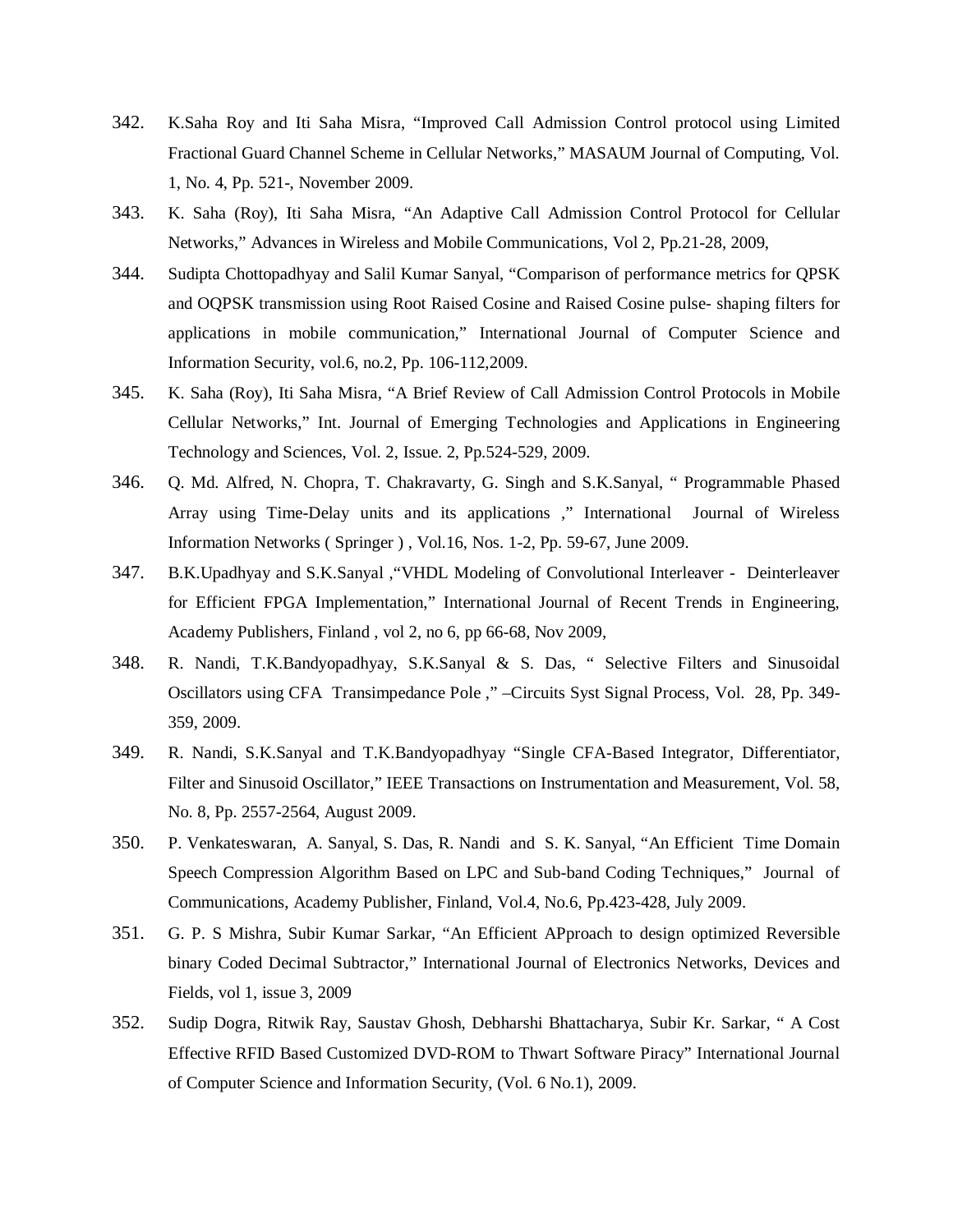342. K.Saha Roy and Iti Saha Misra, "Improved Call Admission Control protocol using Limited Fractional Guard Channel Scheme in Cellular Networks," MASAUM Journal of Computing, Vol. 1, No. 4, Pp. 521-, November 2009.

343. K. Saha (Roy), Iti Saha Misra, "An Adaptive Call Admission Control Protocol for Cellular Networks," Advances in Wireless and Mobile Communications, Vol 2, Pp.21-28, 2009,

344. Sudipta Chottopadhyay and Salil Kumar Sanyal, "Comparison of performance metrics for QPSK and OQPSK transmission using Root Raised Cosine and Raised Cosine pulse- shaping filters for applications in mobile communication," International Journal of Computer Science and Information Security, vol.6, no.2, Pp. 106-112,2009.

345. K. Saha (Roy), Iti Saha Misra, "A Brief Review of Call Admission Control Protocols in Mobile Cellular Networks," Int. Journal of Emerging Technologies and Applications in Engineering Technology and Sciences, Vol. 2, Issue. 2, Pp.524-529, 2009.

346. Q. Md. Alfred, N. Chopra, T. Chakravarty, G. Singh and S.K.Sanyal, " Programmable Phased Array using Time-Delay units and its applications ," International Journal of Wireless Information Networks ( Springer ) , Vol.16, Nos. 1-2, Pp. 59-67, June 2009.

347. B.K.Upadhyay and S.K.Sanyal ,"VHDL Modeling of Convolutional Interleaver - Deinterleaver for Efficient FPGA Implementation," International Journal of Recent Trends in Engineering, Academy Publishers, Finland , vol 2, no 6, pp 66-68, Nov 2009,

348. R. Nandi, T.K.Bandyopadhyay, S.K.Sanyal & S. Das, " Selective Filters and Sinusoidal Oscillators using CFA Transimpedance Pole ," –Circuits Syst Signal Process, Vol. 28, Pp. 349-359, 2009.

349. R. Nandi, S.K.Sanyal and T.K.Bandyopadhyay "Single CFA-Based Integrator, Differentiator, Filter and Sinusoid Oscillator," IEEE Transactions on Instrumentation and Measurement, Vol. 58, No. 8, Pp. 2557-2564, August 2009.

350. P. Venkateswaran, A. Sanyal, S. Das, R. Nandi and S. K. Sanyal, "An Efficient Time Domain Speech Compression Algorithm Based on LPC and Sub-band Coding Techniques," Journal of Communications, Academy Publisher, Finland, Vol.4, No.6, Pp.423-428, July 2009.

351. G. P. S Mishra, Subir Kumar Sarkar, "An Efficient APproach to design optimized Reversible binary Coded Decimal Subtractor," International Journal of Electronics Networks, Devices and Fields, vol 1, issue 3, 2009

352. Sudip Dogra, Ritwik Ray, Saustav Ghosh, Debharshi Bhattacharya, Subir Kr. Sarkar, " A Cost Effective RFID Based Customized DVD-ROM to Thwart Software Piracy" International Journal of Computer Science and Information Security, (Vol. 6 No.1), 2009.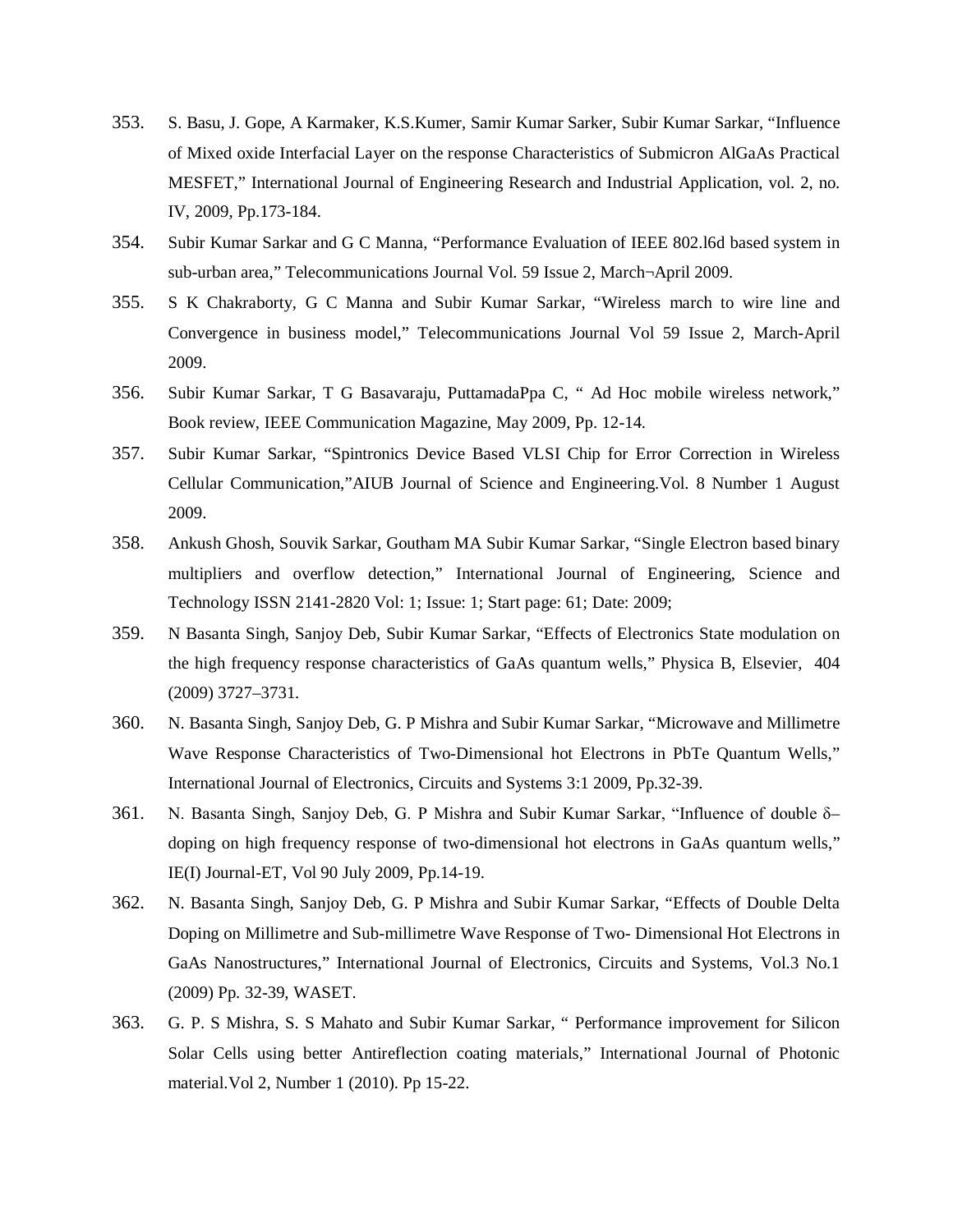353. S. Basu, J. Gope, A Karmaker, K.S.Kumer, Samir Kumar Sarker, Subir Kumar Sarkar, "Influence of Mixed oxide Interfacial Layer on the response Characteristics of Submicron AlGaAs Practical MESFET," International Journal of Engineering Research and Industrial Application, vol. 2, no. IV, 2009, Pp.173-184.

354. Subir Kumar Sarkar and G C Manna, "Performance Evaluation of IEEE 802.l6d based system in sub-urban area," Telecommunications Journal Vol. 59 Issue 2, March¬April 2009.

355. S K Chakraborty, G C Manna and Subir Kumar Sarkar, "Wireless march to wire line and Convergence in business model," Telecommunications Journal Vol 59 Issue 2, March-April 2009.

356. Subir Kumar Sarkar, T G Basavaraju, PuttamadaPpa C, " Ad Hoc mobile wireless network," Book review, IEEE Communication Magazine, May 2009, Pp. 12-14.

357. Subir Kumar Sarkar, "Spintronics Device Based VLSI Chip for Error Correction in Wireless Cellular Communication,"AIUB Journal of Science and Engineering.Vol. 8 Number 1 August 2009.

358. Ankush Ghosh, Souvik Sarkar, Goutham MA Subir Kumar Sarkar, "Single Electron based binary multipliers and overflow detection," International Journal of Engineering, Science and Technology ISSN 2141-2820 Vol: 1; Issue: 1; Start page: 61; Date: 2009;

359. N Basanta Singh, Sanjoy Deb, Subir Kumar Sarkar, "Effects of Electronics State modulation on the high frequency response characteristics of GaAs quantum wells," Physica B, Elsevier, 404 (2009) 3727–3731.

360. N. Basanta Singh, Sanjoy Deb, G. P Mishra and Subir Kumar Sarkar, "Microwave and Millimetre Wave Response Characteristics of Two-Dimensional hot Electrons in PbTe Quantum Wells," International Journal of Electronics, Circuits and Systems 3:1 2009, Pp.32-39.

361. N. Basanta Singh, Sanjoy Deb, G. P Mishra and Subir Kumar Sarkar, "Influence of double δ–doping on high frequency response of two-dimensional hot electrons in GaAs quantum wells," IE(I) Journal-ET, Vol 90 July 2009, Pp.14-19.

362. N. Basanta Singh, Sanjoy Deb, G. P Mishra and Subir Kumar Sarkar, "Effects of Double Delta Doping on Millimetre and Sub-millimetre Wave Response of Two- Dimensional Hot Electrons in GaAs Nanostructures," International Journal of Electronics, Circuits and Systems, Vol.3 No.1 (2009) Pp. 32-39, WASET.

363. G. P. S Mishra, S. S Mahato and Subir Kumar Sarkar, " Performance improvement for Silicon Solar Cells using better Antireflection coating materials," International Journal of Photonic material.Vol 2, Number 1 (2010). Pp 15-22.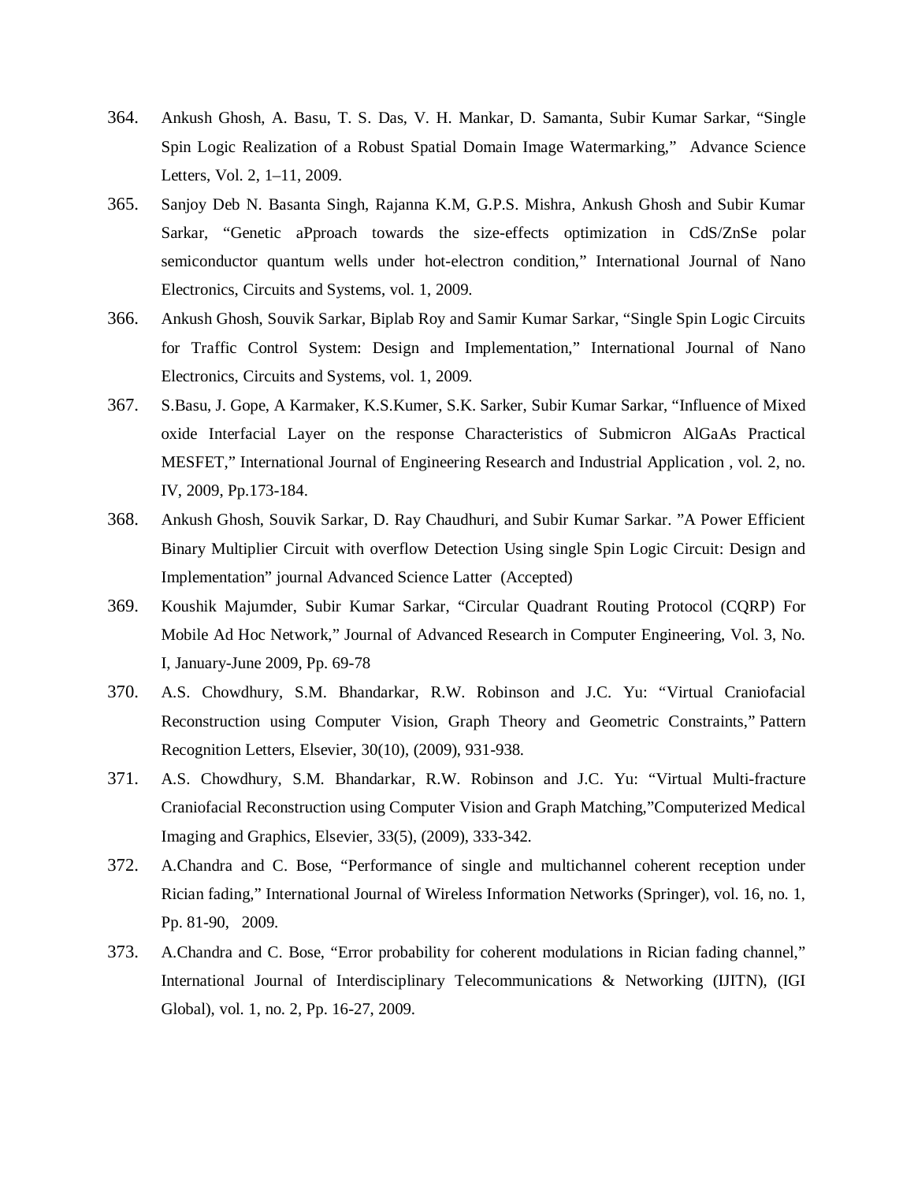364. Ankush Ghosh, A. Basu, T. S. Das, V. H. Mankar, D. Samanta, Subir Kumar Sarkar, "Single Spin Logic Realization of a Robust Spatial Domain Image Watermarking," Advance Science Letters, Vol. 2, 1–11, 2009.
365. Sanjoy Deb N. Basanta Singh, Rajanna K.M, G.P.S. Mishra, Ankush Ghosh and Subir Kumar Sarkar, "Genetic aPproach towards the size-effects optimization in CdS/ZnSe polar semiconductor quantum wells under hot-electron condition," International Journal of Nano Electronics, Circuits and Systems, vol. 1, 2009.
366. Ankush Ghosh, Souvik Sarkar, Biplab Roy and Samir Kumar Sarkar, "Single Spin Logic Circuits for Traffic Control System: Design and Implementation," International Journal of Nano Electronics, Circuits and Systems, vol. 1, 2009.
367. S.Basu, J. Gope, A Karmaker, K.S.Kumer, S.K. Sarker, Subir Kumar Sarkar, "Influence of Mixed oxide Interfacial Layer on the response Characteristics of Submicron AlGaAs Practical MESFET," International Journal of Engineering Research and Industrial Application , vol. 2, no. IV, 2009, Pp.173-184.
368. Ankush Ghosh, Souvik Sarkar, D. Ray Chaudhuri, and Subir Kumar Sarkar. "A Power Efficient Binary Multiplier Circuit with overflow Detection Using single Spin Logic Circuit: Design and Implementation" journal Advanced Science Latter (Accepted)
369. Koushik Majumder, Subir Kumar Sarkar, "Circular Quadrant Routing Protocol (CQRP) For Mobile Ad Hoc Network," Journal of Advanced Research in Computer Engineering, Vol. 3, No. I, January-June 2009, Pp. 69-78
370. A.S. Chowdhury, S.M. Bhandarkar, R.W. Robinson and J.C. Yu: "Virtual Craniofacial Reconstruction using Computer Vision, Graph Theory and Geometric Constraints," Pattern Recognition Letters, Elsevier, 30(10), (2009), 931-938.
371. A.S. Chowdhury, S.M. Bhandarkar, R.W. Robinson and J.C. Yu: "Virtual Multi-fracture Craniofacial Reconstruction using Computer Vision and Graph Matching,"Computerized Medical Imaging and Graphics, Elsevier, 33(5), (2009), 333-342.
372. A.Chandra and C. Bose, "Performance of single and multichannel coherent reception under Rician fading," International Journal of Wireless Information Networks (Springer), vol. 16, no. 1, Pp. 81-90, 2009.
373. A.Chandra and C. Bose, "Error probability for coherent modulations in Rician fading channel," International Journal of Interdisciplinary Telecommunications & Networking (IJITN), (IGI Global), vol. 1, no. 2, Pp. 16-27, 2009.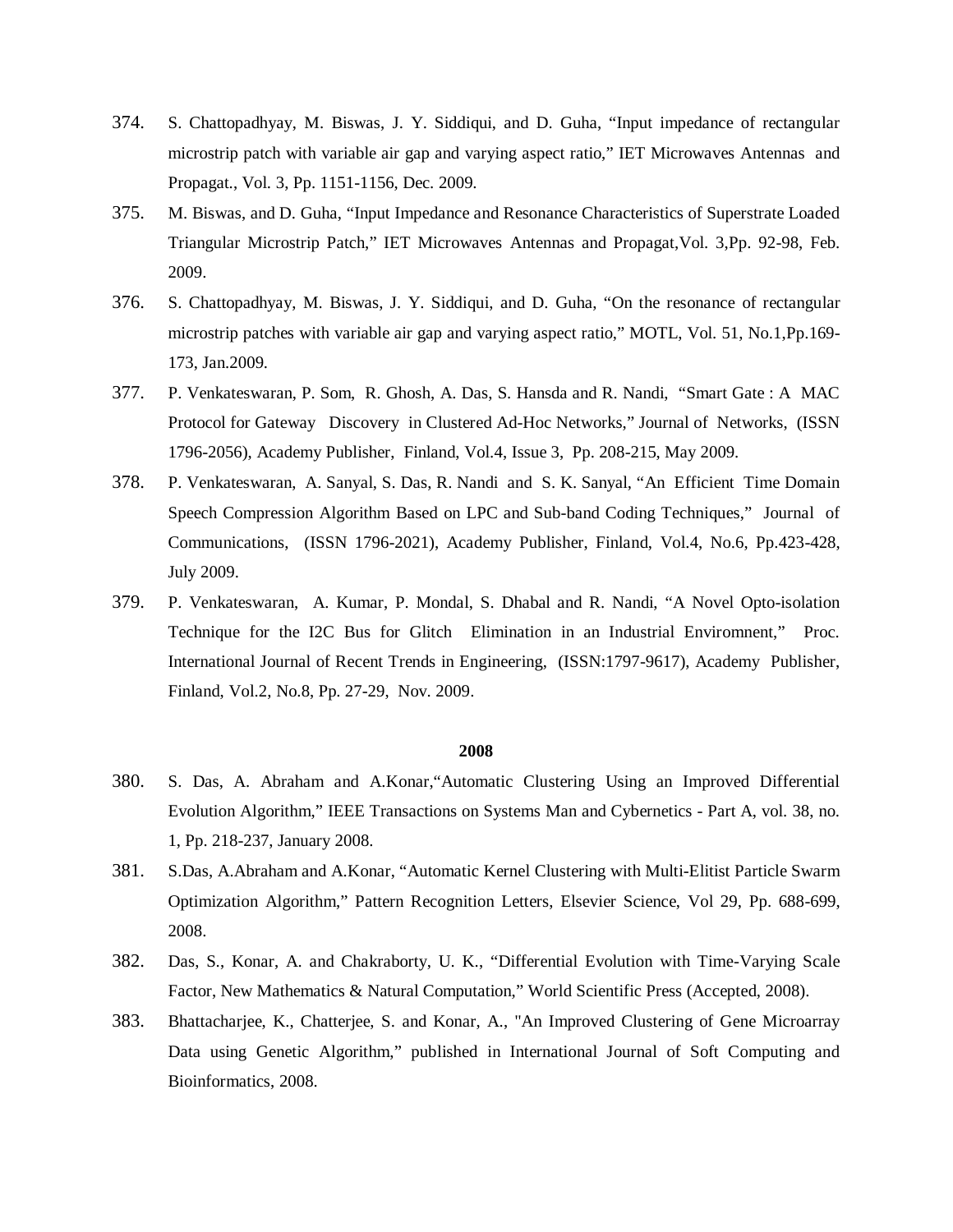374. S. Chattopadhyay, M. Biswas, J. Y. Siddiqui, and D. Guha, "Input impedance of rectangular microstrip patch with variable air gap and varying aspect ratio," IET Microwaves Antennas and Propagat., Vol. 3, Pp. 1151-1156, Dec. 2009.

375. M. Biswas, and D. Guha, "Input Impedance and Resonance Characteristics of Superstrate Loaded Triangular Microstrip Patch," IET Microwaves Antennas and Propagat,Vol. 3,Pp. 92-98, Feb. 2009.

376. S. Chattopadhyay, M. Biswas, J. Y. Siddiqui, and D. Guha, "On the resonance of rectangular microstrip patches with variable air gap and varying aspect ratio," MOTL, Vol. 51, No.1,Pp.169-173, Jan.2009.

377. P. Venkateswaran, P. Som, R. Ghosh, A. Das, S. Hansda and R. Nandi, "Smart Gate : A MAC Protocol for Gateway Discovery in Clustered Ad-Hoc Networks," Journal of Networks, (ISSN 1796-2056), Academy Publisher, Finland, Vol.4, Issue 3, Pp. 208-215, May 2009.

378. P. Venkateswaran, A. Sanyal, S. Das, R. Nandi and S. K. Sanyal, "An Efficient Time Domain Speech Compression Algorithm Based on LPC and Sub-band Coding Techniques," Journal of Communications, (ISSN 1796-2021), Academy Publisher, Finland, Vol.4, No.6, Pp.423-428, July 2009.

379. P. Venkateswaran, A. Kumar, P. Mondal, S. Dhabal and R. Nandi, "A Novel Opto-isolation Technique for the I2C Bus for Glitch Elimination in an Industrial Enviromnent," Proc. International Journal of Recent Trends in Engineering, (ISSN:1797-9617), Academy Publisher, Finland, Vol.2, No.8, Pp. 27-29, Nov. 2009.

**2008**

380. S. Das, A. Abraham and A.Konar,"Automatic Clustering Using an Improved Differential Evolution Algorithm," IEEE Transactions on Systems Man and Cybernetics - Part A, vol. 38, no. 1, Pp. 218-237, January 2008.

381. S.Das, A.Abraham and A.Konar, "Automatic Kernel Clustering with Multi-Elitist Particle Swarm Optimization Algorithm," Pattern Recognition Letters, Elsevier Science, Vol 29, Pp. 688-699, 2008.

382. Das, S., Konar, A. and Chakraborty, U. K., "Differential Evolution with Time-Varying Scale Factor, New Mathematics & Natural Computation," World Scientific Press (Accepted, 2008).

383. Bhattacharjee, K., Chatterjee, S. and Konar, A., "An Improved Clustering of Gene Microarray Data using Genetic Algorithm," published in International Journal of Soft Computing and Bioinformatics, 2008.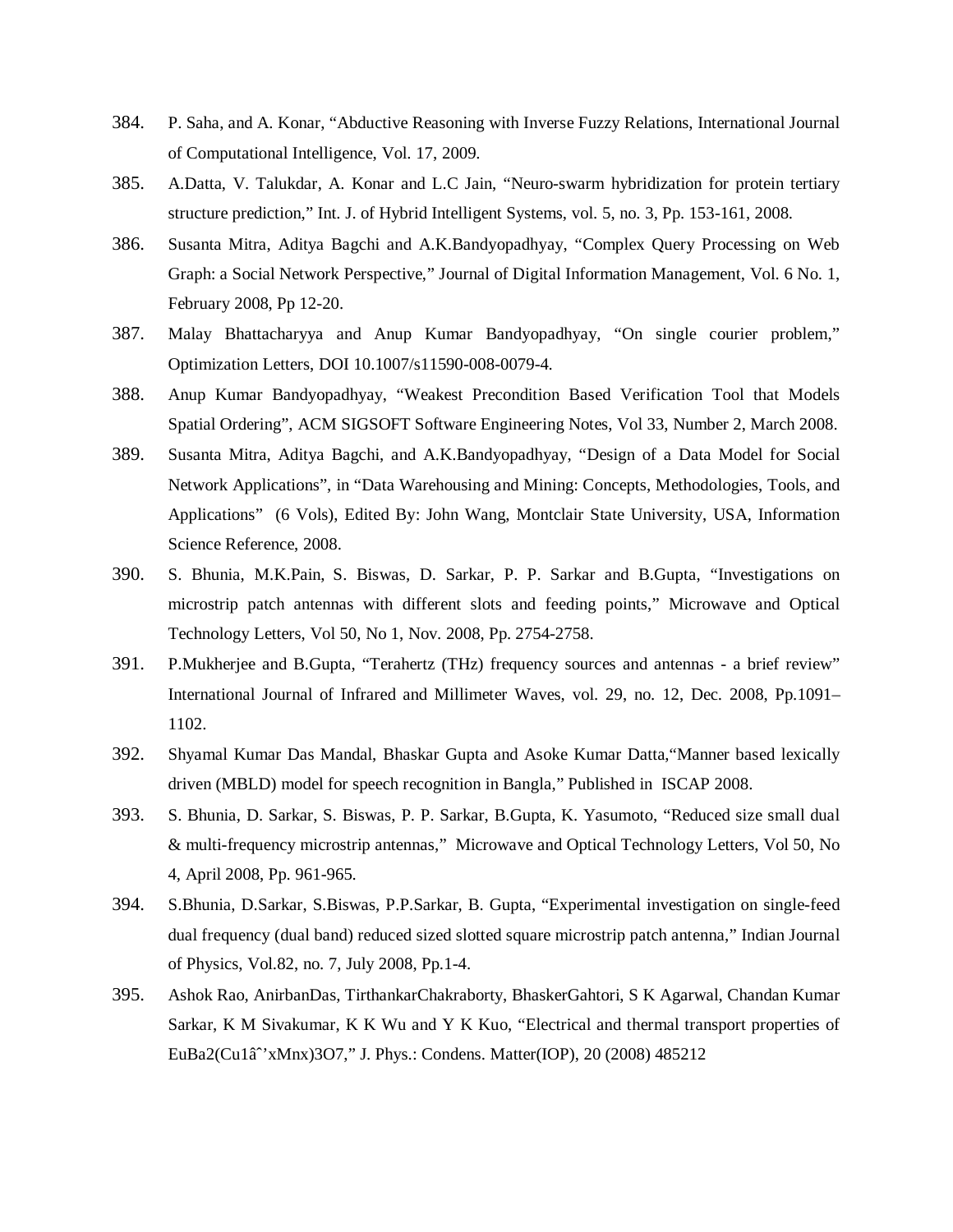384. P. Saha, and A. Konar, "Abductive Reasoning with Inverse Fuzzy Relations, International Journal of Computational Intelligence, Vol. 17, 2009.

385. A.Datta, V. Talukdar, A. Konar and L.C Jain, "Neuro-swarm hybridization for protein tertiary structure prediction," Int. J. of Hybrid Intelligent Systems, vol. 5, no. 3, Pp. 153-161, 2008.

386. Susanta Mitra, Aditya Bagchi and A.K.Bandyopadhyay, "Complex Query Processing on Web Graph: a Social Network Perspective," Journal of Digital Information Management, Vol. 6 No. 1, February 2008, Pp 12-20.

387. Malay Bhattacharyya and Anup Kumar Bandyopadhyay, "On single courier problem," Optimization Letters, DOI 10.1007/s11590-008-0079-4.

388. Anup Kumar Bandyopadhyay, "Weakest Precondition Based Verification Tool that Models Spatial Ordering", ACM SIGSOFT Software Engineering Notes, Vol 33, Number 2, March 2008.

389. Susanta Mitra, Aditya Bagchi, and A.K.Bandyopadhyay, "Design of a Data Model for Social Network Applications", in "Data Warehousing and Mining: Concepts, Methodologies, Tools, and Applications" (6 Vols), Edited By: John Wang, Montclair State University, USA, Information Science Reference, 2008.

390. S. Bhunia, M.K.Pain, S. Biswas, D. Sarkar, P. P. Sarkar and B.Gupta, "Investigations on microstrip patch antennas with different slots and feeding points," Microwave and Optical Technology Letters, Vol 50, No 1, Nov. 2008, Pp. 2754-2758.

391. P.Mukherjee and B.Gupta, "Terahertz (THz) frequency sources and antennas - a brief review" International Journal of Infrared and Millimeter Waves, vol. 29, no. 12, Dec. 2008, Pp.1091–1102.

392. Shyamal Kumar Das Mandal, Bhaskar Gupta and Asoke Kumar Datta,"Manner based lexically driven (MBLD) model for speech recognition in Bangla," Published in ISCAP 2008.

393. S. Bhunia, D. Sarkar, S. Biswas, P. P. Sarkar, B.Gupta, K. Yasumoto, "Reduced size small dual & multi-frequency microstrip antennas," Microwave and Optical Technology Letters, Vol 50, No 4, April 2008, Pp. 961-965.

394. S.Bhunia, D.Sarkar, S.Biswas, P.P.Sarkar, B. Gupta, "Experimental investigation on single-feed dual frequency (dual band) reduced sized slotted square microstrip patch antenna," Indian Journal of Physics, Vol.82, no. 7, July 2008, Pp.1-4.

395. Ashok Rao, AnirbanDas, TirthankarChakraborty, BhaskerGahtori, S K Agarwal, Chandan Kumar Sarkar, K M Sivakumar, K K Wu and Y K Kuo, "Electrical and thermal transport properties of EuBa2(Cu1âˆ'xMnx)3O7," J. Phys.: Condens. Matter(IOP), 20 (2008) 485212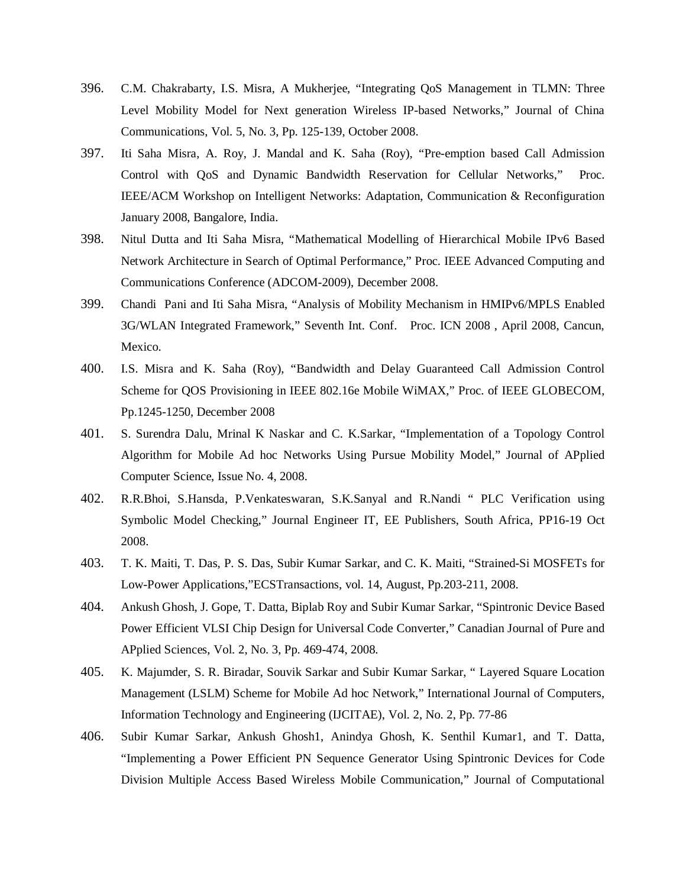396. C.M. Chakrabarty, I.S. Misra, A Mukherjee, "Integrating QoS Management in TLMN: Three Level Mobility Model for Next generation Wireless IP-based Networks," Journal of China Communications, Vol. 5, No. 3, Pp. 125-139, October 2008.

397. Iti Saha Misra, A. Roy, J. Mandal and K. Saha (Roy), "Pre-emption based Call Admission Control with QoS and Dynamic Bandwidth Reservation for Cellular Networks," Proc. IEEE/ACM Workshop on Intelligent Networks: Adaptation, Communication & Reconfiguration January 2008, Bangalore, India.

398. Nitul Dutta and Iti Saha Misra, "Mathematical Modelling of Hierarchical Mobile IPv6 Based Network Architecture in Search of Optimal Performance," Proc. IEEE Advanced Computing and Communications Conference (ADCOM-2009), December 2008.

399. Chandi Pani and Iti Saha Misra, "Analysis of Mobility Mechanism in HMIPv6/MPLS Enabled 3G/WLAN Integrated Framework," Seventh Int. Conf. Proc. ICN 2008 , April 2008, Cancun, Mexico.

400. I.S. Misra and K. Saha (Roy), "Bandwidth and Delay Guaranteed Call Admission Control Scheme for QOS Provisioning in IEEE 802.16e Mobile WiMAX," Proc. of IEEE GLOBECOM, Pp.1245-1250, December 2008

401. S. Surendra Dalu, Mrinal K Naskar and C. K.Sarkar, "Implementation of a Topology Control Algorithm for Mobile Ad hoc Networks Using Pursue Mobility Model," Journal of APplied Computer Science, Issue No. 4, 2008.

402. R.R.Bhoi, S.Hansda, P.Venkateswaran, S.K.Sanyal and R.Nandi " PLC Verification using Symbolic Model Checking," Journal Engineer IT, EE Publishers, South Africa, PP16-19 Oct 2008.

403. T. K. Maiti, T. Das, P. S. Das, Subir Kumar Sarkar, and C. K. Maiti, "Strained-Si MOSFETs for Low-Power Applications,"ECSTransactions, vol. 14, August, Pp.203-211, 2008.

404. Ankush Ghosh, J. Gope, T. Datta, Biplab Roy and Subir Kumar Sarkar, "Spintronic Device Based Power Efficient VLSI Chip Design for Universal Code Converter," Canadian Journal of Pure and APplied Sciences, Vol. 2, No. 3, Pp. 469-474, 2008.

405. K. Majumder, S. R. Biradar, Souvik Sarkar and Subir Kumar Sarkar, " Layered Square Location Management (LSLM) Scheme for Mobile Ad hoc Network," International Journal of Computers, Information Technology and Engineering (IJCITAE), Vol. 2, No. 2, Pp. 77-86

406. Subir Kumar Sarkar, Ankush Ghosh1, Anindya Ghosh, K. Senthil Kumar1, and T. Datta, "Implementing a Power Efficient PN Sequence Generator Using Spintronic Devices for Code Division Multiple Access Based Wireless Mobile Communication," Journal of Computational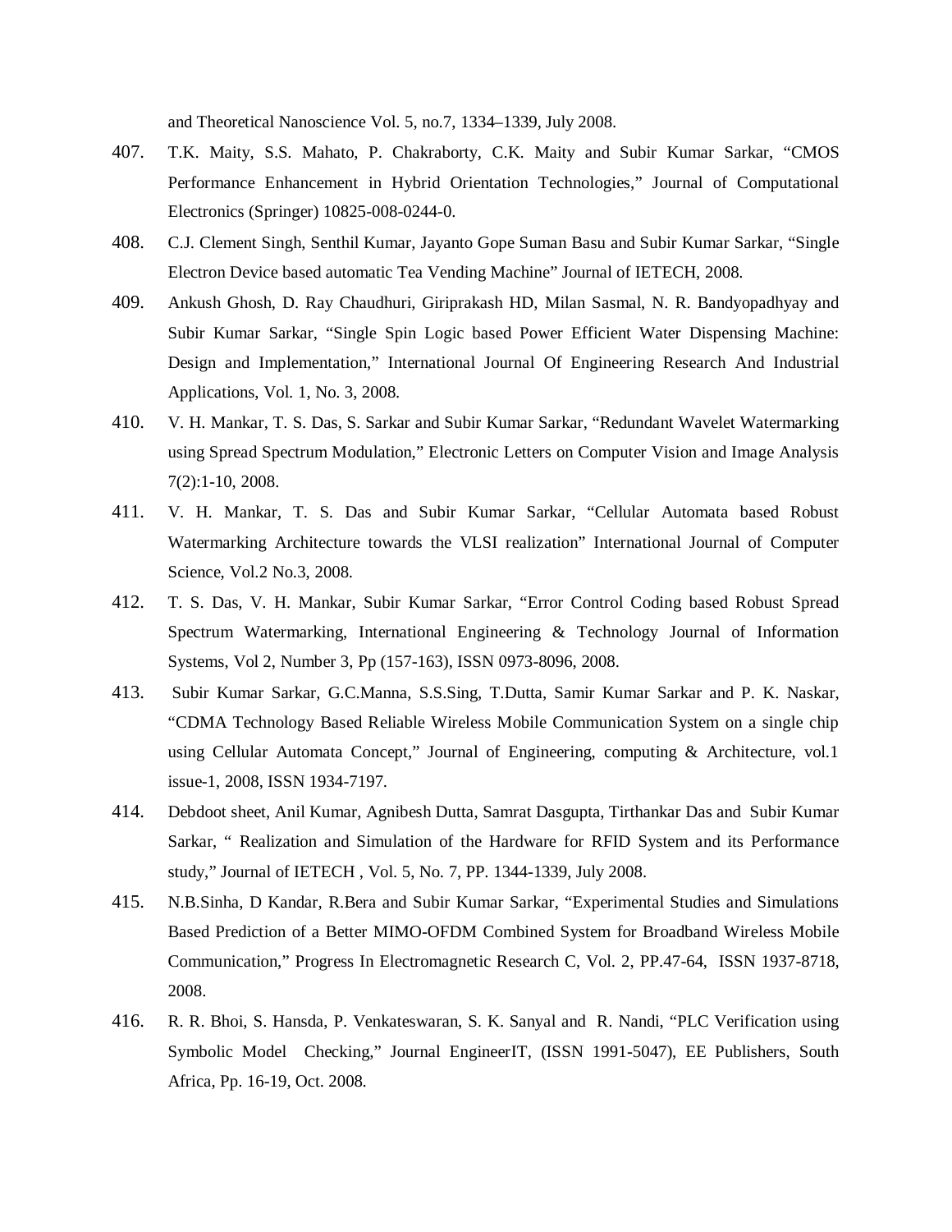and Theoretical Nanoscience Vol. 5, no.7, 1334–1339, July 2008.

407. T.K. Maity, S.S. Mahato, P. Chakraborty, C.K. Maity and Subir Kumar Sarkar, "CMOS Performance Enhancement in Hybrid Orientation Technologies," Journal of Computational Electronics (Springer) 10825-008-0244-0.

408. C.J. Clement Singh, Senthil Kumar, Jayanto Gope Suman Basu and Subir Kumar Sarkar, "Single Electron Device based automatic Tea Vending Machine" Journal of IETECH, 2008.

409. Ankush Ghosh, D. Ray Chaudhuri, Giriprakash HD, Milan Sasmal, N. R. Bandyopadhyay and Subir Kumar Sarkar, "Single Spin Logic based Power Efficient Water Dispensing Machine: Design and Implementation," International Journal Of Engineering Research And Industrial Applications, Vol. 1, No. 3, 2008.

410. V. H. Mankar, T. S. Das, S. Sarkar and Subir Kumar Sarkar, "Redundant Wavelet Watermarking using Spread Spectrum Modulation," Electronic Letters on Computer Vision and Image Analysis 7(2):1-10, 2008.

411. V. H. Mankar, T. S. Das and Subir Kumar Sarkar, "Cellular Automata based Robust Watermarking Architecture towards the VLSI realization" International Journal of Computer Science, Vol.2 No.3, 2008.

412. T. S. Das, V. H. Mankar, Subir Kumar Sarkar, "Error Control Coding based Robust Spread Spectrum Watermarking, International Engineering & Technology Journal of Information Systems, Vol 2, Number 3, Pp (157-163), ISSN 0973-8096, 2008.

413. Subir Kumar Sarkar, G.C.Manna, S.S.Sing, T.Dutta, Samir Kumar Sarkar and P. K. Naskar, "CDMA Technology Based Reliable Wireless Mobile Communication System on a single chip using Cellular Automata Concept," Journal of Engineering, computing & Architecture, vol.1 issue-1, 2008, ISSN 1934-7197.

414. Debdoot sheet, Anil Kumar, Agnibesh Dutta, Samrat Dasgupta, Tirthankar Das and Subir Kumar Sarkar, " Realization and Simulation of the Hardware for RFID System and its Performance study," Journal of IETECH , Vol. 5, No. 7, PP. 1344-1339, July 2008.

415. N.B.Sinha, D Kandar, R.Bera and Subir Kumar Sarkar, "Experimental Studies and Simulations Based Prediction of a Better MIMO-OFDM Combined System for Broadband Wireless Mobile Communication," Progress In Electromagnetic Research C, Vol. 2, PP.47-64, ISSN 1937-8718, 2008.

416. R. R. Bhoi, S. Hansda, P. Venkateswaran, S. K. Sanyal and R. Nandi, "PLC Verification using Symbolic Model Checking," Journal EngineerIT, (ISSN 1991-5047), EE Publishers, South Africa, Pp. 16-19, Oct. 2008.